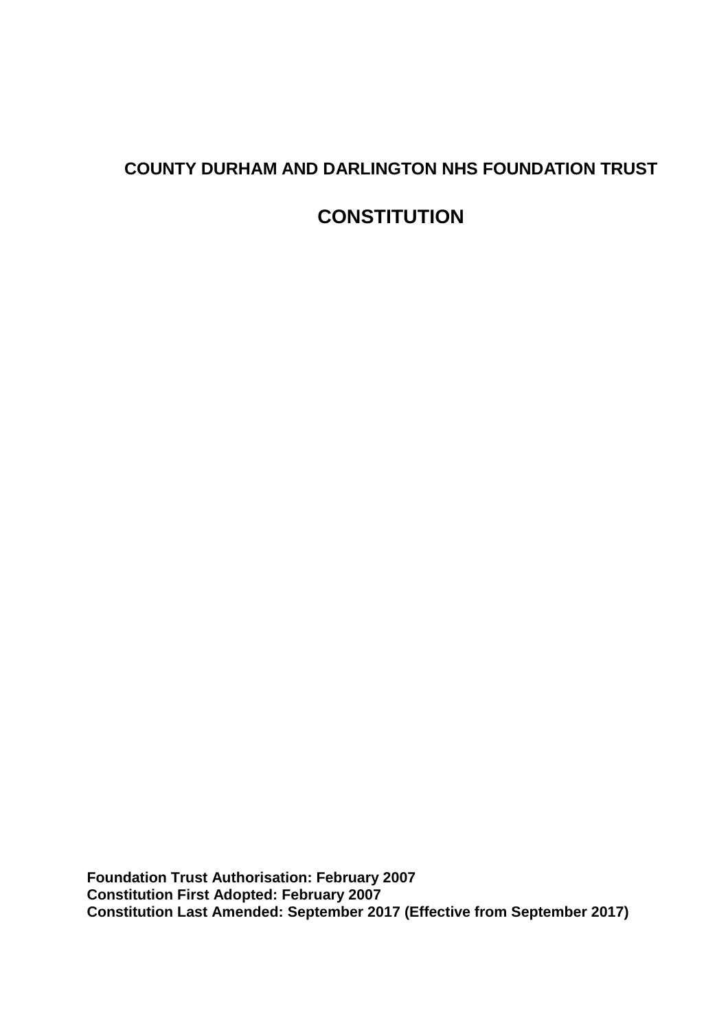# COUNTY DURHAM AND DARLINGTON NHS FOUNDATION TRUST

# CONSTITUTION

**Foundation Trust Authorisation: February 2007**
**Constitution First Adopted: February 2007**
**Constitution Last Amended: September 2017 (Effective from September 2017)**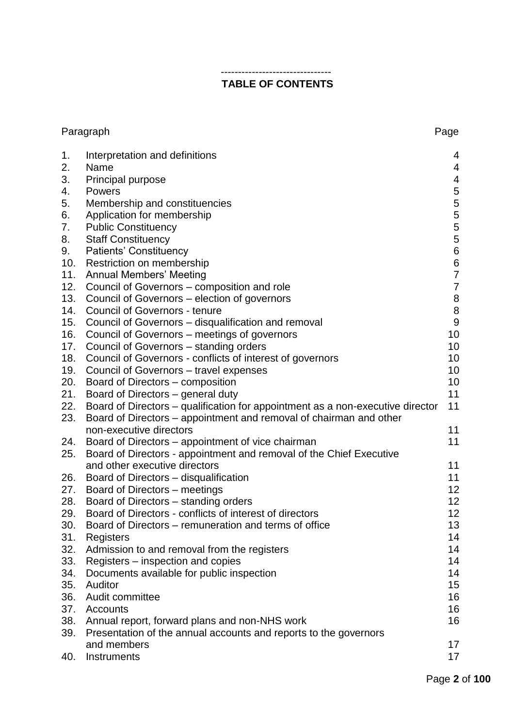--------------------------------

## TABLE OF CONTENTS

| Paragraph | | Page |
|---|---|---|
| 1. | Interpretation and definitions | 4 |
| 2. | Name | 4 |
| 3. | Principal purpose | 4 |
| 4. | Powers | 5 |
| 5. | Membership and constituencies | 5 |
| 6. | Application for membership | 5 |
| 7. | Public Constituency | 5 |
| 8. | Staff Constituency | 5 |
| 9. | Patients' Constituency | 6 |
| 10. | Restriction on membership | 6 |
| 11. | Annual Members' Meeting | 7 |
| 12. | Council of Governors – composition and role | 7 |
| 13. | Council of Governors – election of governors | 8 |
| 14. | Council of Governors - tenure | 8 |
| 15. | Council of Governors – disqualification and removal | 9 |
| 16. | Council of Governors – meetings of governors | 10 |
| 17. | Council of Governors – standing orders | 10 |
| 18. | Council of Governors - conflicts of interest of governors | 10 |
| 19. | Council of Governors – travel expenses | 10 |
| 20. | Board of Directors – composition | 10 |
| 21. | Board of Directors – general duty | 11 |
| 22. | Board of Directors – qualification for appointment as a non-executive director | 11 |
| 23. | Board of Directors – appointment and removal of chairman and other non-executive directors | 11 |
| 24. | Board of Directors – appointment of vice chairman | 11 |
| 25. | Board of Directors - appointment and removal of the Chief Executive and other executive directors | 11 |
| 26. | Board of Directors – disqualification | 11 |
| 27. | Board of Directors – meetings | 12 |
| 28. | Board of Directors – standing orders | 12 |
| 29. | Board of Directors - conflicts of interest of directors | 12 |
| 30. | Board of Directors – remuneration and terms of office | 13 |
| 31. | Registers | 14 |
| 32. | Admission to and removal from the registers | 14 |
| 33. | Registers – inspection and copies | 14 |
| 34. | Documents available for public inspection | 14 |
| 35. | Auditor | 15 |
| 36. | Audit committee | 16 |
| 37. | Accounts | 16 |
| 38. | Annual report, forward plans and non-NHS work | 16 |
| 39. | Presentation of the annual accounts and reports to the governors and members | 17 |
| 40. | Instruments | 17 |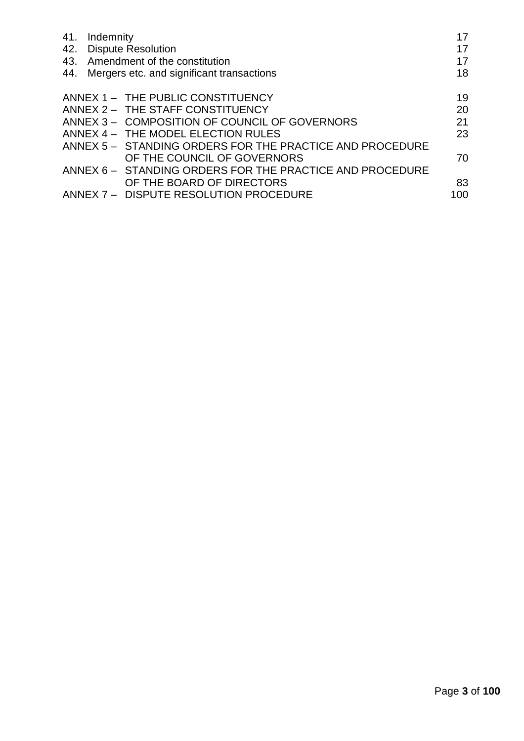| | | |
|---|---|---|
| 41. | Indemnity | 17 |
| 42. | Dispute Resolution | 17 |
| 43. | Amendment of the constitution | 17 |
| 44. | Mergers etc. and significant transactions | 18 |
| | | |
| ANNEX 1 – | THE PUBLIC CONSTITUENCY | 19 |
| ANNEX 2 – | THE STAFF CONSTITUENCY | 20 |
| ANNEX 3 – | COMPOSITION OF COUNCIL OF GOVERNORS | 21 |
| ANNEX 4 – | THE MODEL ELECTION RULES | 23 |
| ANNEX 5 – | STANDING ORDERS FOR THE PRACTICE AND PROCEDURE OF THE COUNCIL OF GOVERNORS | 70 |
| ANNEX 6 – | STANDING ORDERS FOR THE PRACTICE AND PROCEDURE OF THE BOARD OF DIRECTORS | 83 |
| ANNEX 7 – | DISPUTE RESOLUTION PROCEDURE | 100 |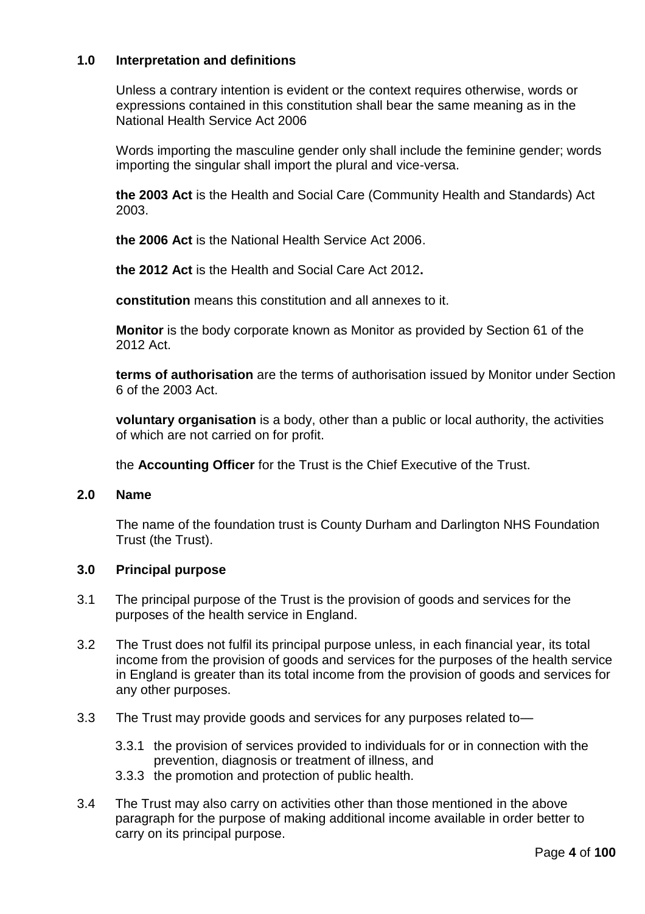## 1.0 Interpretation and definitions

Unless a contrary intention is evident or the context requires otherwise, words or expressions contained in this constitution shall bear the same meaning as in the National Health Service Act 2006

Words importing the masculine gender only shall include the feminine gender; words importing the singular shall import the plural and vice-versa.

**the 2003 Act** is the Health and Social Care (Community Health and Standards) Act 2003.

**the 2006 Act** is the National Health Service Act 2006.

**the 2012 Act** is the Health and Social Care Act 2012**.**

**constitution** means this constitution and all annexes to it.

**Monitor** is the body corporate known as Monitor as provided by Section 61 of the 2012 Act.

**terms of authorisation** are the terms of authorisation issued by Monitor under Section 6 of the 2003 Act.

**voluntary organisation** is a body, other than a public or local authority, the activities of which are not carried on for profit.

the **Accounting Officer** for the Trust is the Chief Executive of the Trust.

## 2.0 Name

The name of the foundation trust is County Durham and Darlington NHS Foundation Trust (the Trust).

## 3.0 Principal purpose

3.1 The principal purpose of the Trust is the provision of goods and services for the purposes of the health service in England.

3.2 The Trust does not fulfil its principal purpose unless, in each financial year, its total income from the provision of goods and services for the purposes of the health service in England is greater than its total income from the provision of goods and services for any other purposes.

3.3 The Trust may provide goods and services for any purposes related to—

3.3.1 the provision of services provided to individuals for or in connection with the prevention, diagnosis or treatment of illness, and

3.3.3 the promotion and protection of public health.

3.4 The Trust may also carry on activities other than those mentioned in the above paragraph for the purpose of making additional income available in order better to carry on its principal purpose.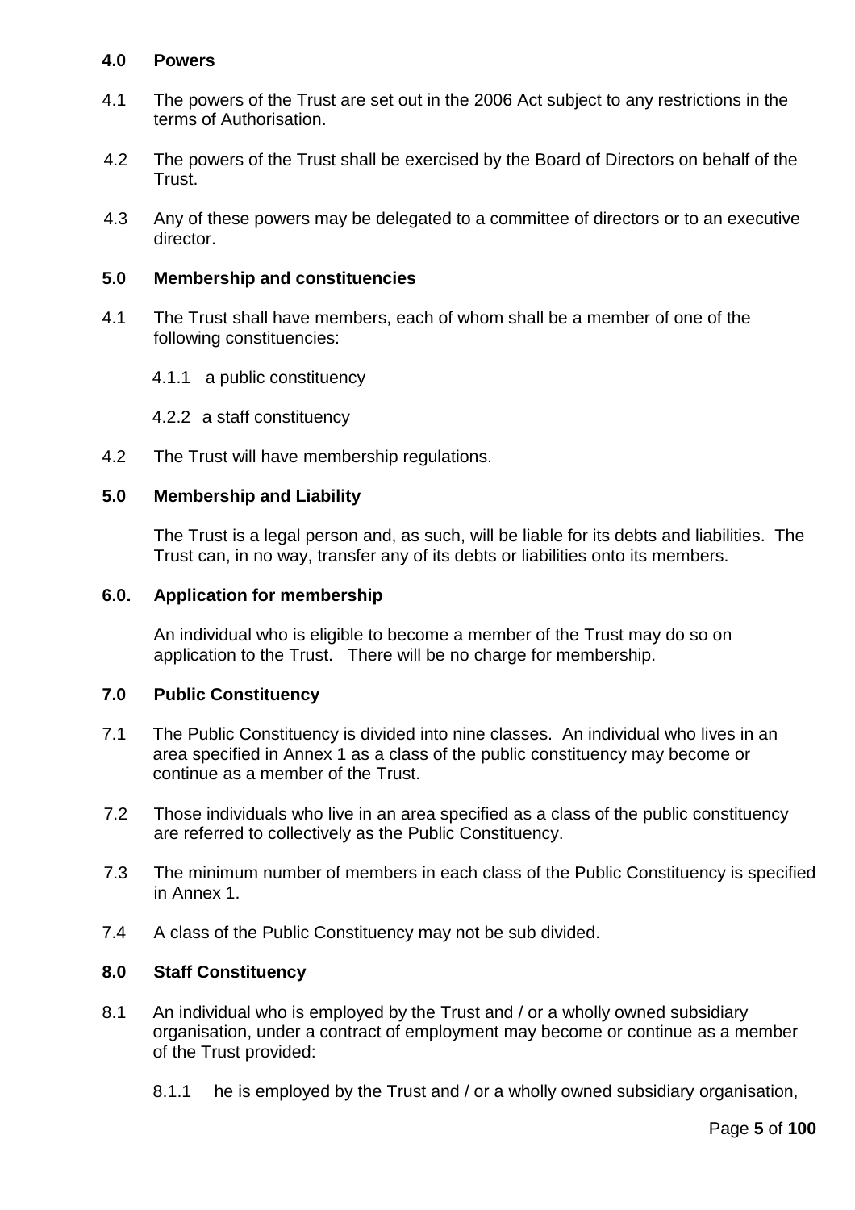## 4.0 Powers

4.1 The powers of the Trust are set out in the 2006 Act subject to any restrictions in the terms of Authorisation.

4.2 The powers of the Trust shall be exercised by the Board of Directors on behalf of the Trust.

4.3 Any of these powers may be delegated to a committee of directors or to an executive director.

## 5.0 Membership and constituencies

4.1 The Trust shall have members, each of whom shall be a member of one of the following constituencies:

4.1.1 a public constituency

4.2.2 a staff constituency

4.2 The Trust will have membership regulations.

## 5.0 Membership and Liability

The Trust is a legal person and, as such, will be liable for its debts and liabilities. The Trust can, in no way, transfer any of its debts or liabilities onto its members.

## 6.0. Application for membership

An individual who is eligible to become a member of the Trust may do so on application to the Trust. There will be no charge for membership.

## 7.0 Public Constituency

7.1 The Public Constituency is divided into nine classes. An individual who lives in an area specified in Annex 1 as a class of the public constituency may become or continue as a member of the Trust.

7.2 Those individuals who live in an area specified as a class of the public constituency are referred to collectively as the Public Constituency.

7.3 The minimum number of members in each class of the Public Constituency is specified in Annex 1.

7.4 A class of the Public Constituency may not be sub divided.

## 8.0 Staff Constituency

8.1 An individual who is employed by the Trust and / or a wholly owned subsidiary organisation, under a contract of employment may become or continue as a member of the Trust provided:

8.1.1 he is employed by the Trust and / or a wholly owned subsidiary organisation,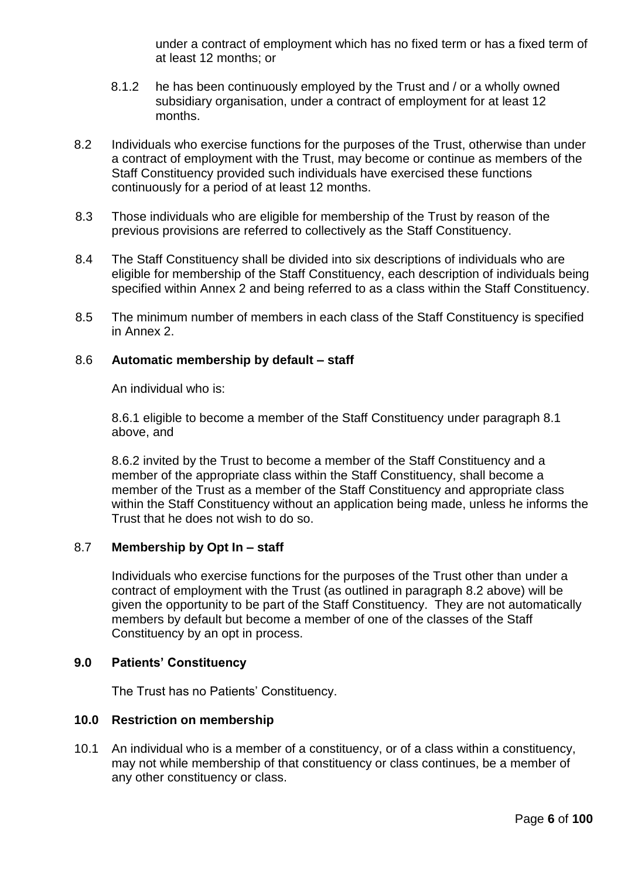under a contract of employment which has no fixed term or has a fixed term of at least 12 months; or

8.1.2 he has been continuously employed by the Trust and / or a wholly owned subsidiary organisation, under a contract of employment for at least 12 months.

8.2 Individuals who exercise functions for the purposes of the Trust, otherwise than under a contract of employment with the Trust, may become or continue as members of the Staff Constituency provided such individuals have exercised these functions continuously for a period of at least 12 months.

8.3 Those individuals who are eligible for membership of the Trust by reason of the previous provisions are referred to collectively as the Staff Constituency.

8.4 The Staff Constituency shall be divided into six descriptions of individuals who are eligible for membership of the Staff Constituency, each description of individuals being specified within Annex 2 and being referred to as a class within the Staff Constituency.

8.5 The minimum number of members in each class of the Staff Constituency is specified in Annex 2.

8.6 **Automatic membership by default – staff**

An individual who is:

8.6.1 eligible to become a member of the Staff Constituency under paragraph 8.1 above, and

8.6.2 invited by the Trust to become a member of the Staff Constituency and a member of the appropriate class within the Staff Constituency, shall become a member of the Trust as a member of the Staff Constituency and appropriate class within the Staff Constituency without an application being made, unless he informs the Trust that he does not wish to do so.

8.7 **Membership by Opt In – staff**

Individuals who exercise functions for the purposes of the Trust other than under a contract of employment with the Trust (as outlined in paragraph 8.2 above) will be given the opportunity to be part of the Staff Constituency. They are not automatically members by default but become a member of one of the classes of the Staff Constituency by an opt in process.

## 9.0 Patients' Constituency

The Trust has no Patients' Constituency.

## 10.0 Restriction on membership

10.1 An individual who is a member of a constituency, or of a class within a constituency, may not while membership of that constituency or class continues, be a member of any other constituency or class.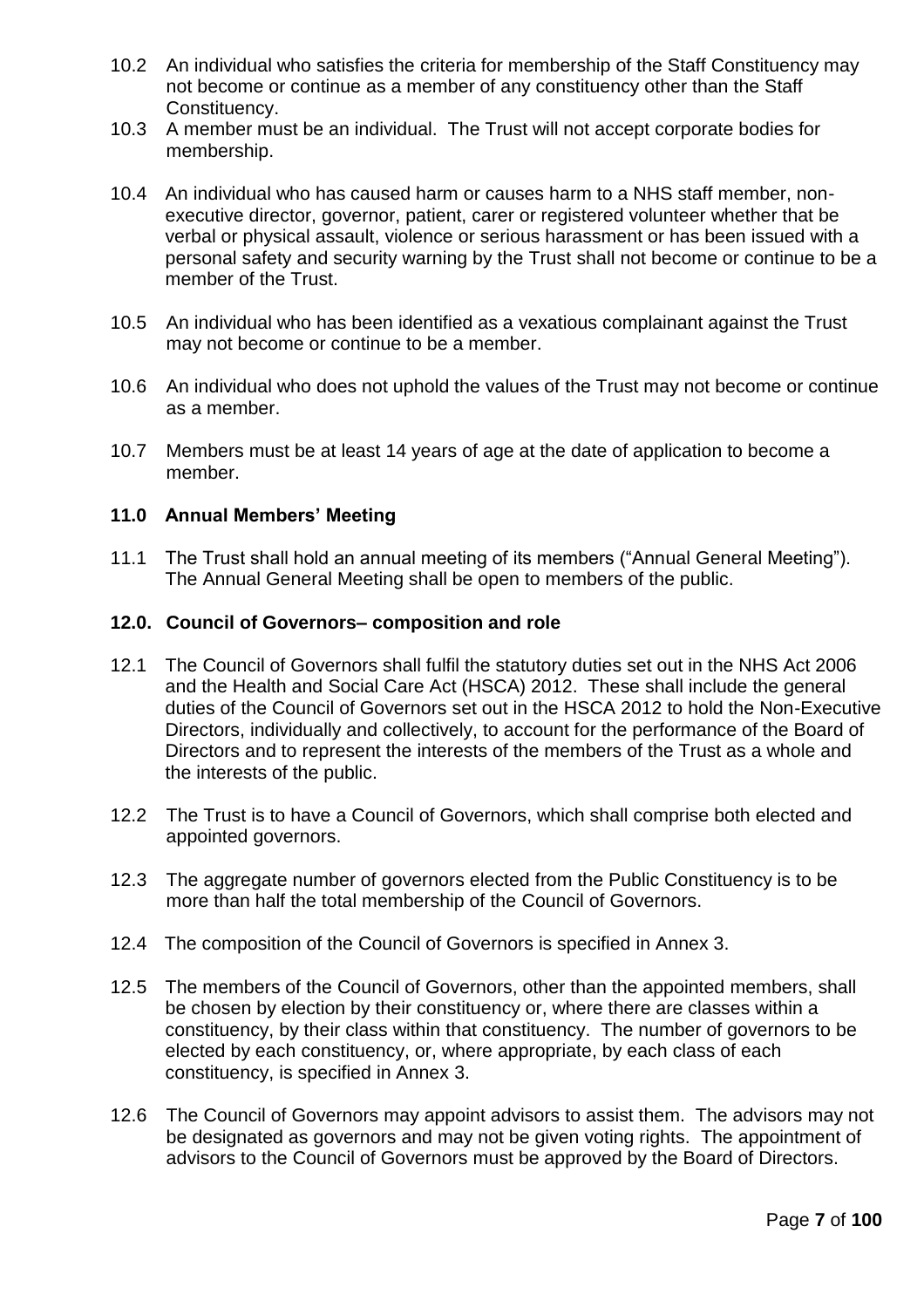10.2 An individual who satisfies the criteria for membership of the Staff Constituency may not become or continue as a member of any constituency other than the Staff Constituency.

10.3 A member must be an individual. The Trust will not accept corporate bodies for membership.

10.4 An individual who has caused harm or causes harm to a NHS staff member, non-executive director, governor, patient, carer or registered volunteer whether that be verbal or physical assault, violence or serious harassment or has been issued with a personal safety and security warning by the Trust shall not become or continue to be a member of the Trust.

10.5 An individual who has been identified as a vexatious complainant against the Trust may not become or continue to be a member.

10.6 An individual who does not uphold the values of the Trust may not become or continue as a member.

10.7 Members must be at least 14 years of age at the date of application to become a member.

## 11.0 Annual Members' Meeting

11.1 The Trust shall hold an annual meeting of its members ("Annual General Meeting"). The Annual General Meeting shall be open to members of the public.

## 12.0. Council of Governors– composition and role

12.1 The Council of Governors shall fulfil the statutory duties set out in the NHS Act 2006 and the Health and Social Care Act (HSCA) 2012. These shall include the general duties of the Council of Governors set out in the HSCA 2012 to hold the Non-Executive Directors, individually and collectively, to account for the performance of the Board of Directors and to represent the interests of the members of the Trust as a whole and the interests of the public.

12.2 The Trust is to have a Council of Governors, which shall comprise both elected and appointed governors.

12.3 The aggregate number of governors elected from the Public Constituency is to be more than half the total membership of the Council of Governors.

12.4 The composition of the Council of Governors is specified in Annex 3.

12.5 The members of the Council of Governors, other than the appointed members, shall be chosen by election by their constituency or, where there are classes within a constituency, by their class within that constituency. The number of governors to be elected by each constituency, or, where appropriate, by each class of each constituency, is specified in Annex 3.

12.6 The Council of Governors may appoint advisors to assist them. The advisors may not be designated as governors and may not be given voting rights. The appointment of advisors to the Council of Governors must be approved by the Board of Directors.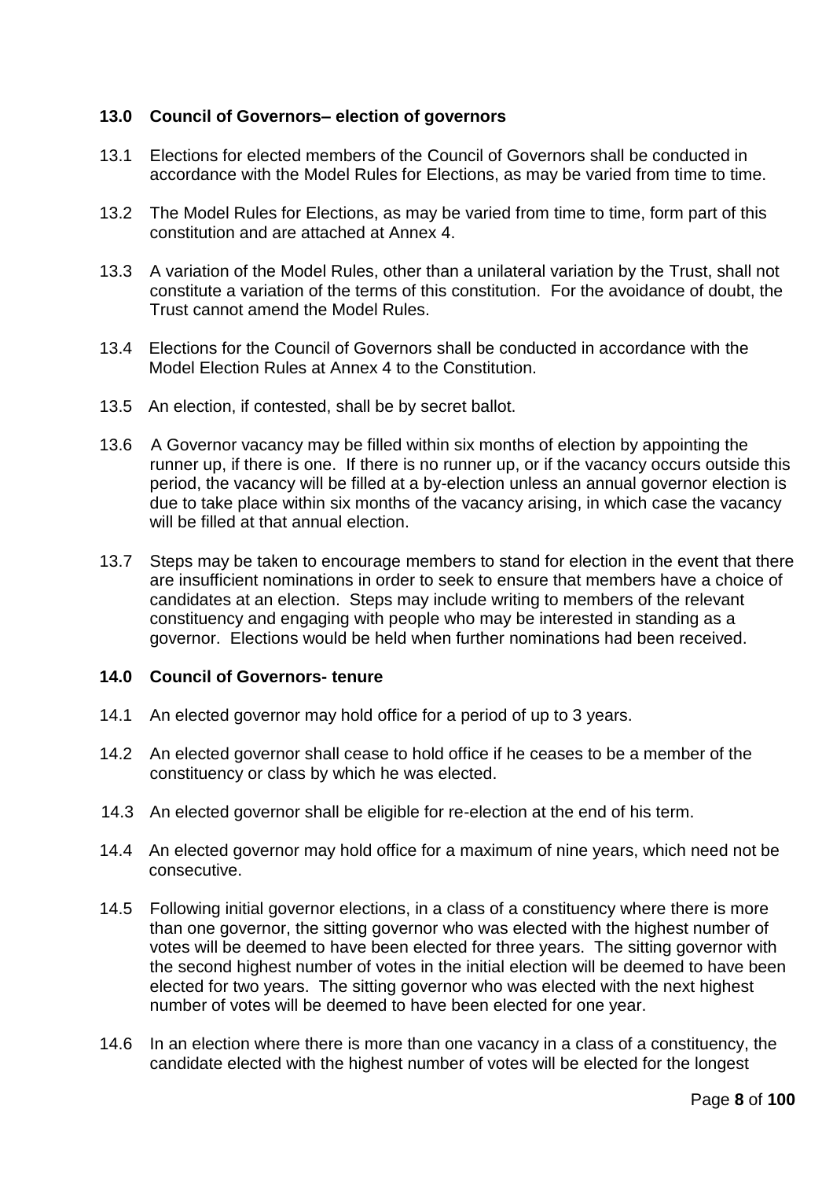## 13.0 Council of Governors– election of governors

13.1 Elections for elected members of the Council of Governors shall be conducted in accordance with the Model Rules for Elections, as may be varied from time to time.

13.2 The Model Rules for Elections, as may be varied from time to time, form part of this constitution and are attached at Annex 4.

13.3 A variation of the Model Rules, other than a unilateral variation by the Trust, shall not constitute a variation of the terms of this constitution. For the avoidance of doubt, the Trust cannot amend the Model Rules.

13.4 Elections for the Council of Governors shall be conducted in accordance with the Model Election Rules at Annex 4 to the Constitution.

13.5 An election, if contested, shall be by secret ballot.

13.6 A Governor vacancy may be filled within six months of election by appointing the runner up, if there is one. If there is no runner up, or if the vacancy occurs outside this period, the vacancy will be filled at a by-election unless an annual governor election is due to take place within six months of the vacancy arising, in which case the vacancy will be filled at that annual election.

13.7 Steps may be taken to encourage members to stand for election in the event that there are insufficient nominations in order to seek to ensure that members have a choice of candidates at an election. Steps may include writing to members of the relevant constituency and engaging with people who may be interested in standing as a governor. Elections would be held when further nominations had been received.

## 14.0 Council of Governors- tenure

14.1 An elected governor may hold office for a period of up to 3 years.

14.2 An elected governor shall cease to hold office if he ceases to be a member of the constituency or class by which he was elected.

14.3 An elected governor shall be eligible for re-election at the end of his term.

14.4 An elected governor may hold office for a maximum of nine years, which need not be consecutive.

14.5 Following initial governor elections, in a class of a constituency where there is more than one governor, the sitting governor who was elected with the highest number of votes will be deemed to have been elected for three years. The sitting governor with the second highest number of votes in the initial election will be deemed to have been elected for two years. The sitting governor who was elected with the next highest number of votes will be deemed to have been elected for one year.

14.6 In an election where there is more than one vacancy in a class of a constituency, the candidate elected with the highest number of votes will be elected for the longest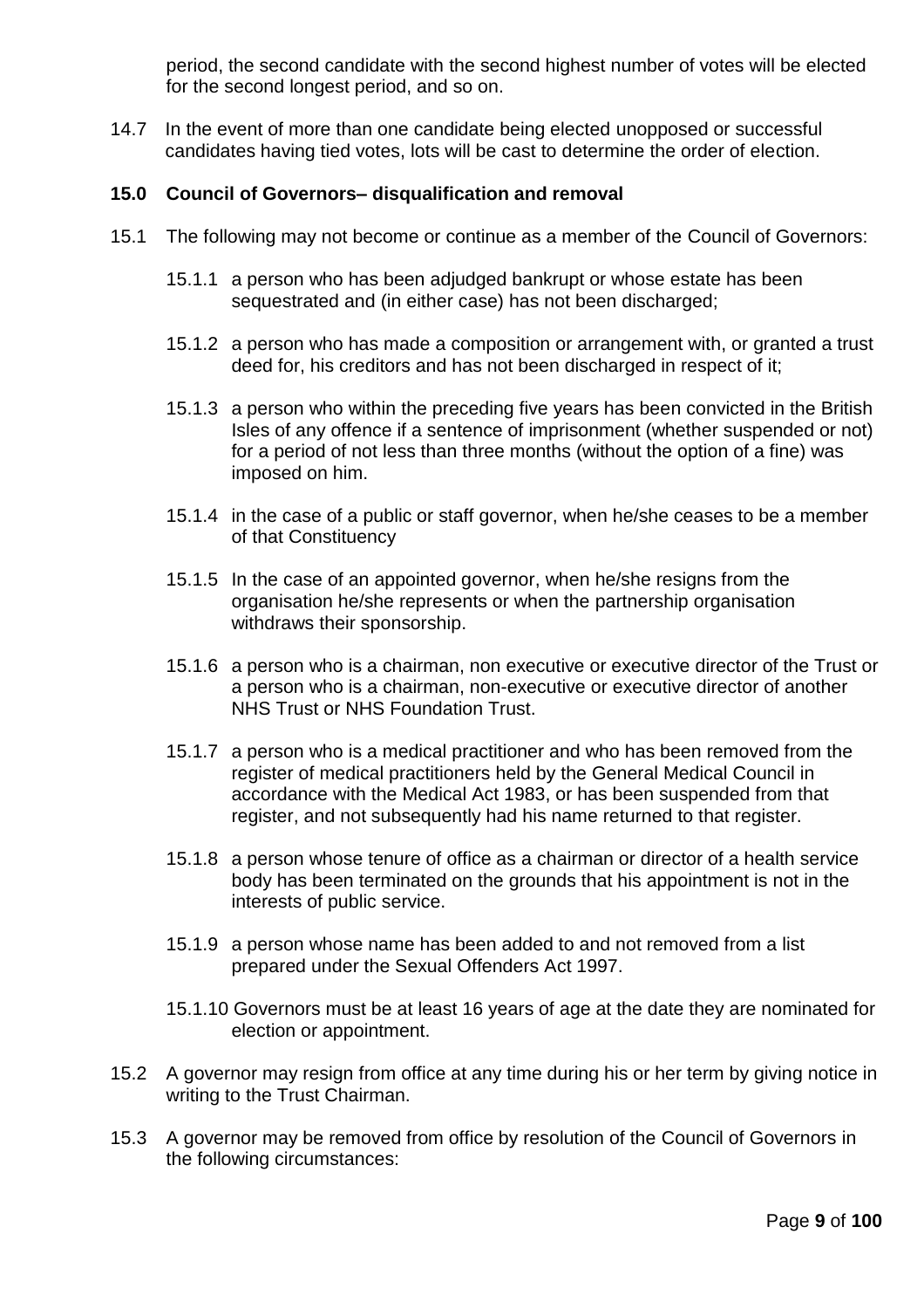period, the second candidate with the second highest number of votes will be elected for the second longest period, and so on.

14.7 In the event of more than one candidate being elected unopposed or successful candidates having tied votes, lots will be cast to determine the order of election.

**15.0 Council of Governors– disqualification and removal**

15.1 The following may not become or continue as a member of the Council of Governors:

15.1.1 a person who has been adjudged bankrupt or whose estate has been sequestrated and (in either case) has not been discharged;

15.1.2 a person who has made a composition or arrangement with, or granted a trust deed for, his creditors and has not been discharged in respect of it;

15.1.3 a person who within the preceding five years has been convicted in the British Isles of any offence if a sentence of imprisonment (whether suspended or not) for a period of not less than three months (without the option of a fine) was imposed on him.

15.1.4 in the case of a public or staff governor, when he/she ceases to be a member of that Constituency

15.1.5 In the case of an appointed governor, when he/she resigns from the organisation he/she represents or when the partnership organisation withdraws their sponsorship.

15.1.6 a person who is a chairman, non executive or executive director of the Trust or a person who is a chairman, non-executive or executive director of another NHS Trust or NHS Foundation Trust.

15.1.7 a person who is a medical practitioner and who has been removed from the register of medical practitioners held by the General Medical Council in accordance with the Medical Act 1983, or has been suspended from that register, and not subsequently had his name returned to that register.

15.1.8 a person whose tenure of office as a chairman or director of a health service body has been terminated on the grounds that his appointment is not in the interests of public service.

15.1.9 a person whose name has been added to and not removed from a list prepared under the Sexual Offenders Act 1997.

15.1.10 Governors must be at least 16 years of age at the date they are nominated for election or appointment.

15.2 A governor may resign from office at any time during his or her term by giving notice in writing to the Trust Chairman.

15.3 A governor may be removed from office by resolution of the Council of Governors in the following circumstances: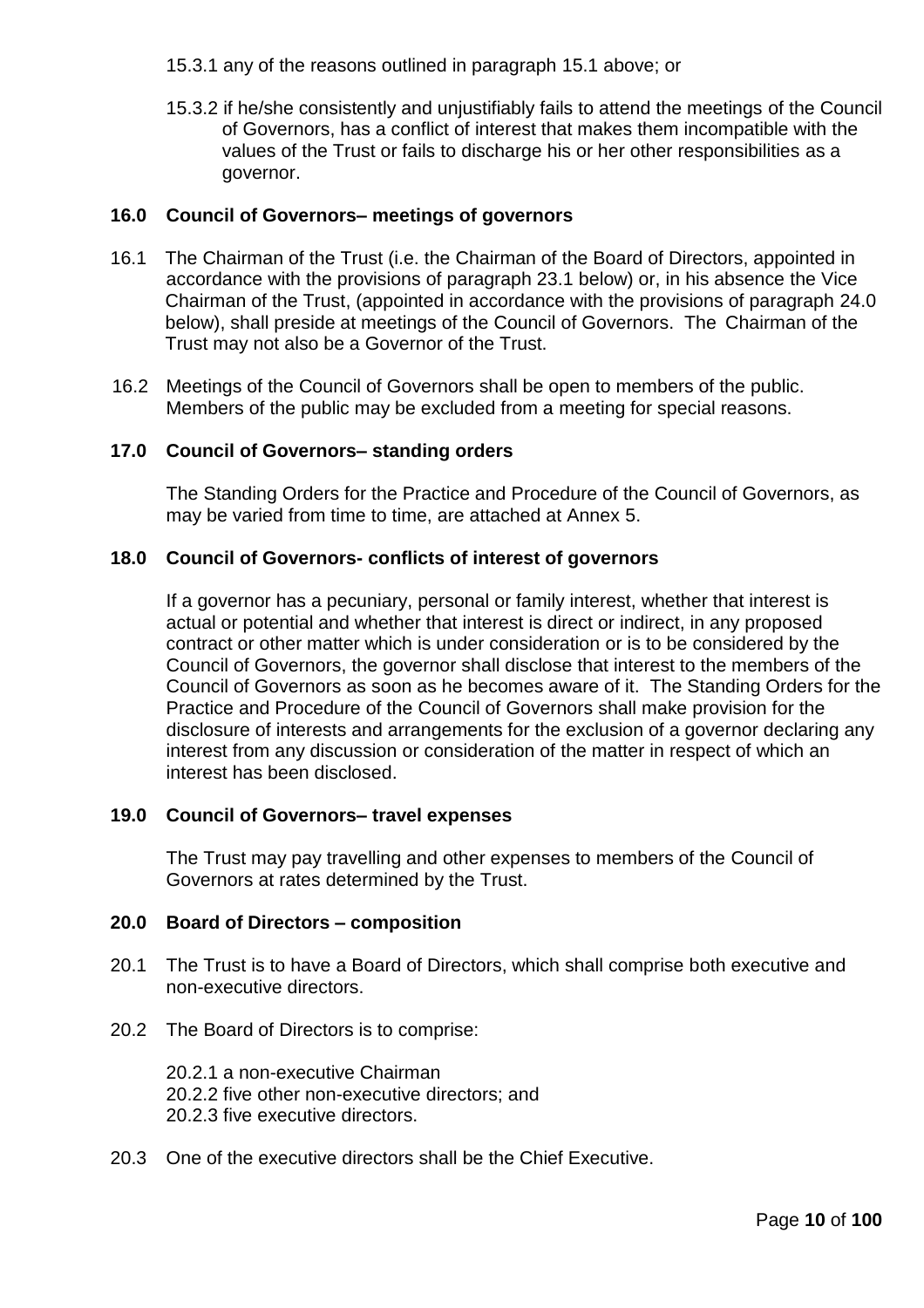15.3.1 any of the reasons outlined in paragraph 15.1 above; or

15.3.2 if he/she consistently and unjustifiably fails to attend the meetings of the Council of Governors, has a conflict of interest that makes them incompatible with the values of the Trust or fails to discharge his or her other responsibilities as a governor.

### 16.0 Council of Governors– meetings of governors

16.1 The Chairman of the Trust (i.e. the Chairman of the Board of Directors, appointed in accordance with the provisions of paragraph 23.1 below) or, in his absence the Vice Chairman of the Trust, (appointed in accordance with the provisions of paragraph 24.0 below), shall preside at meetings of the Council of Governors. The Chairman of the Trust may not also be a Governor of the Trust.

16.2 Meetings of the Council of Governors shall be open to members of the public. Members of the public may be excluded from a meeting for special reasons.

### 17.0 Council of Governors– standing orders

The Standing Orders for the Practice and Procedure of the Council of Governors, as may be varied from time to time, are attached at Annex 5.

### 18.0 Council of Governors- conflicts of interest of governors

If a governor has a pecuniary, personal or family interest, whether that interest is actual or potential and whether that interest is direct or indirect, in any proposed contract or other matter which is under consideration or is to be considered by the Council of Governors, the governor shall disclose that interest to the members of the Council of Governors as soon as he becomes aware of it. The Standing Orders for the Practice and Procedure of the Council of Governors shall make provision for the disclosure of interests and arrangements for the exclusion of a governor declaring any interest from any discussion or consideration of the matter in respect of which an interest has been disclosed.

### 19.0 Council of Governors– travel expenses

The Trust may pay travelling and other expenses to members of the Council of Governors at rates determined by the Trust.

### 20.0 Board of Directors – composition

20.1 The Trust is to have a Board of Directors, which shall comprise both executive and non-executive directors.

20.2 The Board of Directors is to comprise:

20.2.1 a non-executive Chairman
20.2.2 five other non-executive directors; and
20.2.3 five executive directors.

20.3 One of the executive directors shall be the Chief Executive.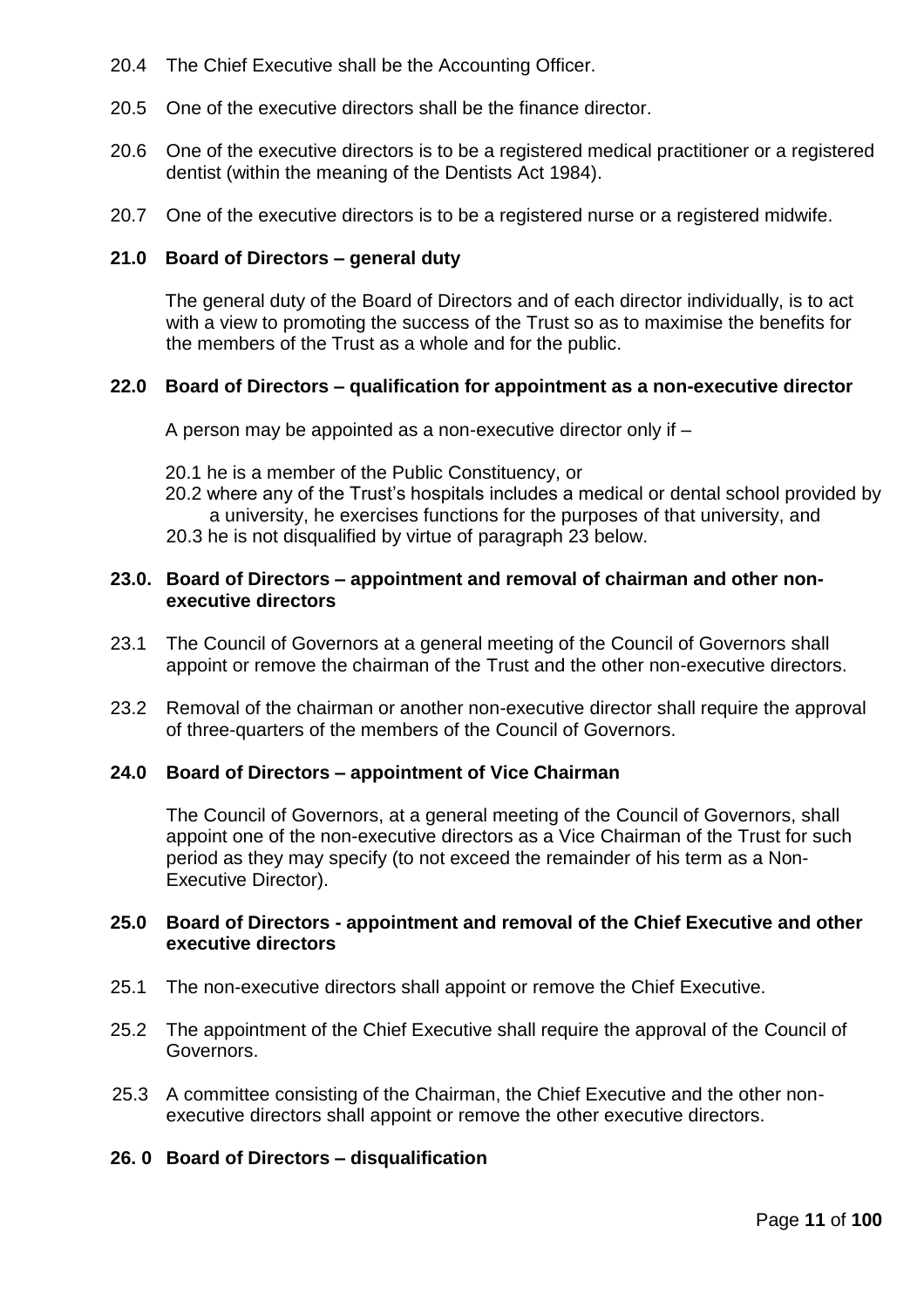20.4 The Chief Executive shall be the Accounting Officer.

20.5 One of the executive directors shall be the finance director.

20.6 One of the executive directors is to be a registered medical practitioner or a registered dentist (within the meaning of the Dentists Act 1984).

20.7 One of the executive directors is to be a registered nurse or a registered midwife.

**21.0 Board of Directors – general duty**

The general duty of the Board of Directors and of each director individually, is to act with a view to promoting the success of the Trust so as to maximise the benefits for the members of the Trust as a whole and for the public.

**22.0 Board of Directors – qualification for appointment as a non-executive director**

A person may be appointed as a non-executive director only if –

20.1 he is a member of the Public Constituency, or
20.2 where any of the Trust's hospitals includes a medical or dental school provided by a university, he exercises functions for the purposes of that university, and
20.3 he is not disqualified by virtue of paragraph 23 below.

**23.0. Board of Directors – appointment and removal of chairman and other non-executive directors**

23.1 The Council of Governors at a general meeting of the Council of Governors shall appoint or remove the chairman of the Trust and the other non-executive directors.

23.2 Removal of the chairman or another non-executive director shall require the approval of three-quarters of the members of the Council of Governors.

**24.0 Board of Directors – appointment of Vice Chairman**

The Council of Governors, at a general meeting of the Council of Governors, shall appoint one of the non-executive directors as a Vice Chairman of the Trust for such period as they may specify (to not exceed the remainder of his term as a Non-Executive Director).

**25.0 Board of Directors - appointment and removal of the Chief Executive and other executive directors**

25.1 The non-executive directors shall appoint or remove the Chief Executive.

25.2 The appointment of the Chief Executive shall require the approval of the Council of Governors.

25.3 A committee consisting of the Chairman, the Chief Executive and the other non-executive directors shall appoint or remove the other executive directors.

**26. 0 Board of Directors – disqualification**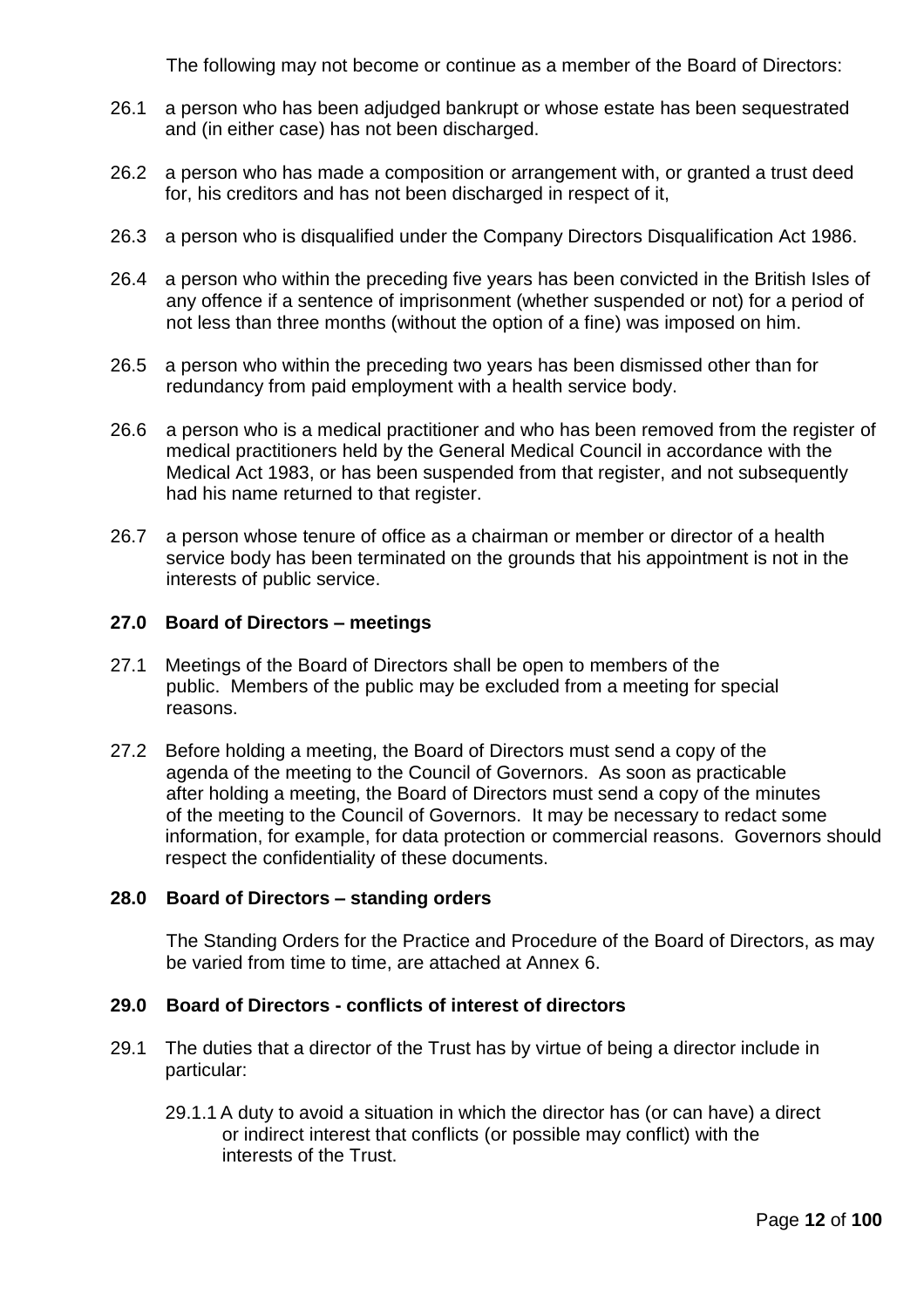The following may not become or continue as a member of the Board of Directors:

26.1 a person who has been adjudged bankrupt or whose estate has been sequestrated and (in either case) has not been discharged.

26.2 a person who has made a composition or arrangement with, or granted a trust deed for, his creditors and has not been discharged in respect of it,

26.3 a person who is disqualified under the Company Directors Disqualification Act 1986.

26.4 a person who within the preceding five years has been convicted in the British Isles of any offence if a sentence of imprisonment (whether suspended or not) for a period of not less than three months (without the option of a fine) was imposed on him.

26.5 a person who within the preceding two years has been dismissed other than for redundancy from paid employment with a health service body.

26.6 a person who is a medical practitioner and who has been removed from the register of medical practitioners held by the General Medical Council in accordance with the Medical Act 1983, or has been suspended from that register, and not subsequently had his name returned to that register.

26.7 a person whose tenure of office as a chairman or member or director of a health service body has been terminated on the grounds that his appointment is not in the interests of public service.

## 27.0 Board of Directors – meetings

27.1 Meetings of the Board of Directors shall be open to members of the public. Members of the public may be excluded from a meeting for special reasons.

27.2 Before holding a meeting, the Board of Directors must send a copy of the agenda of the meeting to the Council of Governors. As soon as practicable after holding a meeting, the Board of Directors must send a copy of the minutes of the meeting to the Council of Governors. It may be necessary to redact some information, for example, for data protection or commercial reasons. Governors should respect the confidentiality of these documents.

## 28.0 Board of Directors – standing orders

The Standing Orders for the Practice and Procedure of the Board of Directors, as may be varied from time to time, are attached at Annex 6.

## 29.0 Board of Directors - conflicts of interest of directors

29.1 The duties that a director of the Trust has by virtue of being a director include in particular:

29.1.1 A duty to avoid a situation in which the director has (or can have) a direct or indirect interest that conflicts (or possible may conflict) with the interests of the Trust.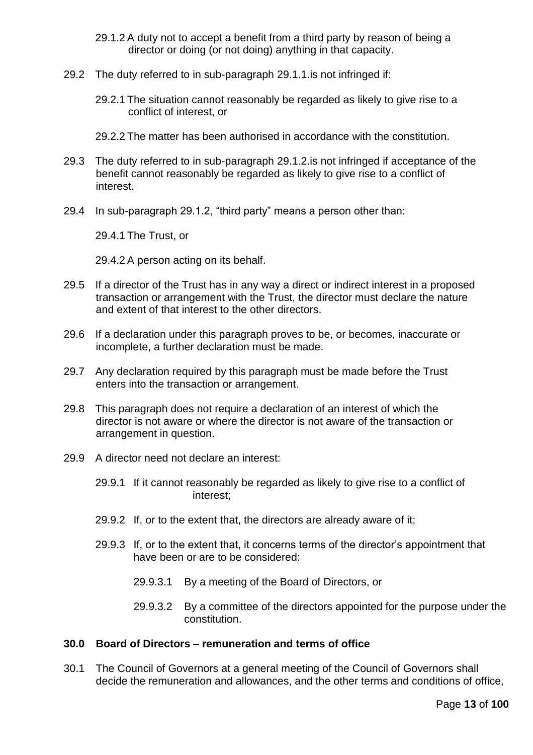29.1.2 A duty not to accept a benefit from a third party by reason of being a director or doing (or not doing) anything in that capacity.

29.2 The duty referred to in sub-paragraph 29.1.1.is not infringed if:

29.2.1 The situation cannot reasonably be regarded as likely to give rise to a conflict of interest, or

29.2.2 The matter has been authorised in accordance with the constitution.

29.3 The duty referred to in sub-paragraph 29.1.2.is not infringed if acceptance of the benefit cannot reasonably be regarded as likely to give rise to a conflict of interest.

29.4 In sub-paragraph 29.1.2, “third party” means a person other than:

29.4.1 The Trust, or

29.4.2 A person acting on its behalf.

29.5 If a director of the Trust has in any way a direct or indirect interest in a proposed transaction or arrangement with the Trust, the director must declare the nature and extent of that interest to the other directors.

29.6 If a declaration under this paragraph proves to be, or becomes, inaccurate or incomplete, a further declaration must be made.

29.7 Any declaration required by this paragraph must be made before the Trust enters into the transaction or arrangement.

29.8 This paragraph does not require a declaration of an interest of which the director is not aware or where the director is not aware of the transaction or arrangement in question.

29.9 A director need not declare an interest:

29.9.1 If it cannot reasonably be regarded as likely to give rise to a conflict of interest;

29.9.2 If, or to the extent that, the directors are already aware of it;

29.9.3 If, or to the extent that, it concerns terms of the director’s appointment that have been or are to be considered:

29.9.3.1 By a meeting of the Board of Directors, or

29.9.3.2 By a committee of the directors appointed for the purpose under the constitution.

### 30.0 Board of Directors – remuneration and terms of office

30.1 The Council of Governors at a general meeting of the Council of Governors shall decide the remuneration and allowances, and the other terms and conditions of office,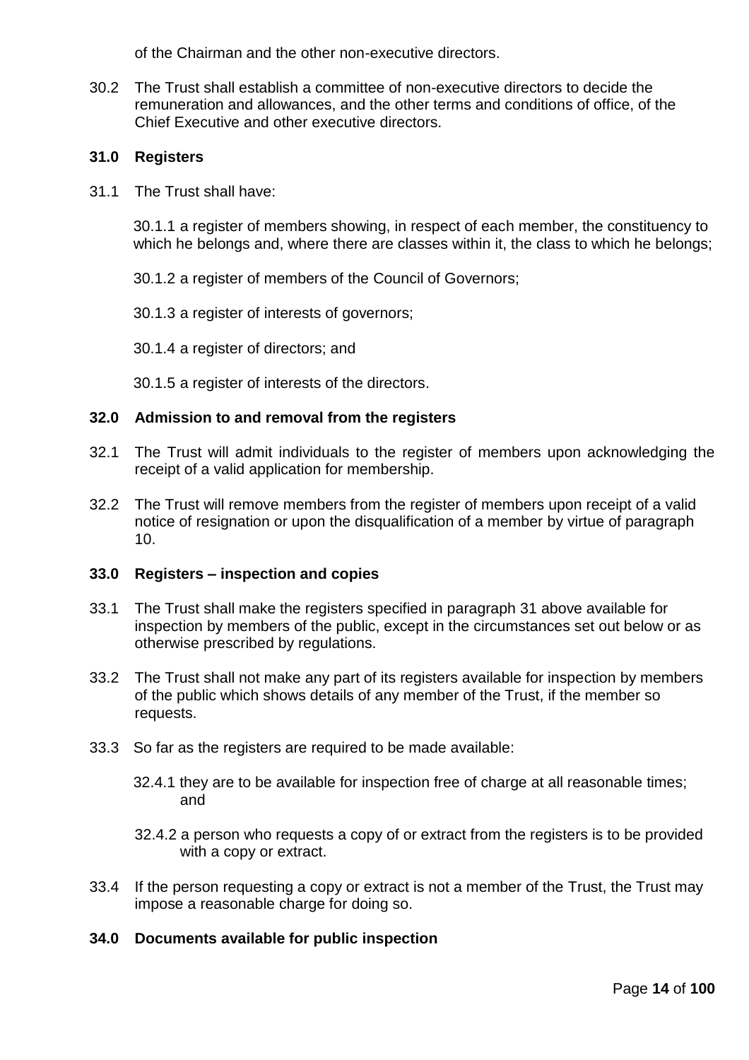of the Chairman and the other non-executive directors.

30.2 The Trust shall establish a committee of non-executive directors to decide the remuneration and allowances, and the other terms and conditions of office, of the Chief Executive and other executive directors.

**31.0 Registers**

31.1 The Trust shall have:

30.1.1 a register of members showing, in respect of each member, the constituency to which he belongs and, where there are classes within it, the class to which he belongs;

30.1.2 a register of members of the Council of Governors;

30.1.3 a register of interests of governors;

30.1.4 a register of directors; and

30.1.5 a register of interests of the directors.

**32.0 Admission to and removal from the registers**

32.1 The Trust will admit individuals to the register of members upon acknowledging the receipt of a valid application for membership.

32.2 The Trust will remove members from the register of members upon receipt of a valid notice of resignation or upon the disqualification of a member by virtue of paragraph 10.

**33.0 Registers – inspection and copies**

33.1 The Trust shall make the registers specified in paragraph 31 above available for inspection by members of the public, except in the circumstances set out below or as otherwise prescribed by regulations.

33.2 The Trust shall not make any part of its registers available for inspection by members of the public which shows details of any member of the Trust, if the member so requests.

33.3 So far as the registers are required to be made available:

32.4.1 they are to be available for inspection free of charge at all reasonable times; and

32.4.2 a person who requests a copy of or extract from the registers is to be provided with a copy or extract.

33.4 If the person requesting a copy or extract is not a member of the Trust, the Trust may impose a reasonable charge for doing so.

**34.0 Documents available for public inspection**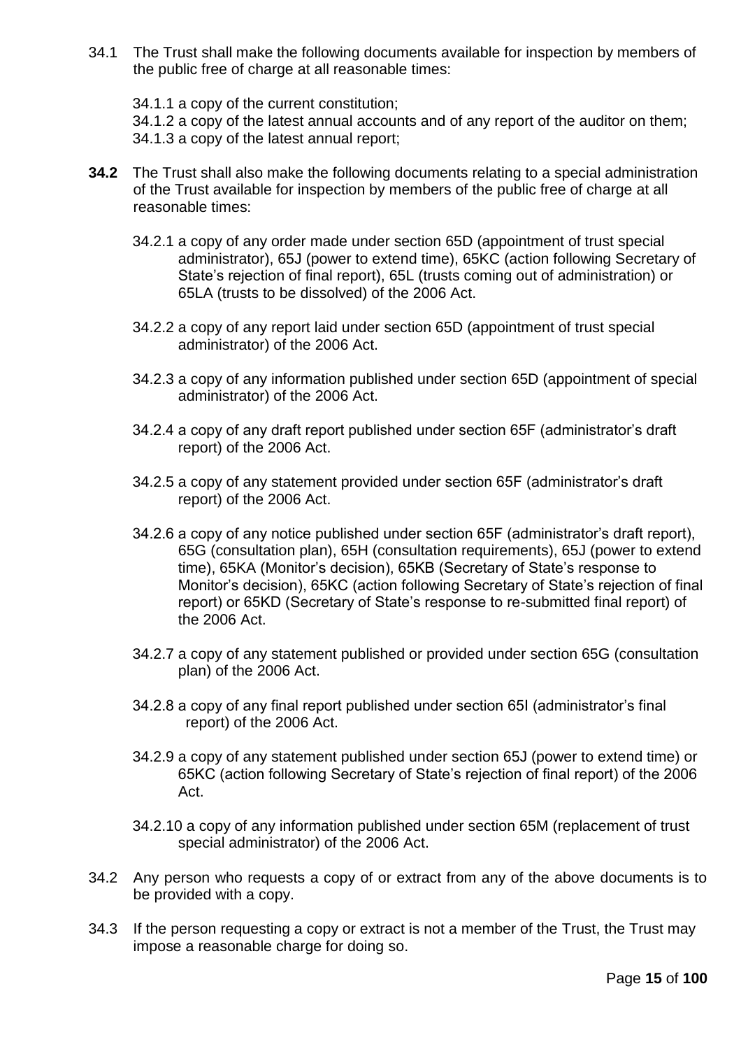34.1 The Trust shall make the following documents available for inspection by members of the public free of charge at all reasonable times:

34.1.1 a copy of the current constitution;
34.1.2 a copy of the latest annual accounts and of any report of the auditor on them;
34.1.3 a copy of the latest annual report;

**34.2** The Trust shall also make the following documents relating to a special administration of the Trust available for inspection by members of the public free of charge at all reasonable times:

34.2.1 a copy of any order made under section 65D (appointment of trust special administrator), 65J (power to extend time), 65KC (action following Secretary of State's rejection of final report), 65L (trusts coming out of administration) or 65LA (trusts to be dissolved) of the 2006 Act.

34.2.2 a copy of any report laid under section 65D (appointment of trust special administrator) of the 2006 Act.

34.2.3 a copy of any information published under section 65D (appointment of special administrator) of the 2006 Act.

34.2.4 a copy of any draft report published under section 65F (administrator's draft report) of the 2006 Act.

34.2.5 a copy of any statement provided under section 65F (administrator's draft report) of the 2006 Act.

34.2.6 a copy of any notice published under section 65F (administrator's draft report), 65G (consultation plan), 65H (consultation requirements), 65J (power to extend time), 65KA (Monitor's decision), 65KB (Secretary of State's response to Monitor's decision), 65KC (action following Secretary of State's rejection of final report) or 65KD (Secretary of State's response to re-submitted final report) of the 2006 Act.

34.2.7 a copy of any statement published or provided under section 65G (consultation plan) of the 2006 Act.

34.2.8 a copy of any final report published under section 65I (administrator's final report) of the 2006 Act.

34.2.9 a copy of any statement published under section 65J (power to extend time) or 65KC (action following Secretary of State's rejection of final report) of the 2006 Act.

34.2.10 a copy of any information published under section 65M (replacement of trust special administrator) of the 2006 Act.

34.2 Any person who requests a copy of or extract from any of the above documents is to be provided with a copy.

34.3 If the person requesting a copy or extract is not a member of the Trust, the Trust may impose a reasonable charge for doing so.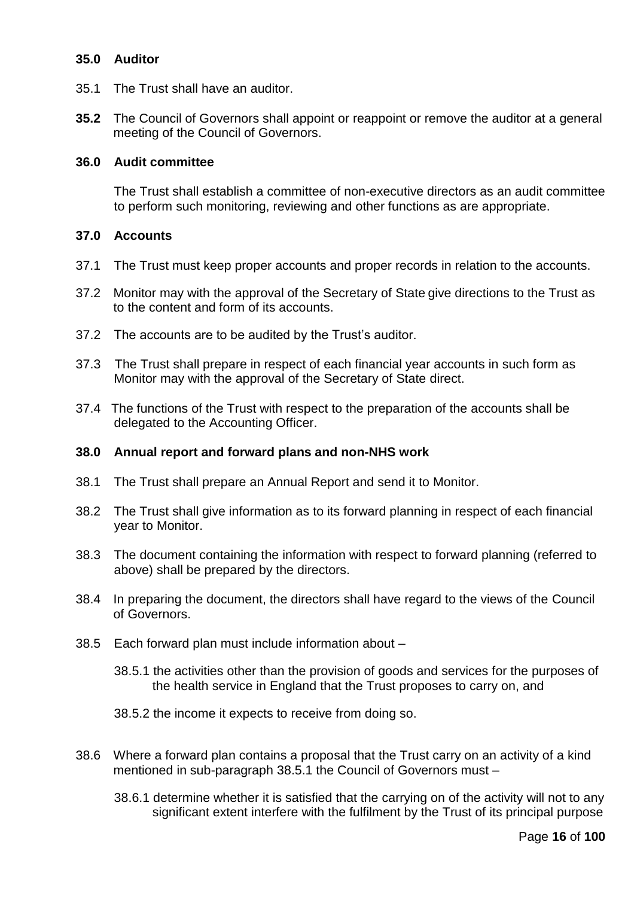**35.0 Auditor**

35.1 The Trust shall have an auditor.

**35.2** The Council of Governors shall appoint or reappoint or remove the auditor at a general meeting of the Council of Governors.

**36.0 Audit committee**

The Trust shall establish a committee of non-executive directors as an audit committee to perform such monitoring, reviewing and other functions as are appropriate.

**37.0 Accounts**

37.1 The Trust must keep proper accounts and proper records in relation to the accounts.

37.2 Monitor may with the approval of the Secretary of State give directions to the Trust as to the content and form of its accounts.

37.2 The accounts are to be audited by the Trust's auditor.

37.3 The Trust shall prepare in respect of each financial year accounts in such form as Monitor may with the approval of the Secretary of State direct.

37.4 The functions of the Trust with respect to the preparation of the accounts shall be delegated to the Accounting Officer.

**38.0 Annual report and forward plans and non-NHS work**

38.1 The Trust shall prepare an Annual Report and send it to Monitor.

38.2 The Trust shall give information as to its forward planning in respect of each financial year to Monitor.

38.3 The document containing the information with respect to forward planning (referred to above) shall be prepared by the directors.

38.4 In preparing the document, the directors shall have regard to the views of the Council of Governors.

38.5 Each forward plan must include information about –

38.5.1 the activities other than the provision of goods and services for the purposes of the health service in England that the Trust proposes to carry on, and

38.5.2 the income it expects to receive from doing so.

38.6 Where a forward plan contains a proposal that the Trust carry on an activity of a kind mentioned in sub-paragraph 38.5.1 the Council of Governors must –

38.6.1 determine whether it is satisfied that the carrying on of the activity will not to any significant extent interfere with the fulfilment by the Trust of its principal purpose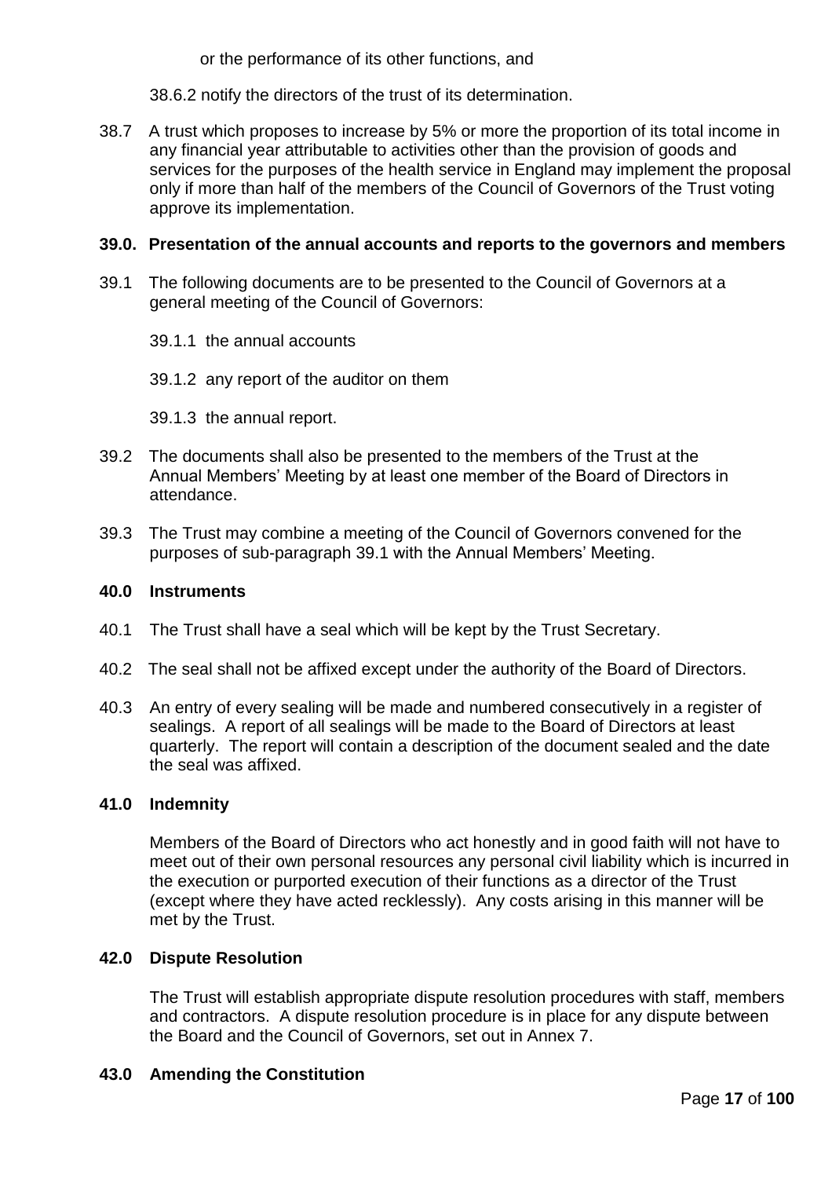or the performance of its other functions, and

38.6.2 notify the directors of the trust of its determination.

38.7 A trust which proposes to increase by 5% or more the proportion of its total income in any financial year attributable to activities other than the provision of goods and services for the purposes of the health service in England may implement the proposal only if more than half of the members of the Council of Governors of the Trust voting approve its implementation.

**39.0. Presentation of the annual accounts and reports to the governors and members**

39.1 The following documents are to be presented to the Council of Governors at a general meeting of the Council of Governors:

39.1.1 the annual accounts

39.1.2 any report of the auditor on them

39.1.3 the annual report.

39.2 The documents shall also be presented to the members of the Trust at the Annual Members' Meeting by at least one member of the Board of Directors in attendance.

39.3 The Trust may combine a meeting of the Council of Governors convened for the purposes of sub-paragraph 39.1 with the Annual Members' Meeting.

**40.0 Instruments**

40.1 The Trust shall have a seal which will be kept by the Trust Secretary.

40.2 The seal shall not be affixed except under the authority of the Board of Directors.

40.3 An entry of every sealing will be made and numbered consecutively in a register of sealings. A report of all sealings will be made to the Board of Directors at least quarterly. The report will contain a description of the document sealed and the date the seal was affixed.

**41.0 Indemnity**

Members of the Board of Directors who act honestly and in good faith will not have to meet out of their own personal resources any personal civil liability which is incurred in the execution or purported execution of their functions as a director of the Trust (except where they have acted recklessly). Any costs arising in this manner will be met by the Trust.

**42.0 Dispute Resolution**

The Trust will establish appropriate dispute resolution procedures with staff, members and contractors. A dispute resolution procedure is in place for any dispute between the Board and the Council of Governors, set out in Annex 7.

**43.0 Amending the Constitution**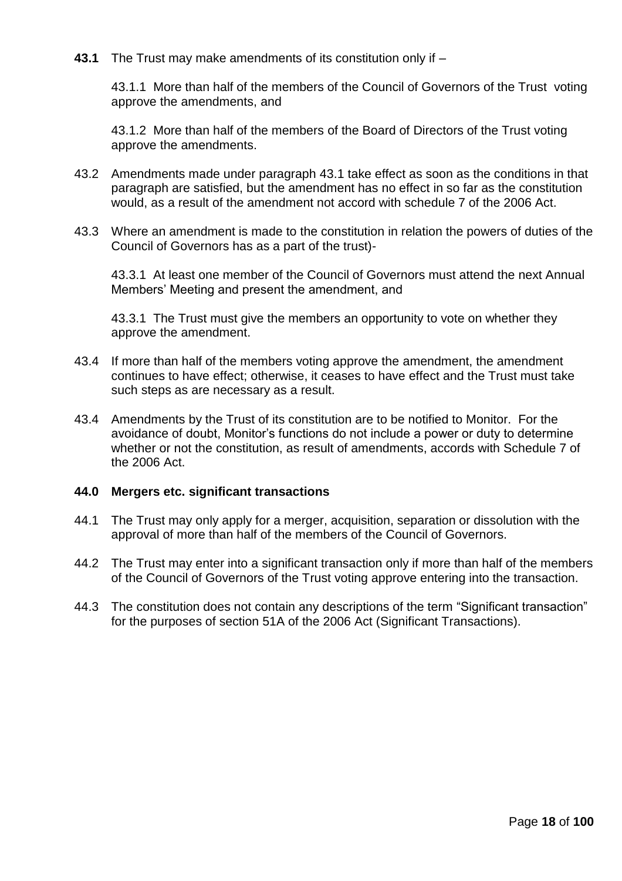**43.1** The Trust may make amendments of its constitution only if –

43.1.1 More than half of the members of the Council of Governors of the Trust voting approve the amendments, and

43.1.2 More than half of the members of the Board of Directors of the Trust voting approve the amendments.

43.2 Amendments made under paragraph 43.1 take effect as soon as the conditions in that paragraph are satisfied, but the amendment has no effect in so far as the constitution would, as a result of the amendment not accord with schedule 7 of the 2006 Act.

43.3 Where an amendment is made to the constitution in relation the powers of duties of the Council of Governors has as a part of the trust)-

43.3.1 At least one member of the Council of Governors must attend the next Annual Members' Meeting and present the amendment, and

43.3.1 The Trust must give the members an opportunity to vote on whether they approve the amendment.

43.4 If more than half of the members voting approve the amendment, the amendment continues to have effect; otherwise, it ceases to have effect and the Trust must take such steps as are necessary as a result.

43.4 Amendments by the Trust of its constitution are to be notified to Monitor. For the avoidance of doubt, Monitor's functions do not include a power or duty to determine whether or not the constitution, as result of amendments, accords with Schedule 7 of the 2006 Act.

**44.0 Mergers etc. significant transactions**

44.1 The Trust may only apply for a merger, acquisition, separation or dissolution with the approval of more than half of the members of the Council of Governors.

44.2 The Trust may enter into a significant transaction only if more than half of the members of the Council of Governors of the Trust voting approve entering into the transaction.

44.3 The constitution does not contain any descriptions of the term "Significant transaction" for the purposes of section 51A of the 2006 Act (Significant Transactions).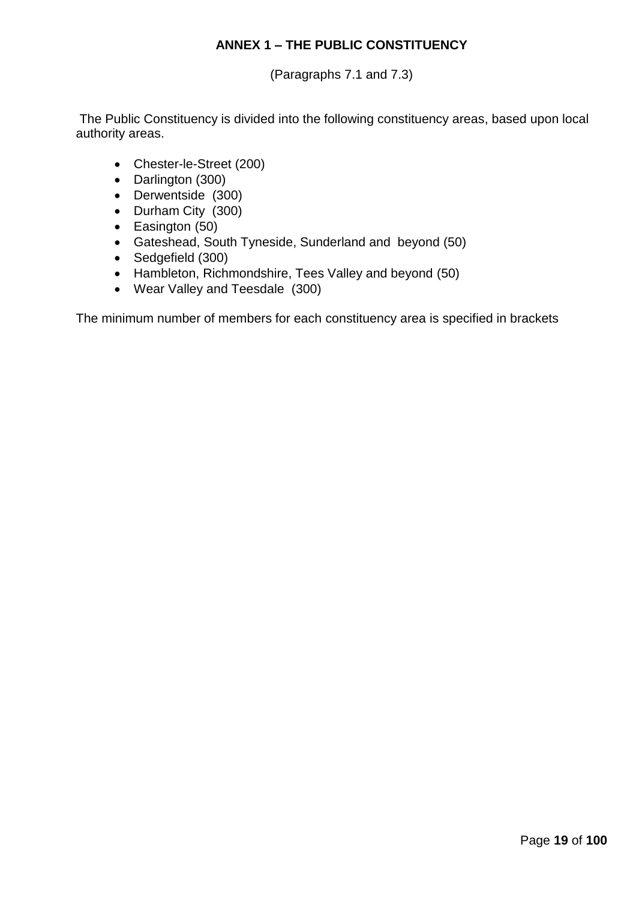# ANNEX 1 – THE PUBLIC CONSTITUENCY

(Paragraphs 7.1 and 7.3)

The Public Constituency is divided into the following constituency areas, based upon local authority areas.

- Chester-le-Street (200)
- Darlington (300)
- Derwentside (300)
- Durham City (300)
- Easington (50)
- Gateshead, South Tyneside, Sunderland and beyond (50)
- Sedgefield (300)
- Hambleton, Richmondshire, Tees Valley and beyond (50)
- Wear Valley and Teesdale (300)

The minimum number of members for each constituency area is specified in brackets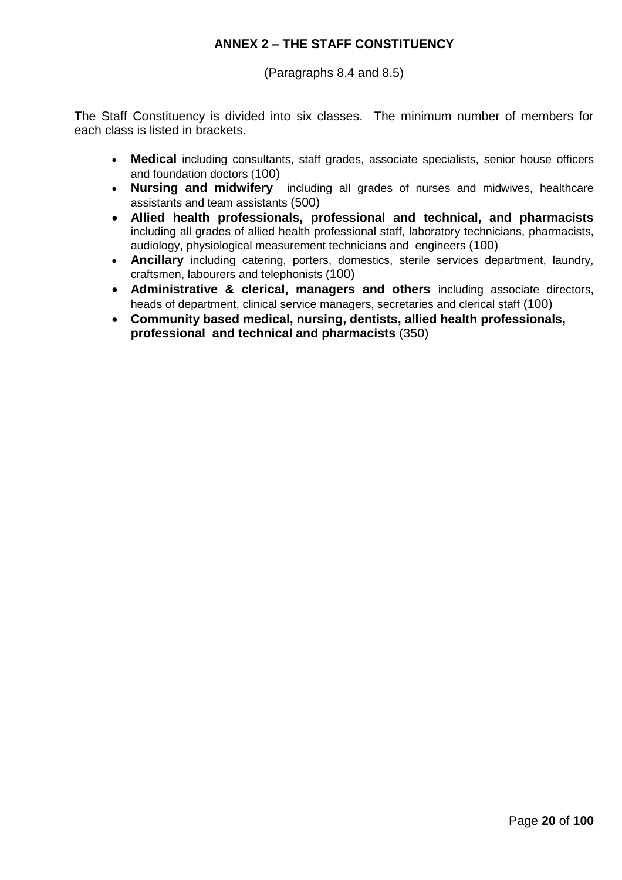## ANNEX 2 – THE STAFF CONSTITUENCY

(Paragraphs 8.4 and 8.5)

The Staff Constituency is divided into six classes. The minimum number of members for each class is listed in brackets.

- **Medical** including consultants, staff grades, associate specialists, senior house officers and foundation doctors (100)
- **Nursing and midwifery** including all grades of nurses and midwives, healthcare assistants and team assistants (500)
- **Allied health professionals, professional and technical, and pharmacists** including all grades of allied health professional staff, laboratory technicians, pharmacists, audiology, physiological measurement technicians and engineers (100)
- **Ancillary** including catering, porters, domestics, sterile services department, laundry, craftsmen, labourers and telephonists (100)
- **Administrative & clerical, managers and others** including associate directors, heads of department, clinical service managers, secretaries and clerical staff (100)
- **Community based medical, nursing, dentists, allied health professionals, professional and technical and pharmacists** (350)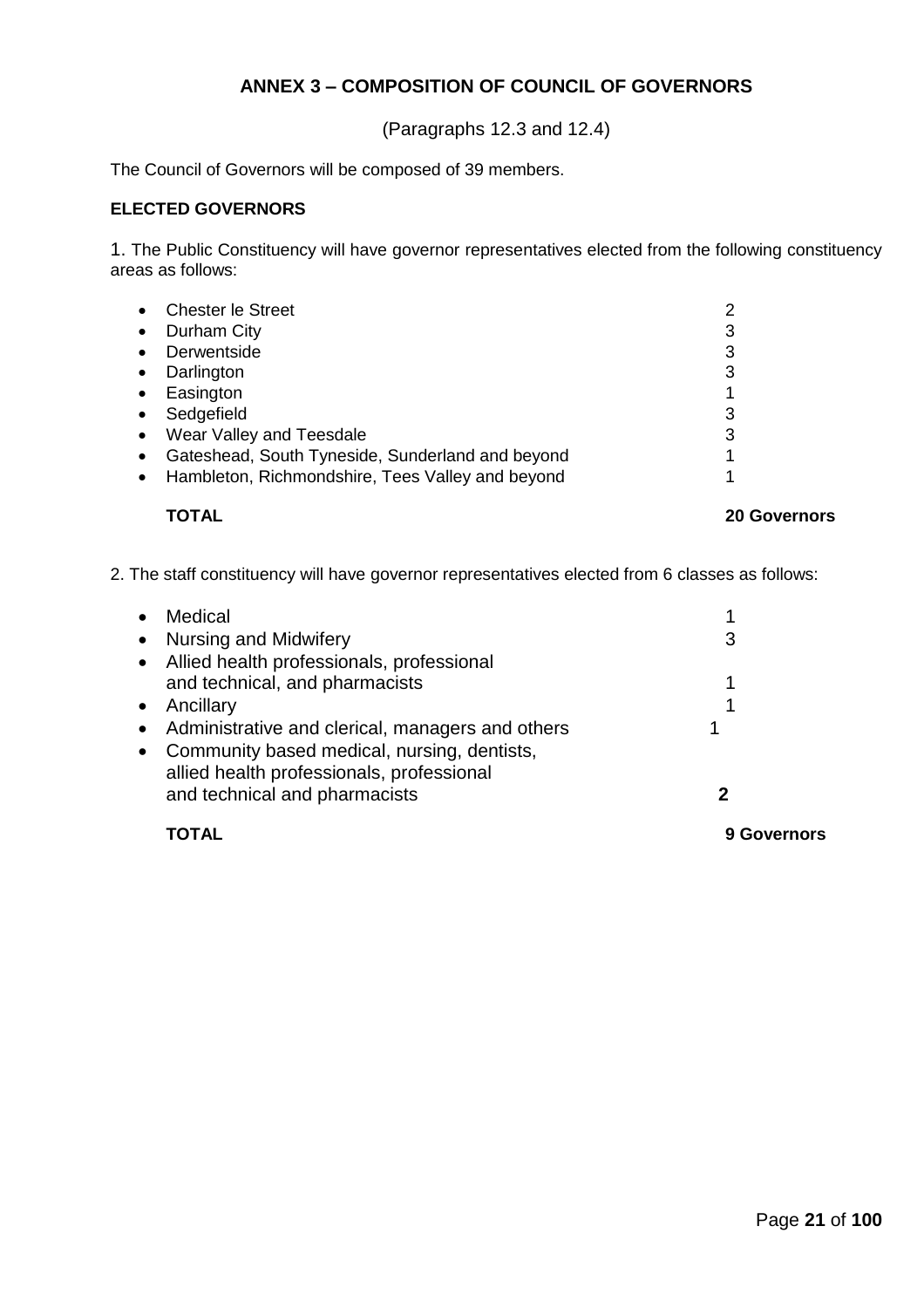## ANNEX 3 – COMPOSITION OF COUNCIL OF GOVERNORS

(Paragraphs 12.3 and 12.4)

The Council of Governors will be composed of 39 members.

### ELECTED GOVERNORS

1. The Public Constituency will have governor representatives elected from the following constituency areas as follows:

| | |
|---|---|
| • Chester le Street | 2 |
| • Durham City | 3 |
| • Derwentside | 3 |
| • Darlington | 3 |
| • Easington | 1 |
| • Sedgefield | 3 |
| • Wear Valley and Teesdale | 3 |
| • Gateshead, South Tyneside, Sunderland and beyond | 1 |
| • Hambleton, Richmondshire, Tees Valley and beyond | 1 |
| **TOTAL** | **20 Governors** |

2. The staff constituency will have governor representatives elected from 6 classes as follows:

| | |
|---|---|
| • Medical | 1 |
| • Nursing and Midwifery | 3 |
| • Allied health professionals, professional and technical, and pharmacists | 1 |
| • Ancillary | 1 |
| • Administrative and clerical, managers and others | 1 |
| • Community based medical, nursing, dentists, allied health professionals, professional and technical and pharmacists | **2** |
| **TOTAL** | **9 Governors** |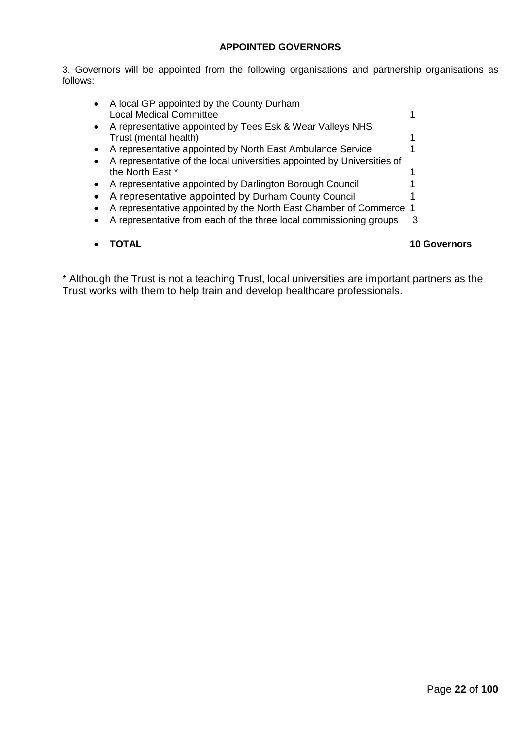**APPOINTED GOVERNORS**

3. Governors will be appointed from the following organisations and partnership organisations as follows:

| | |
|---|---|
| • A local GP appointed by the County Durham Local Medical Committee | 1 |
| • A representative appointed by Tees Esk & Wear Valleys NHS Trust (mental health) | 1 |
| • A representative appointed by North East Ambulance Service | 1 |
| • A representative of the local universities appointed by Universities of the North East * | 1 |
| • A representative appointed by Darlington Borough Council | 1 |
| • A representative appointed by Durham County Council | 1 |
| • A representative appointed by the North East Chamber of Commerce | 1 |
| • A representative from each of the three local commissioning groups | 3 |
| • **TOTAL** | **10 Governors** |

* Although the Trust is not a teaching Trust, local universities are important partners as the Trust works with them to help train and develop healthcare professionals.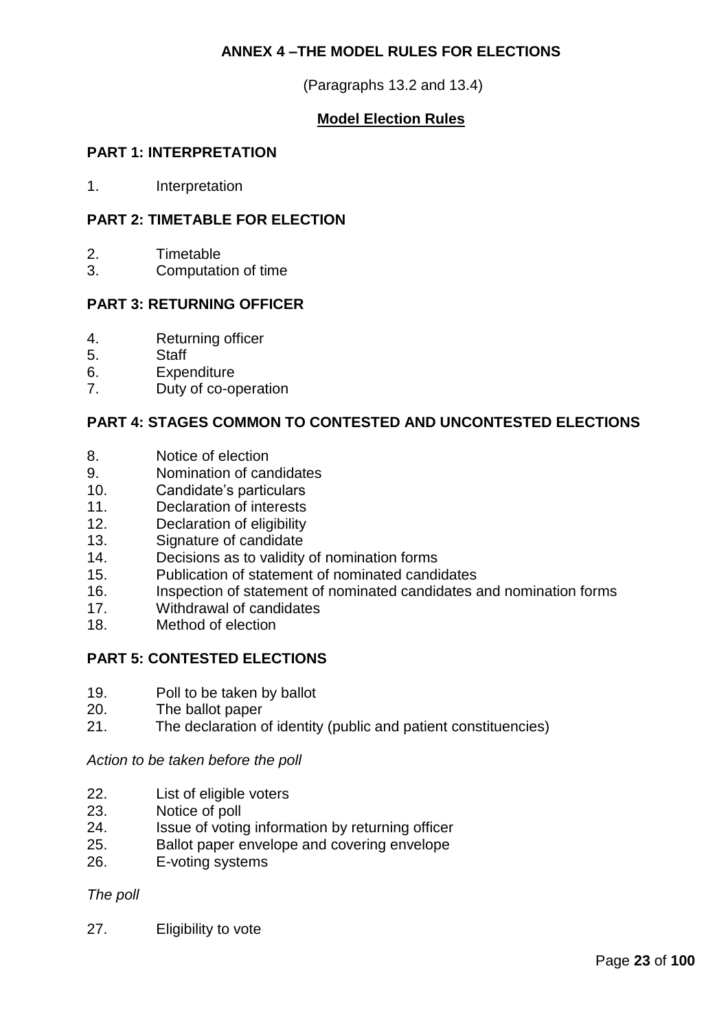## ANNEX 4 –THE MODEL RULES FOR ELECTIONS

(Paragraphs 13.2 and 13.4)

**Model Election Rules**

### PART 1: INTERPRETATION

1. Interpretation

### PART 2: TIMETABLE FOR ELECTION

2. Timetable
3. Computation of time

### PART 3: RETURNING OFFICER

4. Returning officer
5. Staff
6. Expenditure
7. Duty of co-operation

### PART 4: STAGES COMMON TO CONTESTED AND UNCONTESTED ELECTIONS

8. Notice of election
9. Nomination of candidates
10. Candidate's particulars
11. Declaration of interests
12. Declaration of eligibility
13. Signature of candidate
14. Decisions as to validity of nomination forms
15. Publication of statement of nominated candidates
16. Inspection of statement of nominated candidates and nomination forms
17. Withdrawal of candidates
18. Method of election

### PART 5: CONTESTED ELECTIONS

19. Poll to be taken by ballot
20. The ballot paper
21. The declaration of identity (public and patient constituencies)

*Action to be taken before the poll*

22. List of eligible voters
23. Notice of poll
24. Issue of voting information by returning officer
25. Ballot paper envelope and covering envelope
26. E-voting systems

*The poll*

27. Eligibility to vote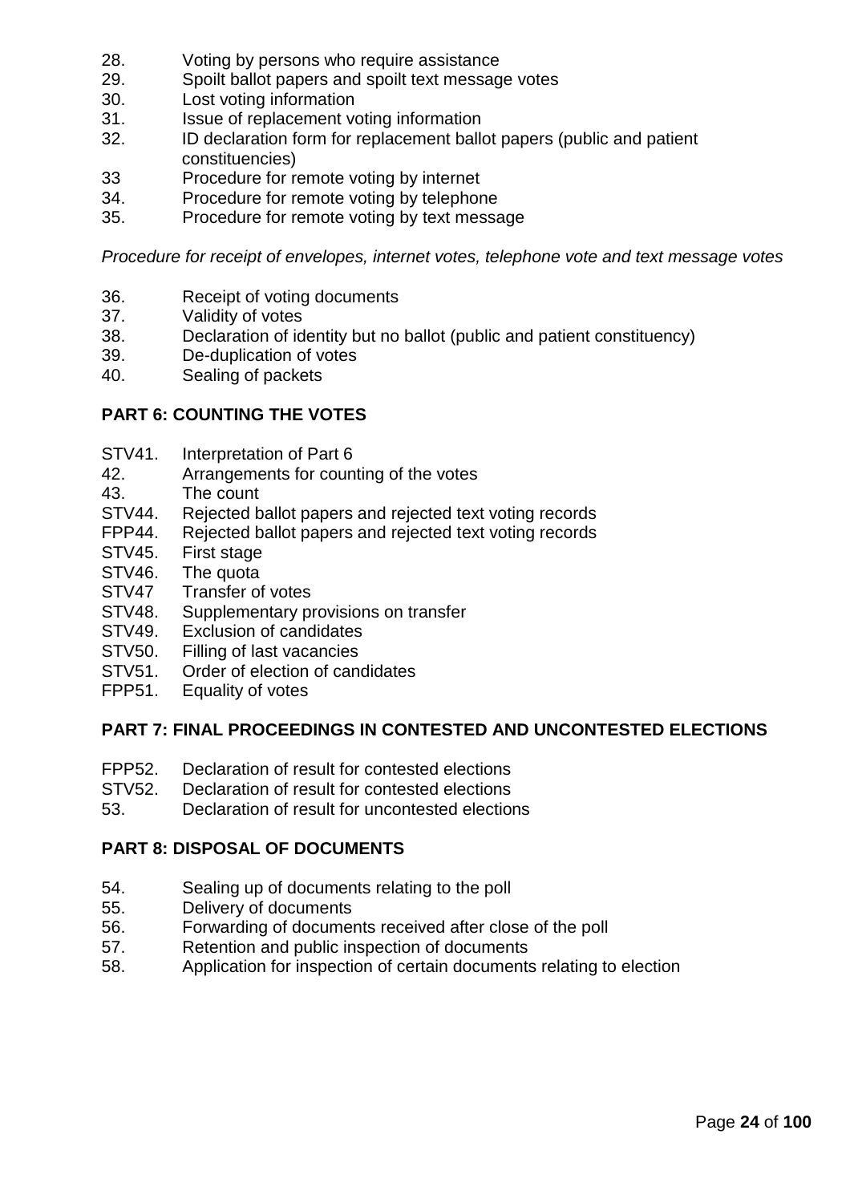28. Voting by persons who require assistance
29. Spoilt ballot papers and spoilt text message votes
30. Lost voting information
31. Issue of replacement voting information
32. ID declaration form for replacement ballot papers (public and patient constituencies)
33 Procedure for remote voting by internet
34. Procedure for remote voting by telephone
35. Procedure for remote voting by text message

*Procedure for receipt of envelopes, internet votes, telephone vote and text message votes*

36. Receipt of voting documents
37. Validity of votes
38. Declaration of identity but no ballot (public and patient constituency)
39. De-duplication of votes
40. Sealing of packets

**PART 6: COUNTING THE VOTES**

STV41. Interpretation of Part 6
42. Arrangements for counting of the votes
43. The count
STV44. Rejected ballot papers and rejected text voting records
FPP44. Rejected ballot papers and rejected text voting records
STV45. First stage
STV46. The quota
STV47 Transfer of votes
STV48. Supplementary provisions on transfer
STV49. Exclusion of candidates
STV50. Filling of last vacancies
STV51. Order of election of candidates
FPP51. Equality of votes

**PART 7: FINAL PROCEEDINGS IN CONTESTED AND UNCONTESTED ELECTIONS**

FPP52. Declaration of result for contested elections
STV52. Declaration of result for contested elections
53. Declaration of result for uncontested elections

**PART 8: DISPOSAL OF DOCUMENTS**

54. Sealing up of documents relating to the poll
55. Delivery of documents
56. Forwarding of documents received after close of the poll
57. Retention and public inspection of documents
58. Application for inspection of certain documents relating to election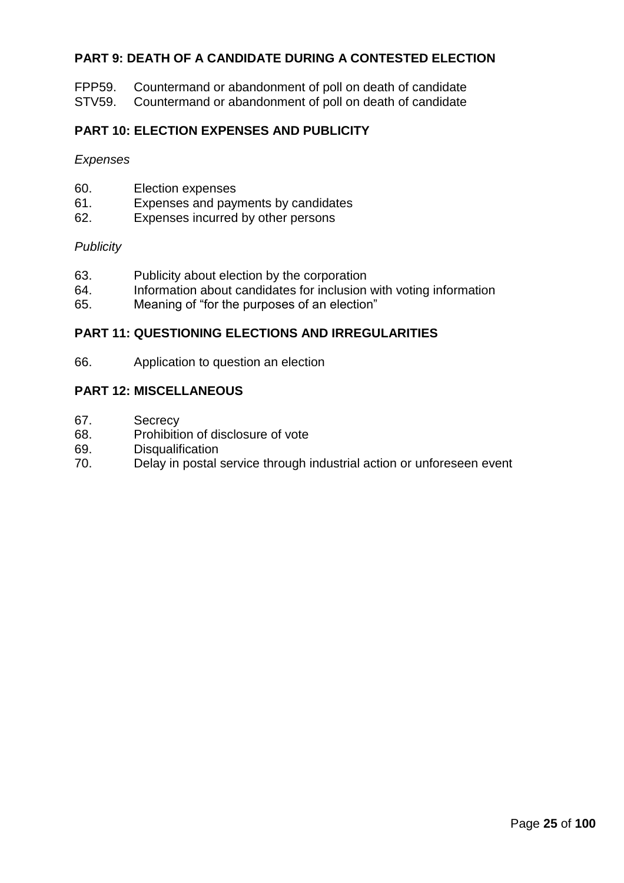**PART 9: DEATH OF A CANDIDATE DURING A CONTESTED ELECTION**

FPP59. Countermand or abandonment of poll on death of candidate
STV59. Countermand or abandonment of poll on death of candidate

**PART 10: ELECTION EXPENSES AND PUBLICITY**

*Expenses*

60. Election expenses
61. Expenses and payments by candidates
62. Expenses incurred by other persons

*Publicity*

63. Publicity about election by the corporation
64. Information about candidates for inclusion with voting information
65. Meaning of “for the purposes of an election”

**PART 11: QUESTIONING ELECTIONS AND IRREGULARITIES**

66. Application to question an election

**PART 12: MISCELLANEOUS**

67. Secrecy
68. Prohibition of disclosure of vote
69. Disqualification
70. Delay in postal service through industrial action or unforeseen event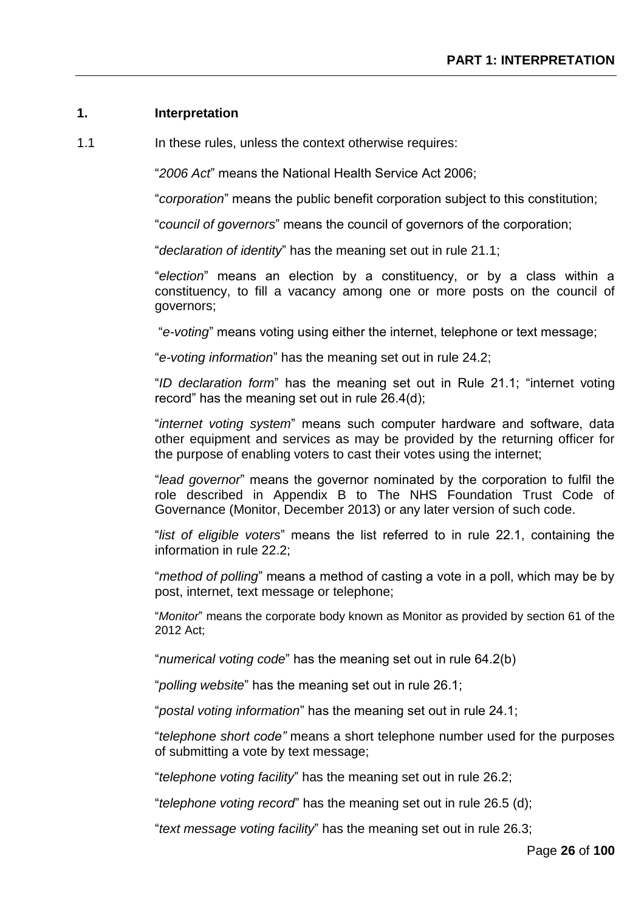## 1. Interpretation

1.1 In these rules, unless the context otherwise requires:

"*2006 Act*" means the National Health Service Act 2006;

"*corporation*" means the public benefit corporation subject to this constitution;

"*council of governors*" means the council of governors of the corporation;

"*declaration of identity*" has the meaning set out in rule 21.1;

"*election*" means an election by a constituency, or by a class within a constituency, to fill a vacancy among one or more posts on the council of governors;

"*e-voting*" means voting using either the internet, telephone or text message;

"*e-voting information*" has the meaning set out in rule 24.2;

"*ID declaration form*" has the meaning set out in Rule 21.1; "internet voting record" has the meaning set out in rule 26.4(d);

"*internet voting system*" means such computer hardware and software, data other equipment and services as may be provided by the returning officer for the purpose of enabling voters to cast their votes using the internet;

"*lead governor*" means the governor nominated by the corporation to fulfil the role described in Appendix B to The NHS Foundation Trust Code of Governance (Monitor, December 2013) or any later version of such code.

"*list of eligible voters*" means the list referred to in rule 22.1, containing the information in rule 22.2;

"*method of polling*" means a method of casting a vote in a poll, which may be by post, internet, text message or telephone;

"*Monitor*" means the corporate body known as Monitor as provided by section 61 of the 2012 Act;

"*numerical voting code*" has the meaning set out in rule 64.2(b)

"*polling website*" has the meaning set out in rule 26.1;

"*postal voting information*" has the meaning set out in rule 24.1;

"*telephone short code"* means a short telephone number used for the purposes of submitting a vote by text message;

"*telephone voting facility*" has the meaning set out in rule 26.2;

"*telephone voting record*" has the meaning set out in rule 26.5 (d);

"*text message voting facility*" has the meaning set out in rule 26.3;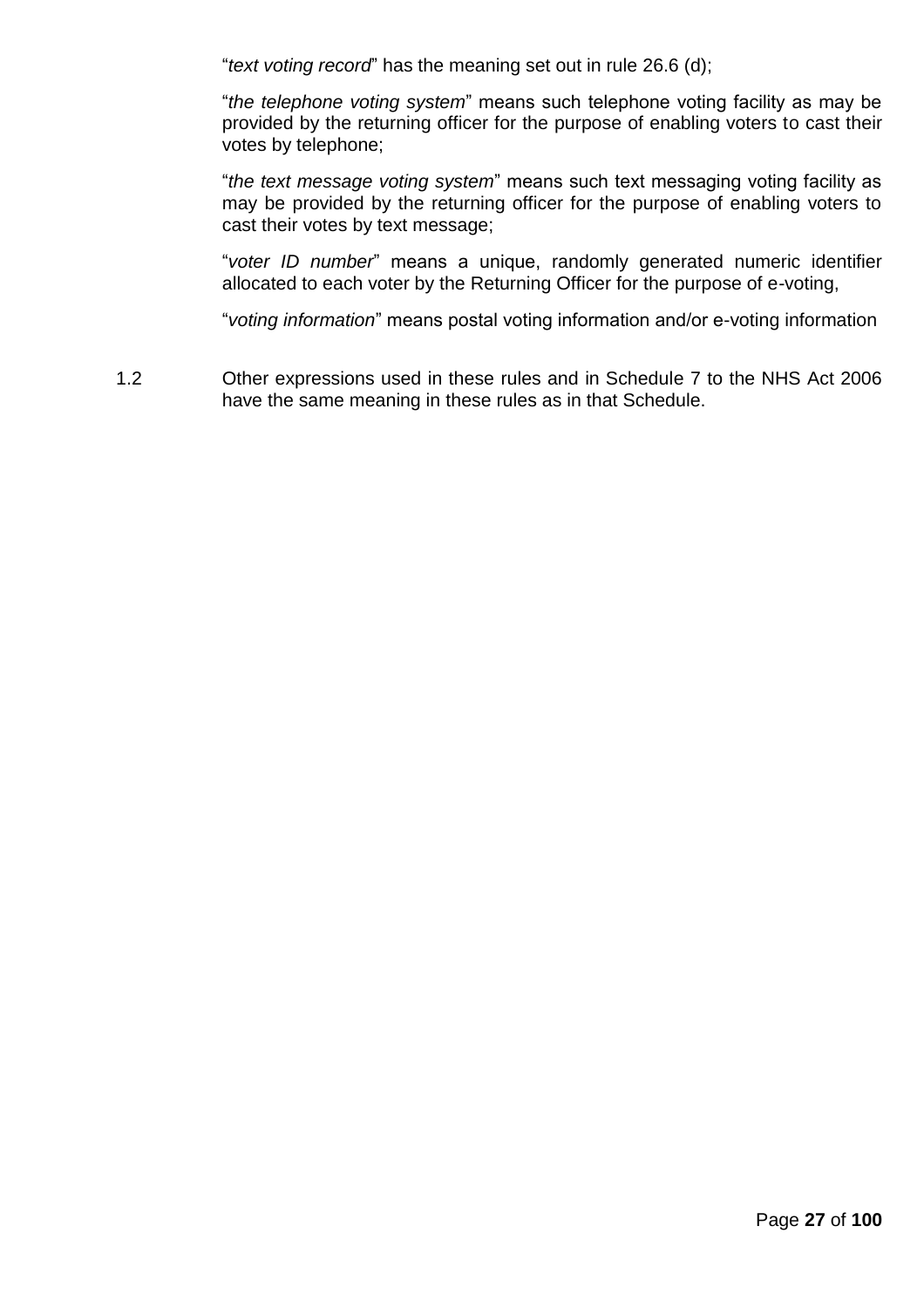"*text voting record*" has the meaning set out in rule 26.6 (d);

"*the telephone voting system*" means such telephone voting facility as may be provided by the returning officer for the purpose of enabling voters to cast their votes by telephone;

"*the text message voting system*" means such text messaging voting facility as may be provided by the returning officer for the purpose of enabling voters to cast their votes by text message;

"*voter ID number*" means a unique, randomly generated numeric identifier allocated to each voter by the Returning Officer for the purpose of e-voting,

"*voting information*" means postal voting information and/or e-voting information

1.2 Other expressions used in these rules and in Schedule 7 to the NHS Act 2006 have the same meaning in these rules as in that Schedule.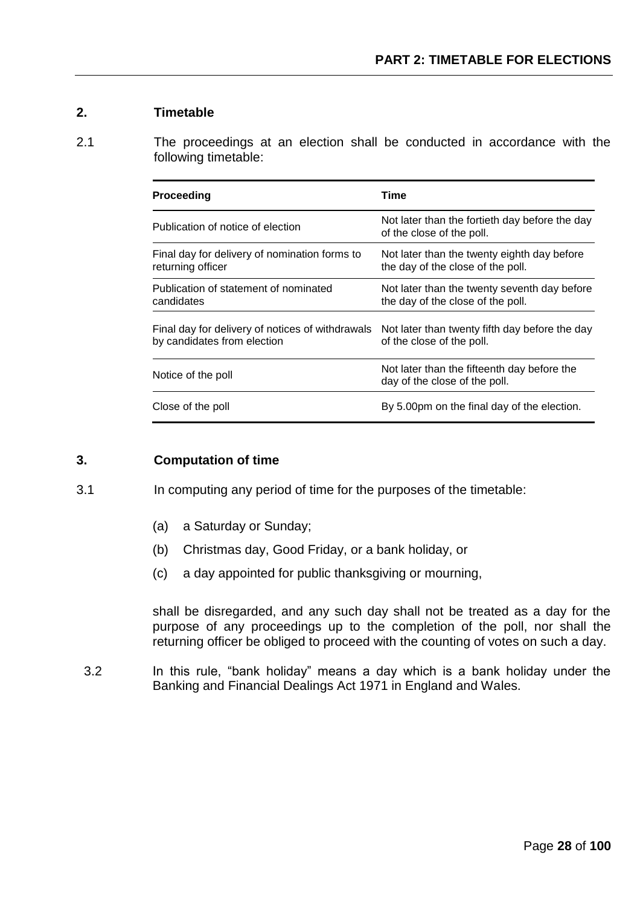# PART 2: TIMETABLE FOR ELECTIONS

## 2. Timetable

2.1 The proceedings at an election shall be conducted in accordance with the following timetable:

| Proceeding | Time |
|---|---|
| Publication of notice of election | Not later than the fortieth day before the day of the close of the poll. |
| Final day for delivery of nomination forms to returning officer | Not later than the twenty eighth day before the day of the close of the poll. |
| Publication of statement of nominated candidates | Not later than the twenty seventh day before the day of the close of the poll. |
| Final day for delivery of notices of withdrawals by candidates from election | Not later than twenty fifth day before the day of the close of the poll. |
| Notice of the poll | Not later than the fifteenth day before the day of the close of the poll. |
| Close of the poll | By 5.00pm on the final day of the election. |

## 3. Computation of time

3.1 In computing any period of time for the purposes of the timetable:

(a) a Saturday or Sunday;

(b) Christmas day, Good Friday, or a bank holiday, or

(c) a day appointed for public thanksgiving or mourning,

shall be disregarded, and any such day shall not be treated as a day for the purpose of any proceedings up to the completion of the poll, nor shall the returning officer be obliged to proceed with the counting of votes on such a day.

3.2 In this rule, "bank holiday" means a day which is a bank holiday under the Banking and Financial Dealings Act 1971 in England and Wales.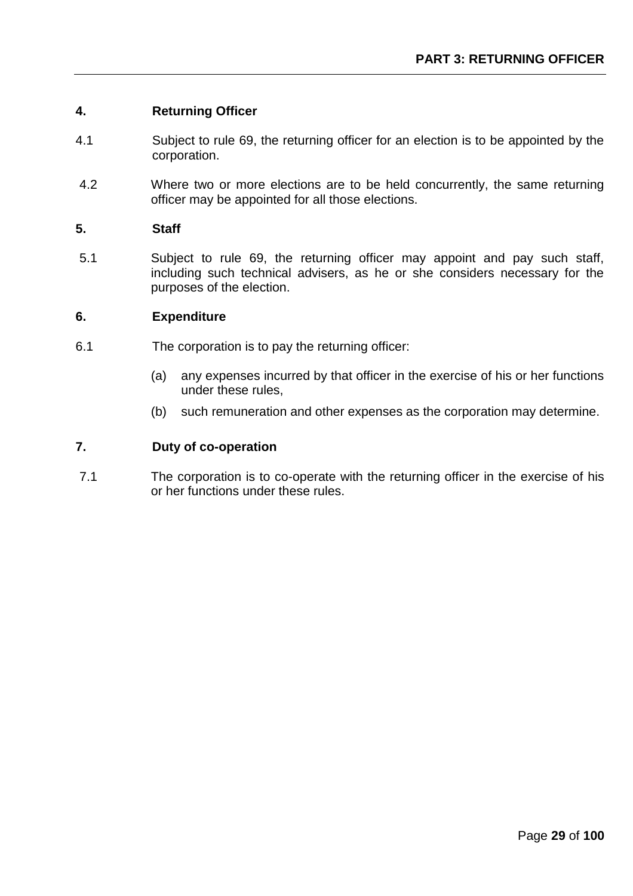## PART 3: RETURNING OFFICER

### 4. Returning Officer

4.1 Subject to rule 69, the returning officer for an election is to be appointed by the corporation.

4.2 Where two or more elections are to be held concurrently, the same returning officer may be appointed for all those elections.

### 5. Staff

5.1 Subject to rule 69, the returning officer may appoint and pay such staff, including such technical advisers, as he or she considers necessary for the purposes of the election.

### 6. Expenditure

6.1 The corporation is to pay the returning officer:

(a) any expenses incurred by that officer in the exercise of his or her functions under these rules,

(b) such remuneration and other expenses as the corporation may determine.

### 7. Duty of co-operation

7.1 The corporation is to co-operate with the returning officer in the exercise of his or her functions under these rules.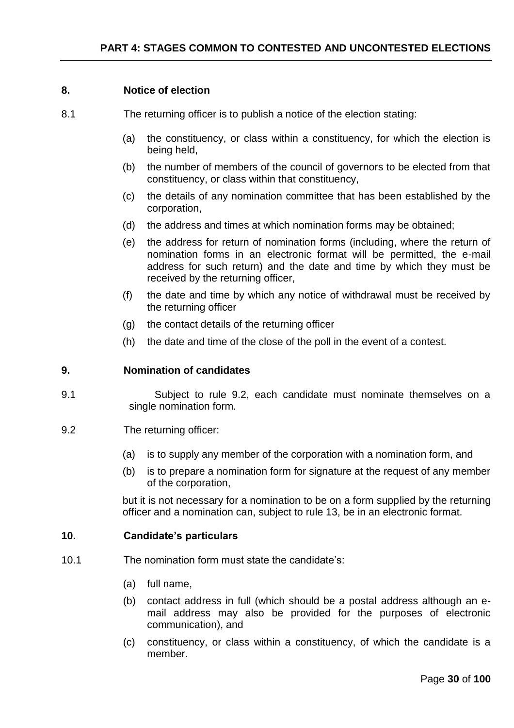## PART 4: STAGES COMMON TO CONTESTED AND UNCONTESTED ELECTIONS

### 8. Notice of election

8.1 The returning officer is to publish a notice of the election stating:

(a) the constituency, or class within a constituency, for which the election is being held,

(b) the number of members of the council of governors to be elected from that constituency, or class within that constituency,

(c) the details of any nomination committee that has been established by the corporation,

(d) the address and times at which nomination forms may be obtained;

(e) the address for return of nomination forms (including, where the return of nomination forms in an electronic format will be permitted, the e-mail address for such return) and the date and time by which they must be received by the returning officer,

(f) the date and time by which any notice of withdrawal must be received by the returning officer

(g) the contact details of the returning officer

(h) the date and time of the close of the poll in the event of a contest.

### 9. Nomination of candidates

9.1 Subject to rule 9.2, each candidate must nominate themselves on a single nomination form.

9.2 The returning officer:

(a) is to supply any member of the corporation with a nomination form, and

(b) is to prepare a nomination form for signature at the request of any member of the corporation,

but it is not necessary for a nomination to be on a form supplied by the returning officer and a nomination can, subject to rule 13, be in an electronic format.

### 10. Candidate's particulars

10.1 The nomination form must state the candidate's:

(a) full name,

(b) contact address in full (which should be a postal address although an e-mail address may also be provided for the purposes of electronic communication), and

(c) constituency, or class within a constituency, of which the candidate is a member.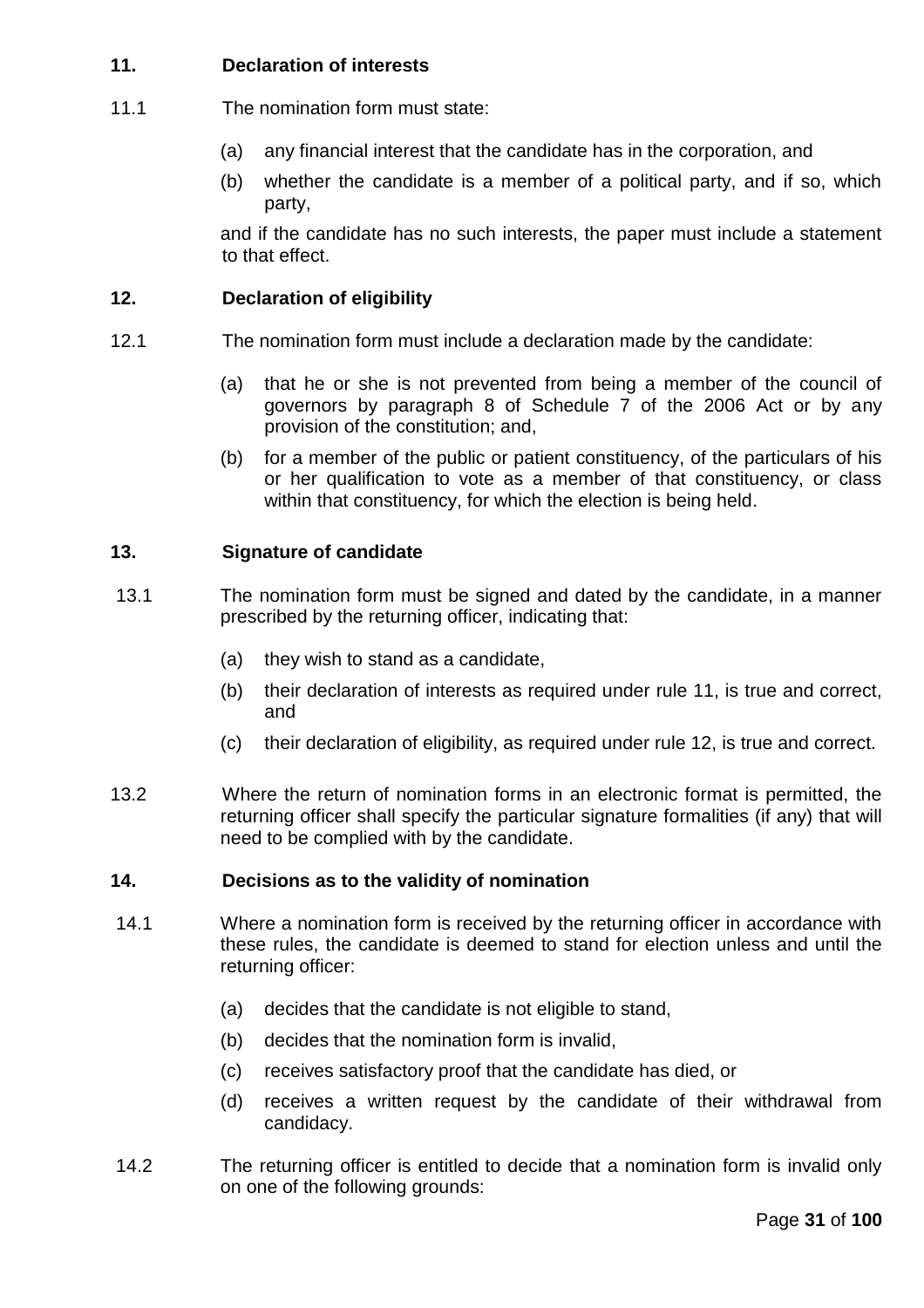### 11. Declaration of interests

11.1 The nomination form must state:

(a) any financial interest that the candidate has in the corporation, and

(b) whether the candidate is a member of a political party, and if so, which party,

and if the candidate has no such interests, the paper must include a statement to that effect.

### 12. Declaration of eligibility

12.1 The nomination form must include a declaration made by the candidate:

(a) that he or she is not prevented from being a member of the council of governors by paragraph 8 of Schedule 7 of the 2006 Act or by any provision of the constitution; and,

(b) for a member of the public or patient constituency, of the particulars of his or her qualification to vote as a member of that constituency, or class within that constituency, for which the election is being held.

### 13. Signature of candidate

13.1 The nomination form must be signed and dated by the candidate, in a manner prescribed by the returning officer, indicating that:

(a) they wish to stand as a candidate,

(b) their declaration of interests as required under rule 11, is true and correct, and

(c) their declaration of eligibility, as required under rule 12, is true and correct.

13.2 Where the return of nomination forms in an electronic format is permitted, the returning officer shall specify the particular signature formalities (if any) that will need to be complied with by the candidate.

### 14. Decisions as to the validity of nomination

14.1 Where a nomination form is received by the returning officer in accordance with these rules, the candidate is deemed to stand for election unless and until the returning officer:

(a) decides that the candidate is not eligible to stand,

(b) decides that the nomination form is invalid,

(c) receives satisfactory proof that the candidate has died, or

(d) receives a written request by the candidate of their withdrawal from candidacy.

14.2 The returning officer is entitled to decide that a nomination form is invalid only on one of the following grounds: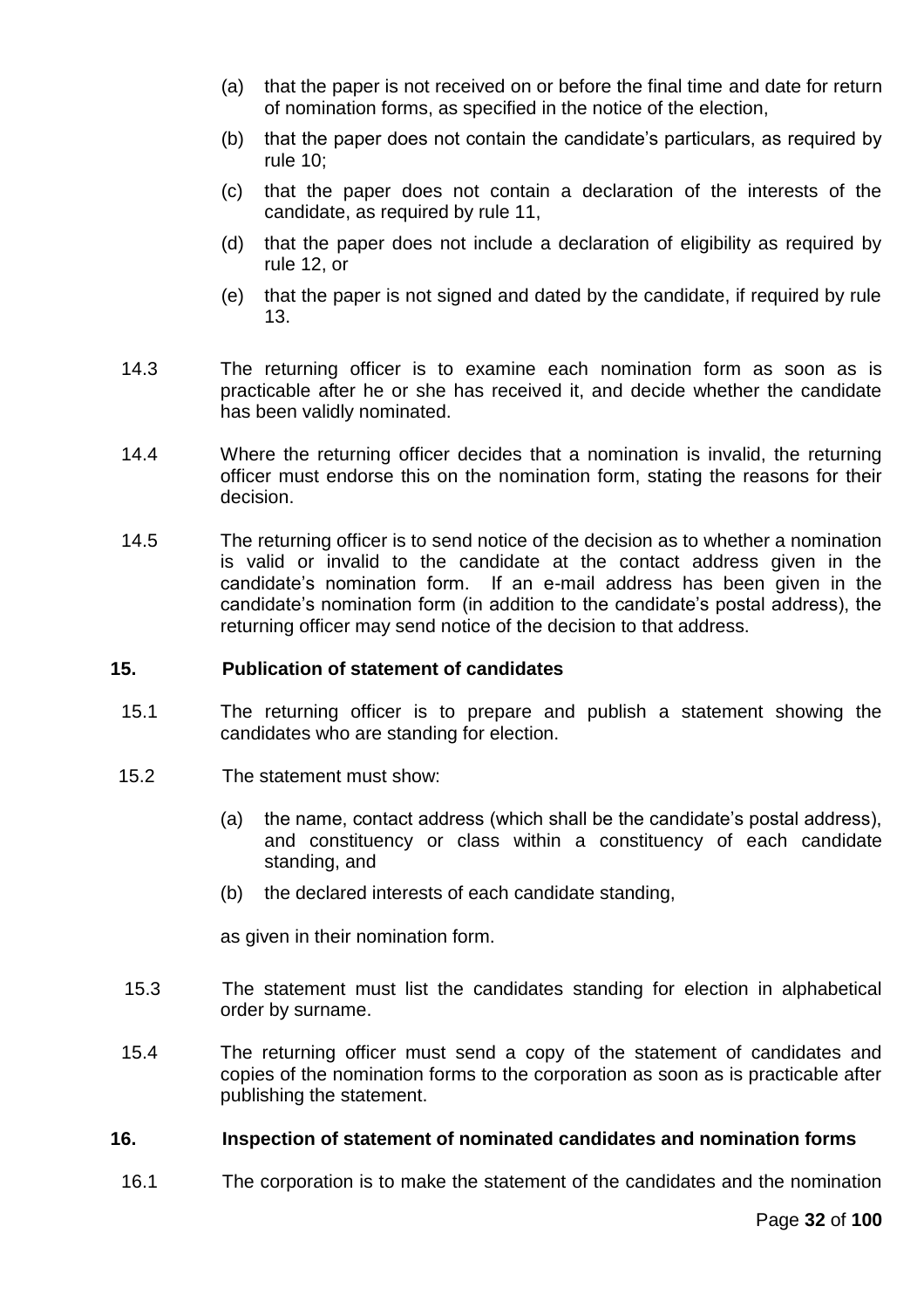(a) that the paper is not received on or before the final time and date for return of nomination forms, as specified in the notice of the election,

(b) that the paper does not contain the candidate's particulars, as required by rule 10;

(c) that the paper does not contain a declaration of the interests of the candidate, as required by rule 11,

(d) that the paper does not include a declaration of eligibility as required by rule 12, or

(e) that the paper is not signed and dated by the candidate, if required by rule 13.

14.3 The returning officer is to examine each nomination form as soon as is practicable after he or she has received it, and decide whether the candidate has been validly nominated.

14.4 Where the returning officer decides that a nomination is invalid, the returning officer must endorse this on the nomination form, stating the reasons for their decision.

14.5 The returning officer is to send notice of the decision as to whether a nomination is valid or invalid to the candidate at the contact address given in the candidate's nomination form. If an e-mail address has been given in the candidate's nomination form (in addition to the candidate's postal address), the returning officer may send notice of the decision to that address.

### 15. Publication of statement of candidates

15.1 The returning officer is to prepare and publish a statement showing the candidates who are standing for election.

15.2 The statement must show:

(a) the name, contact address (which shall be the candidate's postal address), and constituency or class within a constituency of each candidate standing, and

(b) the declared interests of each candidate standing,

as given in their nomination form.

15.3 The statement must list the candidates standing for election in alphabetical order by surname.

15.4 The returning officer must send a copy of the statement of candidates and copies of the nomination forms to the corporation as soon as is practicable after publishing the statement.

### 16. Inspection of statement of nominated candidates and nomination forms

16.1 The corporation is to make the statement of the candidates and the nomination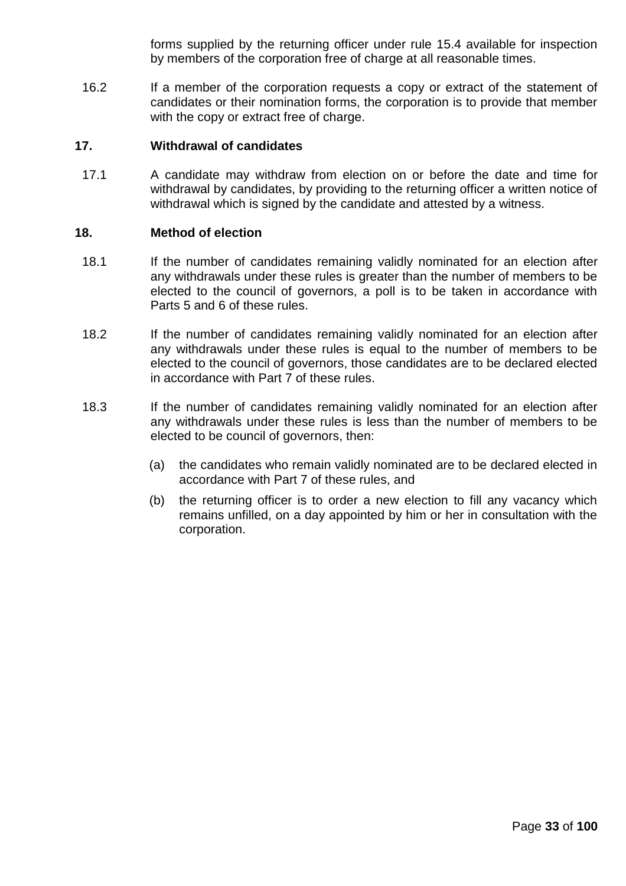forms supplied by the returning officer under rule 15.4 available for inspection by members of the corporation free of charge at all reasonable times.

16.2 If a member of the corporation requests a copy or extract of the statement of candidates or their nomination forms, the corporation is to provide that member with the copy or extract free of charge.

**17. Withdrawal of candidates**

17.1 A candidate may withdraw from election on or before the date and time for withdrawal by candidates, by providing to the returning officer a written notice of withdrawal which is signed by the candidate and attested by a witness.

**18. Method of election**

18.1 If the number of candidates remaining validly nominated for an election after any withdrawals under these rules is greater than the number of members to be elected to the council of governors, a poll is to be taken in accordance with Parts 5 and 6 of these rules.

18.2 If the number of candidates remaining validly nominated for an election after any withdrawals under these rules is equal to the number of members to be elected to the council of governors, those candidates are to be declared elected in accordance with Part 7 of these rules.

18.3 If the number of candidates remaining validly nominated for an election after any withdrawals under these rules is less than the number of members to be elected to be council of governors, then:

(a) the candidates who remain validly nominated are to be declared elected in accordance with Part 7 of these rules, and

(b) the returning officer is to order a new election to fill any vacancy which remains unfilled, on a day appointed by him or her in consultation with the corporation.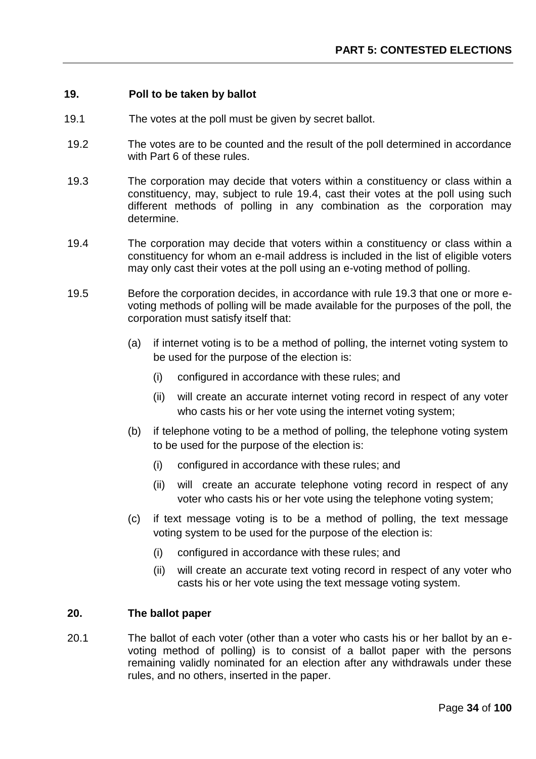## PART 5: CONTESTED ELECTIONS

### 19. Poll to be taken by ballot

19.1 The votes at the poll must be given by secret ballot.

19.2 The votes are to be counted and the result of the poll determined in accordance with Part 6 of these rules.

19.3 The corporation may decide that voters within a constituency or class within a constituency, may, subject to rule 19.4, cast their votes at the poll using such different methods of polling in any combination as the corporation may determine.

19.4 The corporation may decide that voters within a constituency or class within a constituency for whom an e-mail address is included in the list of eligible voters may only cast their votes at the poll using an e-voting method of polling.

19.5 Before the corporation decides, in accordance with rule 19.3 that one or more e-voting methods of polling will be made available for the purposes of the poll, the corporation must satisfy itself that:

(a) if internet voting is to be a method of polling, the internet voting system to be used for the purpose of the election is:

(i) configured in accordance with these rules; and

(ii) will create an accurate internet voting record in respect of any voter who casts his or her vote using the internet voting system;

(b) if telephone voting to be a method of polling, the telephone voting system to be used for the purpose of the election is:

(i) configured in accordance with these rules; and

(ii) will create an accurate telephone voting record in respect of any voter who casts his or her vote using the telephone voting system;

(c) if text message voting is to be a method of polling, the text message voting system to be used for the purpose of the election is:

(i) configured in accordance with these rules; and

(ii) will create an accurate text voting record in respect of any voter who casts his or her vote using the text message voting system.

### 20. The ballot paper

20.1 The ballot of each voter (other than a voter who casts his or her ballot by an e-voting method of polling) is to consist of a ballot paper with the persons remaining validly nominated for an election after any withdrawals under these rules, and no others, inserted in the paper.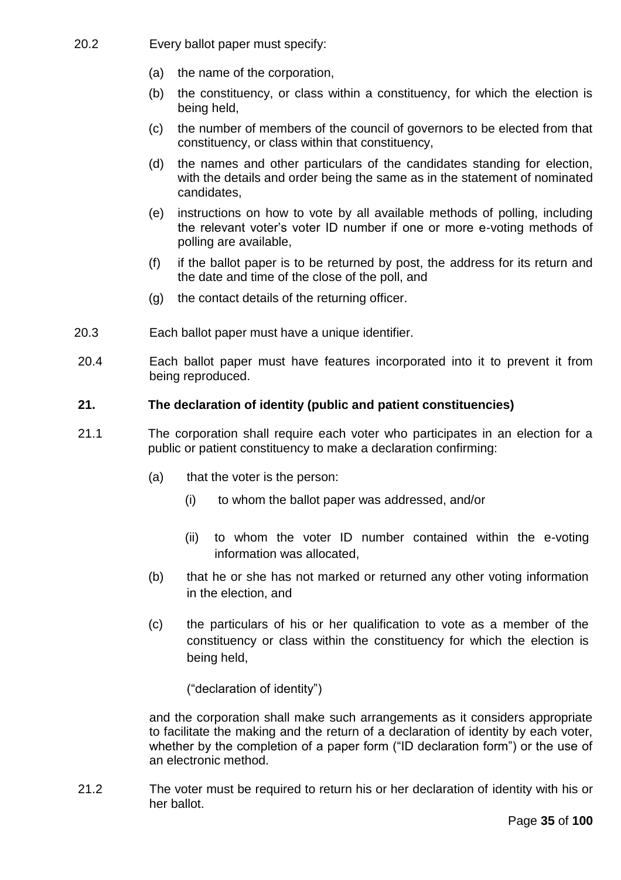20.2 Every ballot paper must specify:

(a) the name of the corporation,

(b) the constituency, or class within a constituency, for which the election is being held,

(c) the number of members of the council of governors to be elected from that constituency, or class within that constituency,

(d) the names and other particulars of the candidates standing for election, with the details and order being the same as in the statement of nominated candidates,

(e) instructions on how to vote by all available methods of polling, including the relevant voter's voter ID number if one or more e-voting methods of polling are available,

(f) if the ballot paper is to be returned by post, the address for its return and the date and time of the close of the poll, and

(g) the contact details of the returning officer.

20.3 Each ballot paper must have a unique identifier.

20.4 Each ballot paper must have features incorporated into it to prevent it from being reproduced.

**21. The declaration of identity (public and patient constituencies)**

21.1 The corporation shall require each voter who participates in an election for a public or patient constituency to make a declaration confirming:

(a) that the voter is the person:

(i) to whom the ballot paper was addressed, and/or

(ii) to whom the voter ID number contained within the e-voting information was allocated,

(b) that he or she has not marked or returned any other voting information in the election, and

(c) the particulars of his or her qualification to vote as a member of the constituency or class within the constituency for which the election is being held,

("declaration of identity")

and the corporation shall make such arrangements as it considers appropriate to facilitate the making and the return of a declaration of identity by each voter, whether by the completion of a paper form ("ID declaration form") or the use of an electronic method.

21.2 The voter must be required to return his or her declaration of identity with his or her ballot.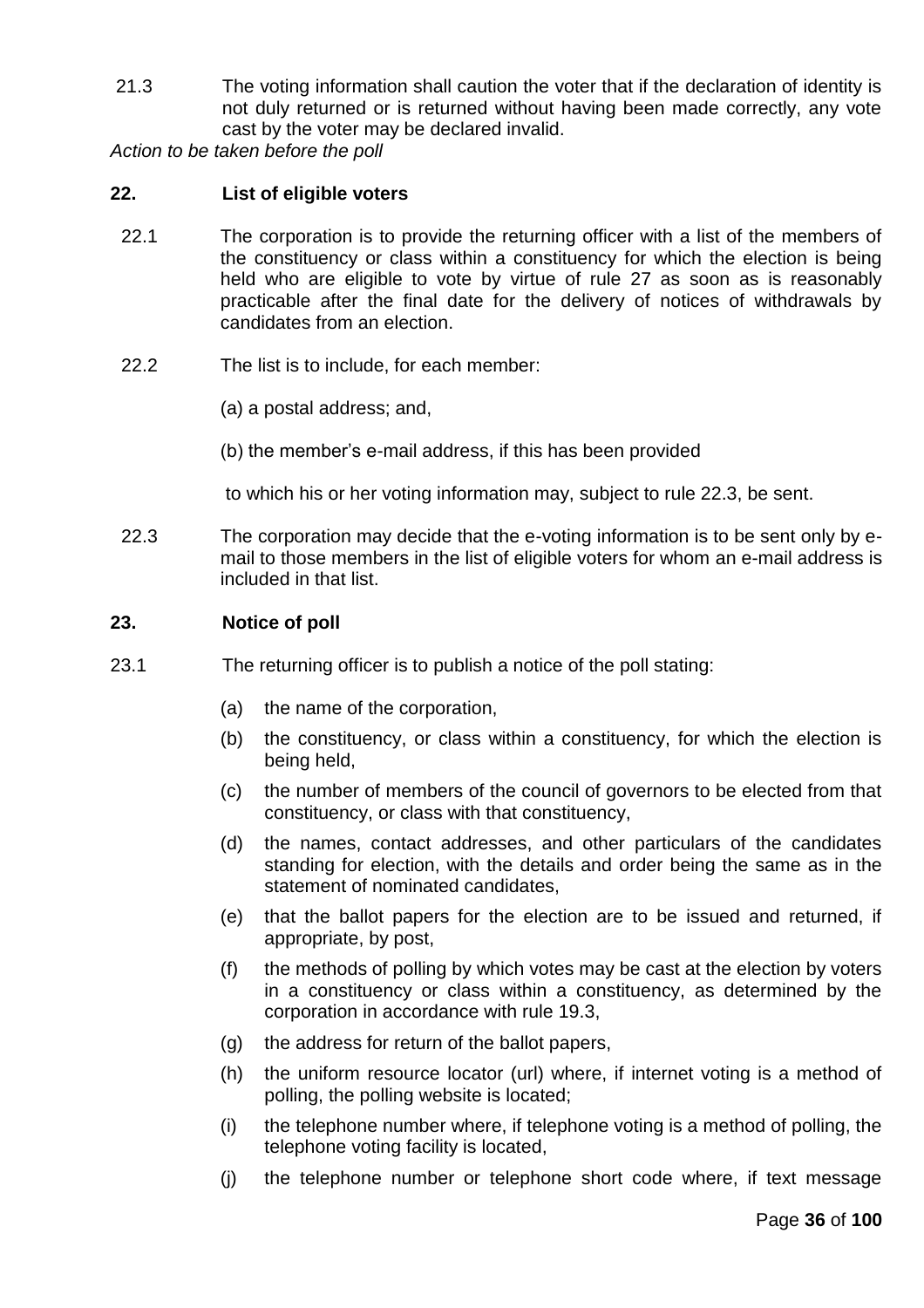21.3 The voting information shall caution the voter that if the declaration of identity is not duly returned or is returned without having been made correctly, any vote cast by the voter may be declared invalid.

*Action to be taken before the poll*

## 22. List of eligible voters

22.1 The corporation is to provide the returning officer with a list of the members of the constituency or class within a constituency for which the election is being held who are eligible to vote by virtue of rule 27 as soon as is reasonably practicable after the final date for the delivery of notices of withdrawals by candidates from an election.

22.2 The list is to include, for each member:

(a) a postal address; and,

(b) the member's e-mail address, if this has been provided

to which his or her voting information may, subject to rule 22.3, be sent.

22.3 The corporation may decide that the e-voting information is to be sent only by e-mail to those members in the list of eligible voters for whom an e-mail address is included in that list.

## 23. Notice of poll

23.1 The returning officer is to publish a notice of the poll stating:

(a) the name of the corporation,

(b) the constituency, or class within a constituency, for which the election is being held,

(c) the number of members of the council of governors to be elected from that constituency, or class with that constituency,

(d) the names, contact addresses, and other particulars of the candidates standing for election, with the details and order being the same as in the statement of nominated candidates,

(e) that the ballot papers for the election are to be issued and returned, if appropriate, by post,

(f) the methods of polling by which votes may be cast at the election by voters in a constituency or class within a constituency, as determined by the corporation in accordance with rule 19.3,

(g) the address for return of the ballot papers,

(h) the uniform resource locator (url) where, if internet voting is a method of polling, the polling website is located;

(i) the telephone number where, if telephone voting is a method of polling, the telephone voting facility is located,

(j) the telephone number or telephone short code where, if text message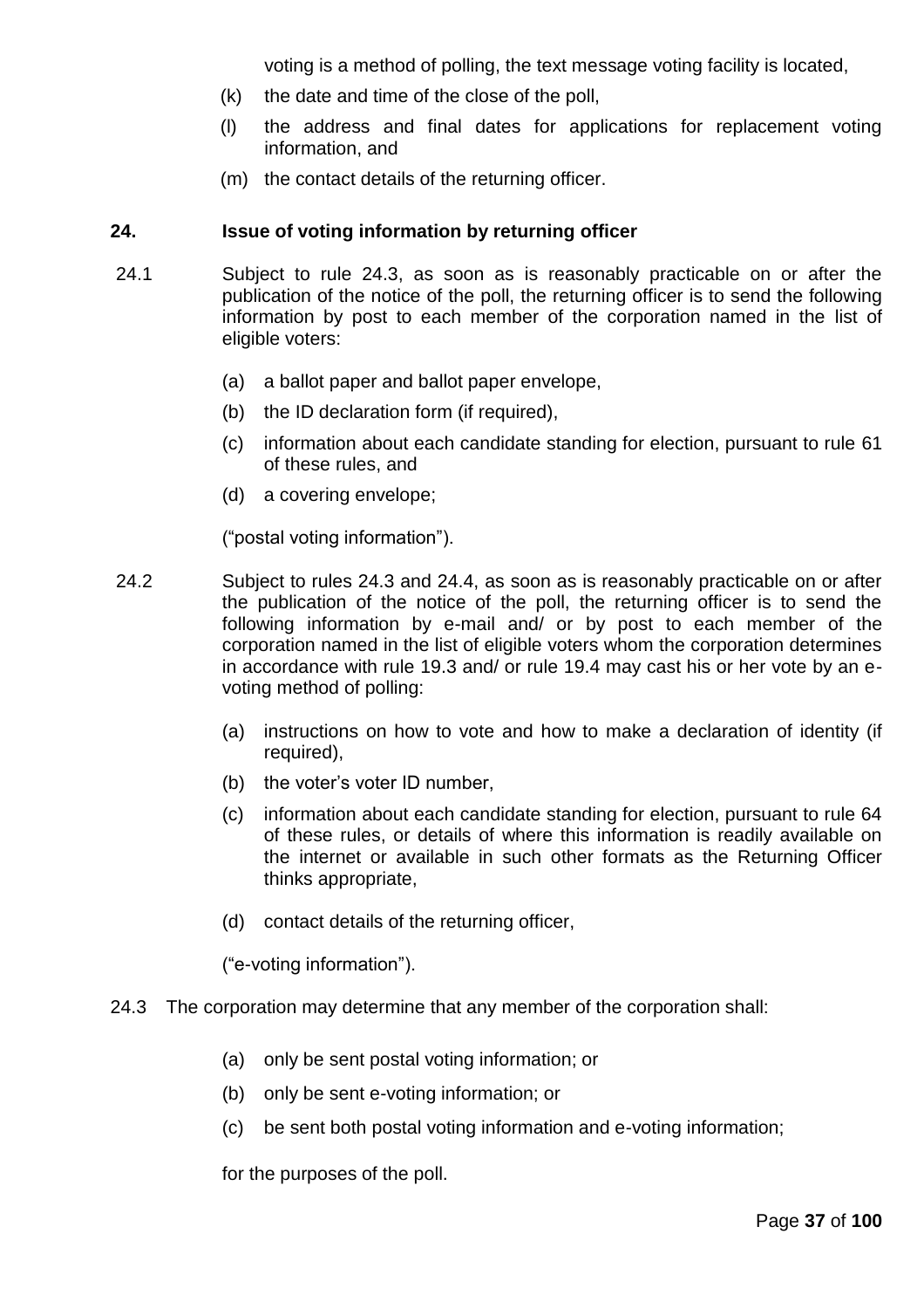voting is a method of polling, the text message voting facility is located,

(k) the date and time of the close of the poll,

(l) the address and final dates for applications for replacement voting information, and

(m) the contact details of the returning officer.

## 24. Issue of voting information by returning officer

24.1 Subject to rule 24.3, as soon as is reasonably practicable on or after the publication of the notice of the poll, the returning officer is to send the following information by post to each member of the corporation named in the list of eligible voters:

(a) a ballot paper and ballot paper envelope,

(b) the ID declaration form (if required),

(c) information about each candidate standing for election, pursuant to rule 61 of these rules, and

(d) a covering envelope;

("postal voting information").

24.2 Subject to rules 24.3 and 24.4, as soon as is reasonably practicable on or after the publication of the notice of the poll, the returning officer is to send the following information by e-mail and/ or by post to each member of the corporation named in the list of eligible voters whom the corporation determines in accordance with rule 19.3 and/ or rule 19.4 may cast his or her vote by an e-voting method of polling:

(a) instructions on how to vote and how to make a declaration of identity (if required),

(b) the voter's voter ID number,

(c) information about each candidate standing for election, pursuant to rule 64 of these rules, or details of where this information is readily available on the internet or available in such other formats as the Returning Officer thinks appropriate,

(d) contact details of the returning officer,

("e-voting information").

24.3 The corporation may determine that any member of the corporation shall:

(a) only be sent postal voting information; or

(b) only be sent e-voting information; or

(c) be sent both postal voting information and e-voting information;

for the purposes of the poll.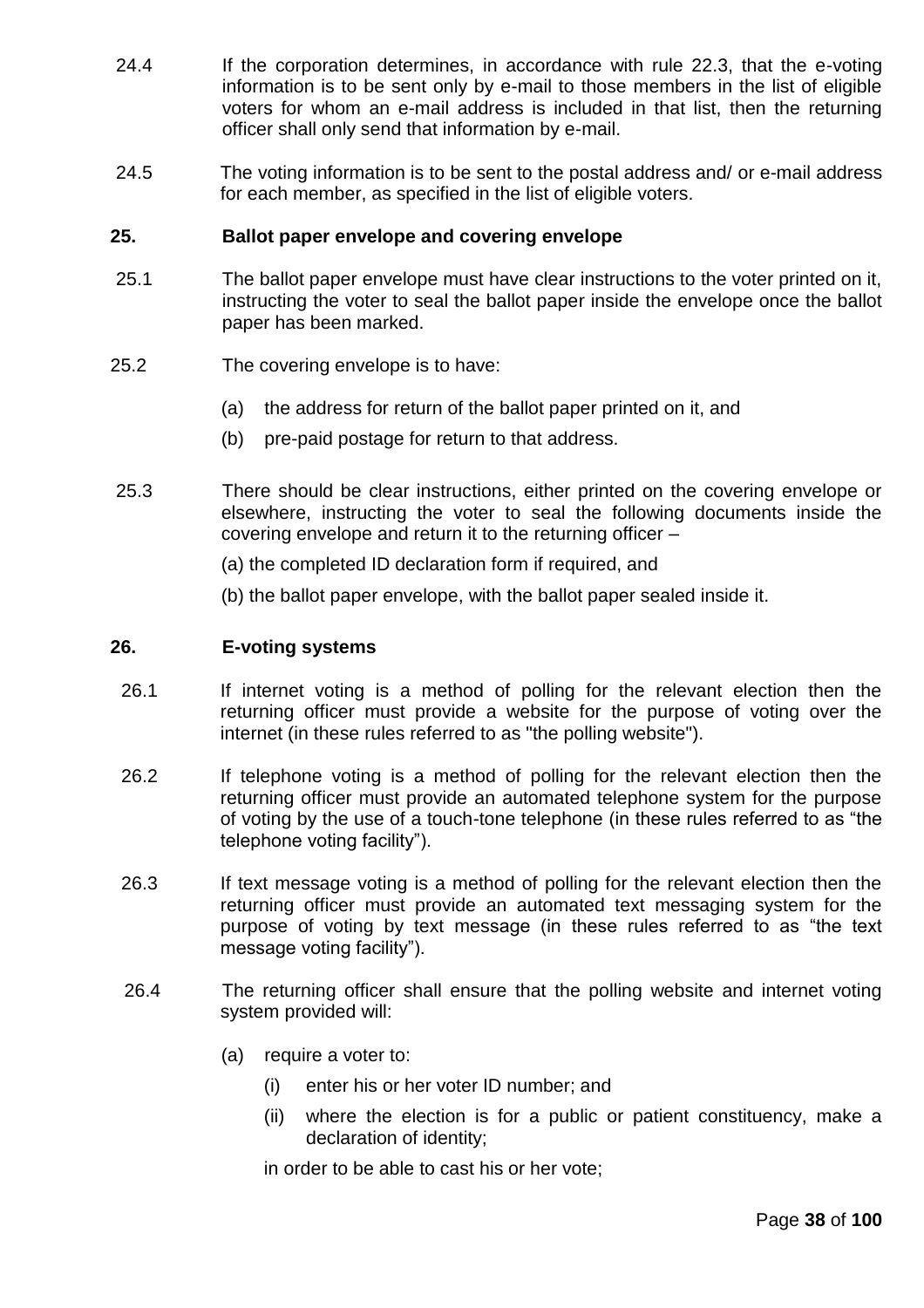24.4 If the corporation determines, in accordance with rule 22.3, that the e-voting information is to be sent only by e-mail to those members in the list of eligible voters for whom an e-mail address is included in that list, then the returning officer shall only send that information by e-mail.

24.5 The voting information is to be sent to the postal address and/ or e-mail address for each member, as specified in the list of eligible voters.

## 25. Ballot paper envelope and covering envelope

25.1 The ballot paper envelope must have clear instructions to the voter printed on it, instructing the voter to seal the ballot paper inside the envelope once the ballot paper has been marked.

25.2 The covering envelope is to have:

(a) the address for return of the ballot paper printed on it, and

(b) pre-paid postage for return to that address.

25.3 There should be clear instructions, either printed on the covering envelope or elsewhere, instructing the voter to seal the following documents inside the covering envelope and return it to the returning officer –

(a) the completed ID declaration form if required, and

(b) the ballot paper envelope, with the ballot paper sealed inside it.

## 26. E-voting systems

26.1 If internet voting is a method of polling for the relevant election then the returning officer must provide a website for the purpose of voting over the internet (in these rules referred to as "the polling website").

26.2 If telephone voting is a method of polling for the relevant election then the returning officer must provide an automated telephone system for the purpose of voting by the use of a touch-tone telephone (in these rules referred to as “the telephone voting facility”).

26.3 If text message voting is a method of polling for the relevant election then the returning officer must provide an automated text messaging system for the purpose of voting by text message (in these rules referred to as “the text message voting facility”).

26.4 The returning officer shall ensure that the polling website and internet voting system provided will:

(a) require a voter to:

(i) enter his or her voter ID number; and

(ii) where the election is for a public or patient constituency, make a declaration of identity;

in order to be able to cast his or her vote;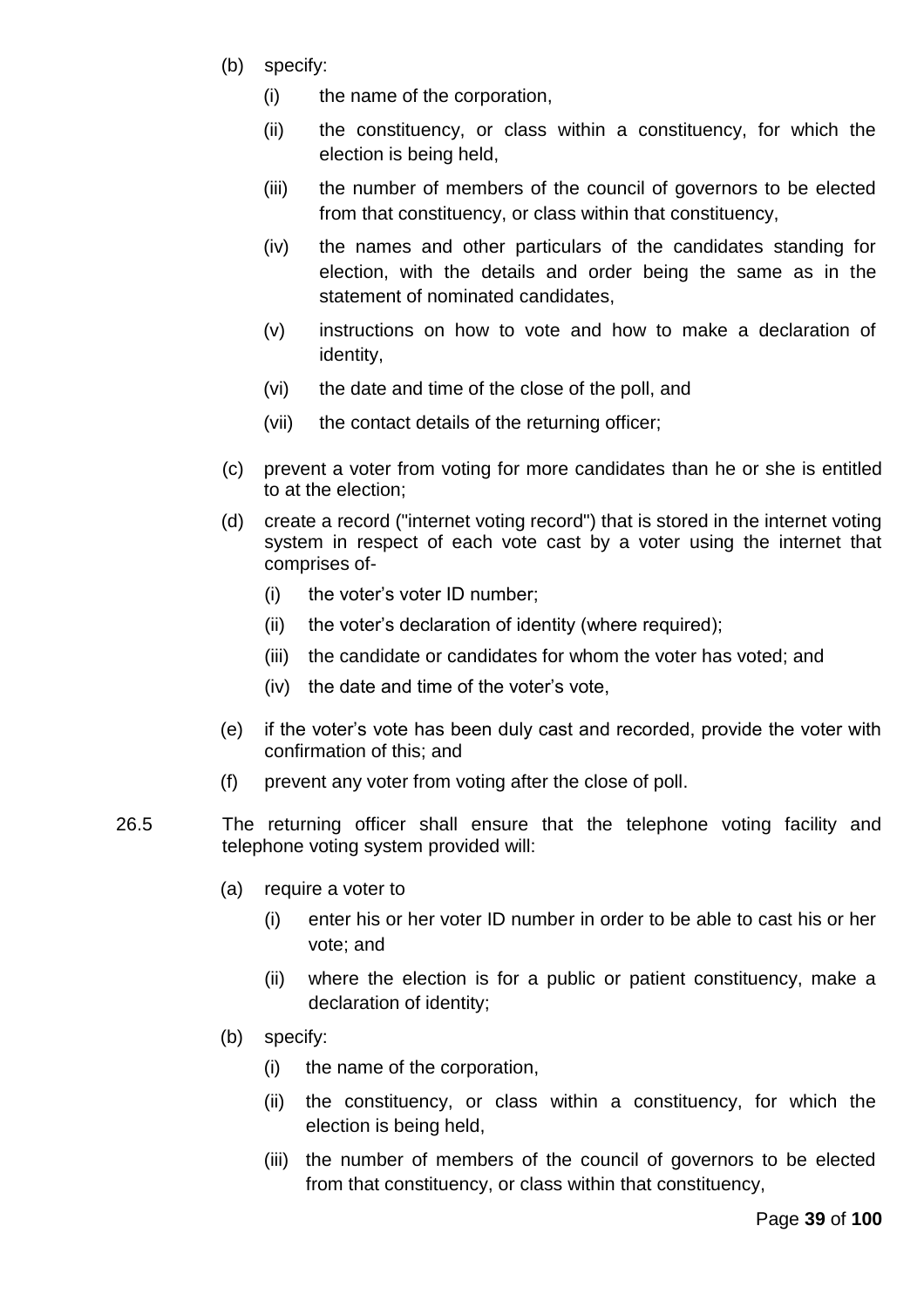(b) specify:

  (i) the name of the corporation,

  (ii) the constituency, or class within a constituency, for which the election is being held,

  (iii) the number of members of the council of governors to be elected from that constituency, or class within that constituency,

  (iv) the names and other particulars of the candidates standing for election, with the details and order being the same as in the statement of nominated candidates,

  (v) instructions on how to vote and how to make a declaration of identity,

  (vi) the date and time of the close of the poll, and

  (vii) the contact details of the returning officer;

(c) prevent a voter from voting for more candidates than he or she is entitled to at the election;

(d) create a record ("internet voting record") that is stored in the internet voting system in respect of each vote cast by a voter using the internet that comprises of-

  (i) the voter's voter ID number;

  (ii) the voter's declaration of identity (where required);

  (iii) the candidate or candidates for whom the voter has voted; and

  (iv) the date and time of the voter's vote,

(e) if the voter's vote has been duly cast and recorded, provide the voter with confirmation of this; and

(f) prevent any voter from voting after the close of poll.

26.5 The returning officer shall ensure that the telephone voting facility and telephone voting system provided will:

(a) require a voter to

  (i) enter his or her voter ID number in order to be able to cast his or her vote; and

  (ii) where the election is for a public or patient constituency, make a declaration of identity;

(b) specify:

  (i) the name of the corporation,

  (ii) the constituency, or class within a constituency, for which the election is being held,

  (iii) the number of members of the council of governors to be elected from that constituency, or class within that constituency,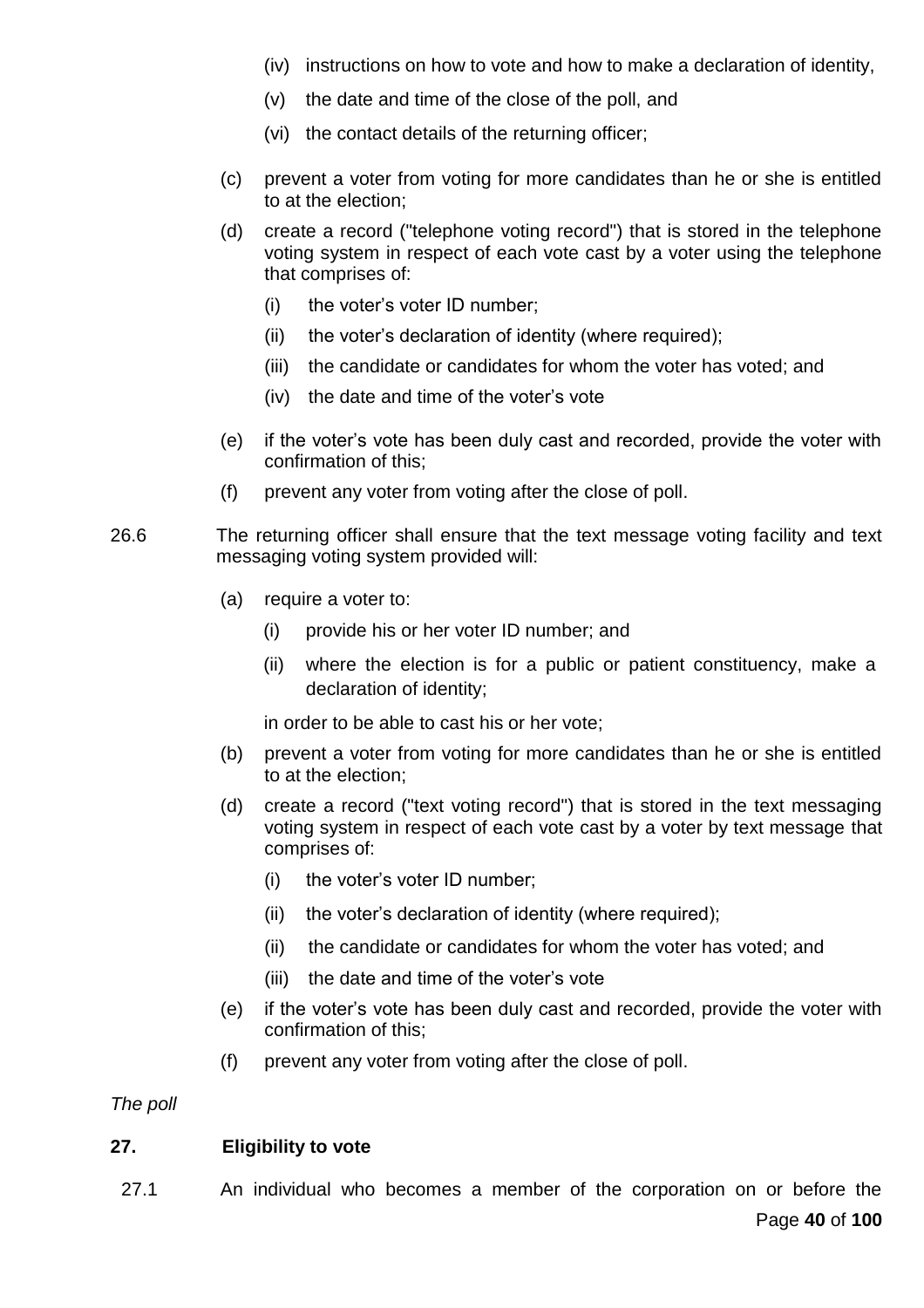(iv) instructions on how to vote and how to make a declaration of identity,

(v) the date and time of the close of the poll, and

(vi) the contact details of the returning officer;

(c) prevent a voter from voting for more candidates than he or she is entitled to at the election;

(d) create a record ("telephone voting record") that is stored in the telephone voting system in respect of each vote cast by a voter using the telephone that comprises of:

(i) the voter's voter ID number;

(ii) the voter's declaration of identity (where required);

(iii) the candidate or candidates for whom the voter has voted; and

(iv) the date and time of the voter's vote

(e) if the voter's vote has been duly cast and recorded, provide the voter with confirmation of this;

(f) prevent any voter from voting after the close of poll.

26.6 The returning officer shall ensure that the text message voting facility and text messaging voting system provided will:

(a) require a voter to:

(i) provide his or her voter ID number; and

(ii) where the election is for a public or patient constituency, make a declaration of identity;

in order to be able to cast his or her vote;

(b) prevent a voter from voting for more candidates than he or she is entitled to at the election;

(d) create a record ("text voting record") that is stored in the text messaging voting system in respect of each vote cast by a voter by text message that comprises of:

(i) the voter's voter ID number;

(ii) the voter's declaration of identity (where required);

(ii) the candidate or candidates for whom the voter has voted; and

(iii) the date and time of the voter's vote

(e) if the voter's vote has been duly cast and recorded, provide the voter with confirmation of this;

(f) prevent any voter from voting after the close of poll.

*The poll*

**27. Eligibility to vote**

27.1 An individual who becomes a member of the corporation on or before the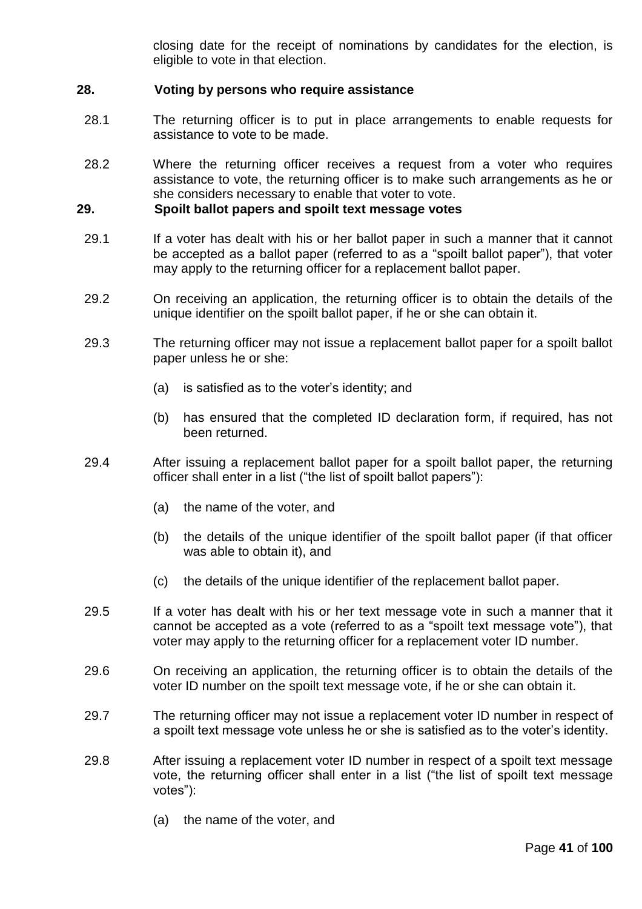closing date for the receipt of nominations by candidates for the election, is eligible to vote in that election.

## 28. Voting by persons who require assistance

28.1 The returning officer is to put in place arrangements to enable requests for assistance to vote to be made.

28.2 Where the returning officer receives a request from a voter who requires assistance to vote, the returning officer is to make such arrangements as he or she considers necessary to enable that voter to vote.

## 29. Spoilt ballot papers and spoilt text message votes

29.1 If a voter has dealt with his or her ballot paper in such a manner that it cannot be accepted as a ballot paper (referred to as a "spoilt ballot paper"), that voter may apply to the returning officer for a replacement ballot paper.

29.2 On receiving an application, the returning officer is to obtain the details of the unique identifier on the spoilt ballot paper, if he or she can obtain it.

29.3 The returning officer may not issue a replacement ballot paper for a spoilt ballot paper unless he or she:

(a) is satisfied as to the voter's identity; and

(b) has ensured that the completed ID declaration form, if required, has not been returned.

29.4 After issuing a replacement ballot paper for a spoilt ballot paper, the returning officer shall enter in a list ("the list of spoilt ballot papers"):

(a) the name of the voter, and

(b) the details of the unique identifier of the spoilt ballot paper (if that officer was able to obtain it), and

(c) the details of the unique identifier of the replacement ballot paper.

29.5 If a voter has dealt with his or her text message vote in such a manner that it cannot be accepted as a vote (referred to as a "spoilt text message vote"), that voter may apply to the returning officer for a replacement voter ID number.

29.6 On receiving an application, the returning officer is to obtain the details of the voter ID number on the spoilt text message vote, if he or she can obtain it.

29.7 The returning officer may not issue a replacement voter ID number in respect of a spoilt text message vote unless he or she is satisfied as to the voter's identity.

29.8 After issuing a replacement voter ID number in respect of a spoilt text message vote, the returning officer shall enter in a list ("the list of spoilt text message votes"):

(a) the name of the voter, and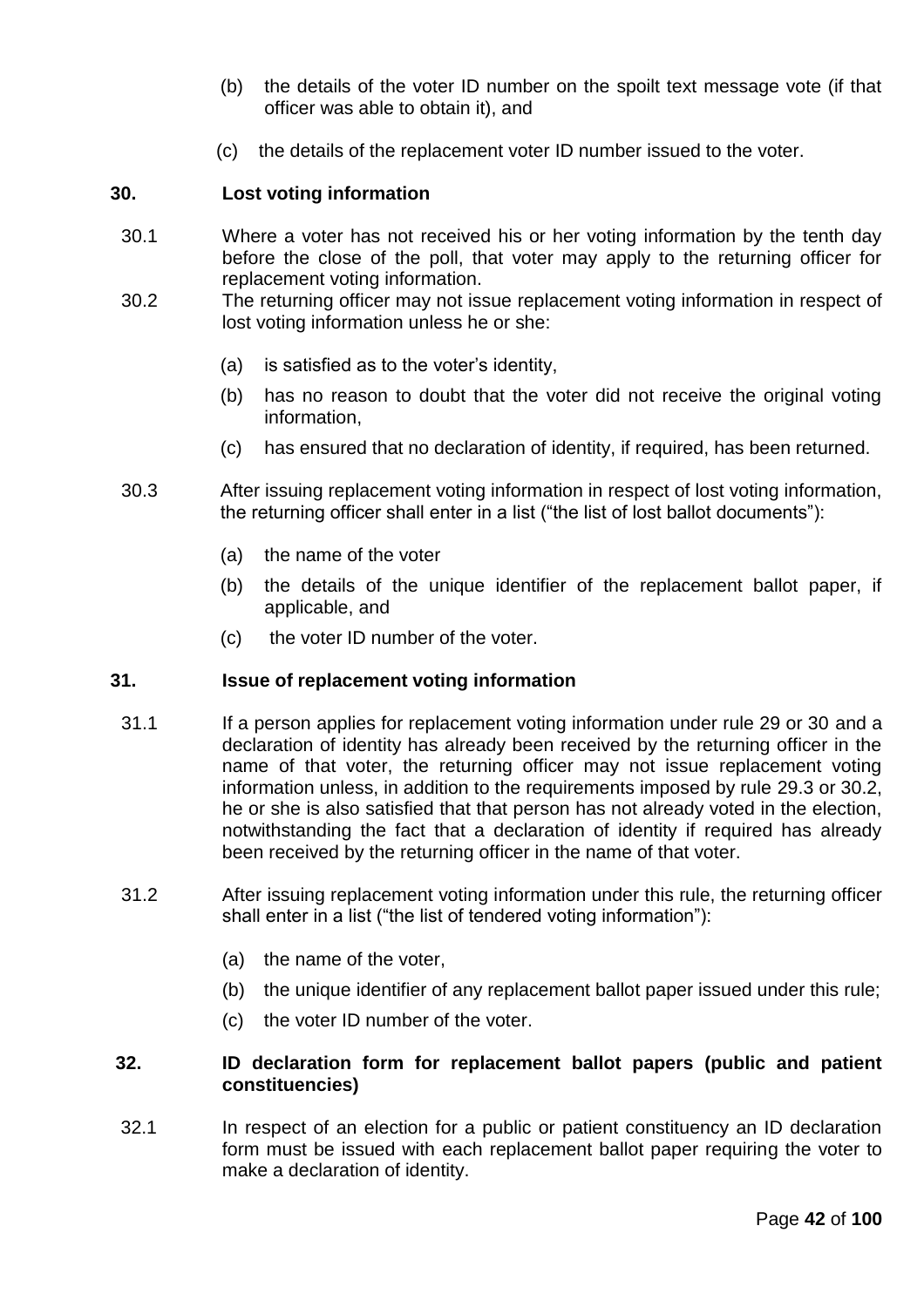(b) the details of the voter ID number on the spoilt text message vote (if that officer was able to obtain it), and

(c) the details of the replacement voter ID number issued to the voter.

### 30. Lost voting information

30.1 Where a voter has not received his or her voting information by the tenth day before the close of the poll, that voter may apply to the returning officer for replacement voting information.

30.2 The returning officer may not issue replacement voting information in respect of lost voting information unless he or she:

(a) is satisfied as to the voter's identity,

(b) has no reason to doubt that the voter did not receive the original voting information,

(c) has ensured that no declaration of identity, if required, has been returned.

30.3 After issuing replacement voting information in respect of lost voting information, the returning officer shall enter in a list ("the list of lost ballot documents"):

(a) the name of the voter

(b) the details of the unique identifier of the replacement ballot paper, if applicable, and

(c) the voter ID number of the voter.

### 31. Issue of replacement voting information

31.1 If a person applies for replacement voting information under rule 29 or 30 and a declaration of identity has already been received by the returning officer in the name of that voter, the returning officer may not issue replacement voting information unless, in addition to the requirements imposed by rule 29.3 or 30.2, he or she is also satisfied that that person has not already voted in the election, notwithstanding the fact that a declaration of identity if required has already been received by the returning officer in the name of that voter.

31.2 After issuing replacement voting information under this rule, the returning officer shall enter in a list ("the list of tendered voting information"):

(a) the name of the voter,

(b) the unique identifier of any replacement ballot paper issued under this rule;

(c) the voter ID number of the voter.

### 32. ID declaration form for replacement ballot papers (public and patient constituencies)

32.1 In respect of an election for a public or patient constituency an ID declaration form must be issued with each replacement ballot paper requiring the voter to make a declaration of identity.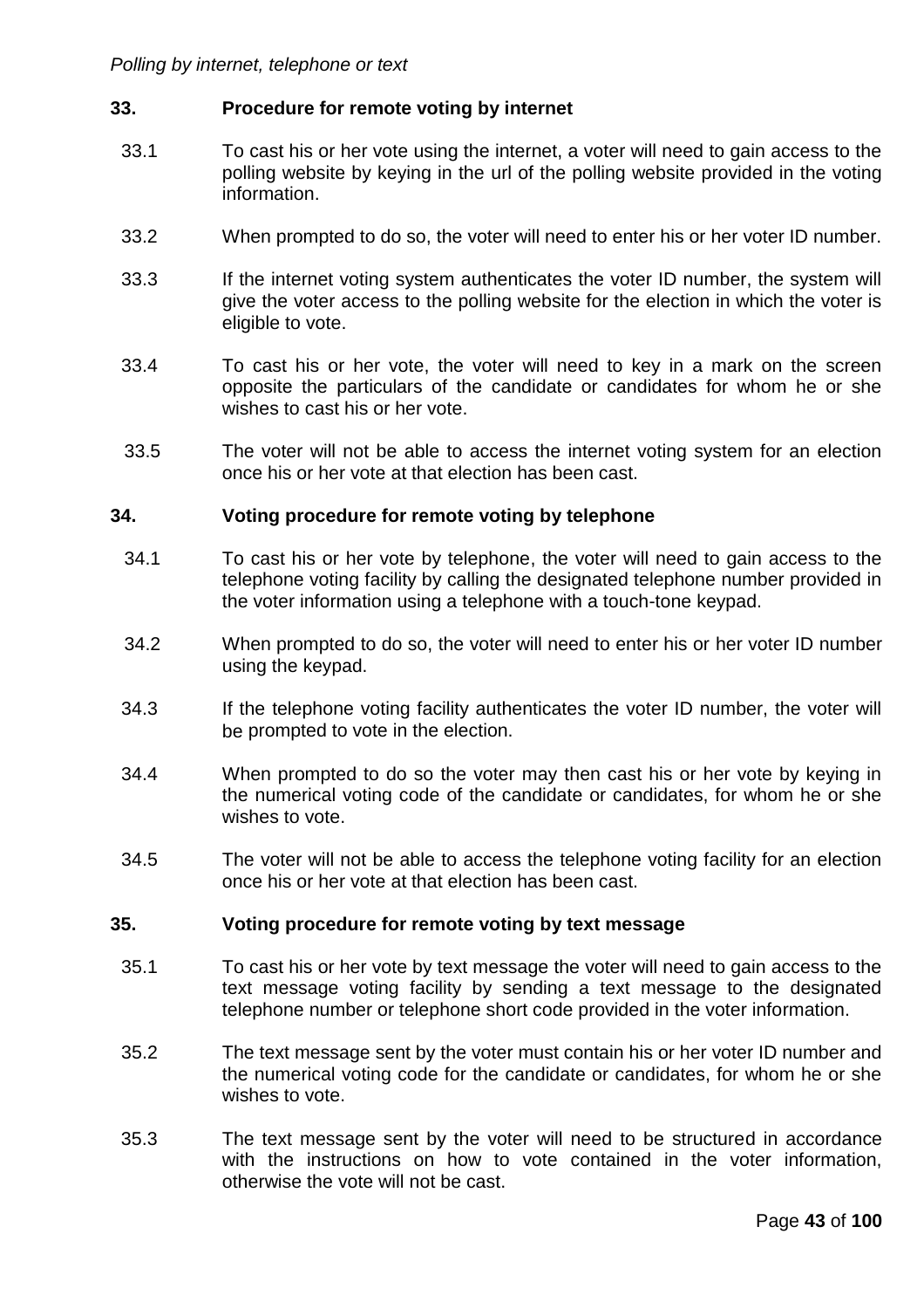*Polling by internet, telephone or text*

**33. Procedure for remote voting by internet**

33.1 To cast his or her vote using the internet, a voter will need to gain access to the polling website by keying in the url of the polling website provided in the voting information.

33.2 When prompted to do so, the voter will need to enter his or her voter ID number.

33.3 If the internet voting system authenticates the voter ID number, the system will give the voter access to the polling website for the election in which the voter is eligible to vote.

33.4 To cast his or her vote, the voter will need to key in a mark on the screen opposite the particulars of the candidate or candidates for whom he or she wishes to cast his or her vote.

33.5 The voter will not be able to access the internet voting system for an election once his or her vote at that election has been cast.

**34. Voting procedure for remote voting by telephone**

34.1 To cast his or her vote by telephone, the voter will need to gain access to the telephone voting facility by calling the designated telephone number provided in the voter information using a telephone with a touch-tone keypad.

34.2 When prompted to do so, the voter will need to enter his or her voter ID number using the keypad.

34.3 If the telephone voting facility authenticates the voter ID number, the voter will be prompted to vote in the election.

34.4 When prompted to do so the voter may then cast his or her vote by keying in the numerical voting code of the candidate or candidates, for whom he or she wishes to vote.

34.5 The voter will not be able to access the telephone voting facility for an election once his or her vote at that election has been cast.

**35. Voting procedure for remote voting by text message**

35.1 To cast his or her vote by text message the voter will need to gain access to the text message voting facility by sending a text message to the designated telephone number or telephone short code provided in the voter information.

35.2 The text message sent by the voter must contain his or her voter ID number and the numerical voting code for the candidate or candidates, for whom he or she wishes to vote.

35.3 The text message sent by the voter will need to be structured in accordance with the instructions on how to vote contained in the voter information, otherwise the vote will not be cast.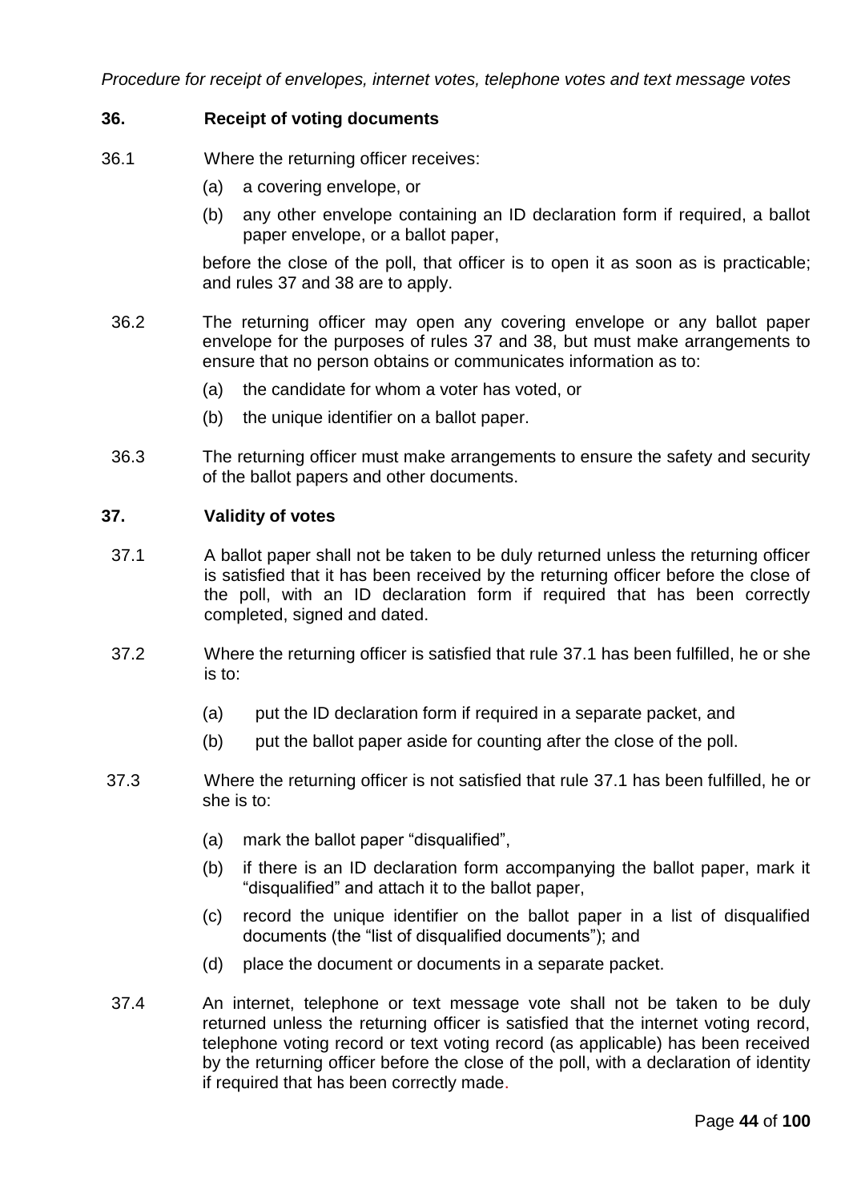*Procedure for receipt of envelopes, internet votes, telephone votes and text message votes*

### 36. Receipt of voting documents

36.1 Where the returning officer receives:

(a) a covering envelope, or

(b) any other envelope containing an ID declaration form if required, a ballot paper envelope, or a ballot paper,

before the close of the poll, that officer is to open it as soon as is practicable; and rules 37 and 38 are to apply.

36.2 The returning officer may open any covering envelope or any ballot paper envelope for the purposes of rules 37 and 38, but must make arrangements to ensure that no person obtains or communicates information as to:

(a) the candidate for whom a voter has voted, or

(b) the unique identifier on a ballot paper.

36.3 The returning officer must make arrangements to ensure the safety and security of the ballot papers and other documents.

### 37. Validity of votes

37.1 A ballot paper shall not be taken to be duly returned unless the returning officer is satisfied that it has been received by the returning officer before the close of the poll, with an ID declaration form if required that has been correctly completed, signed and dated.

37.2 Where the returning officer is satisfied that rule 37.1 has been fulfilled, he or she is to:

(a) put the ID declaration form if required in a separate packet, and

(b) put the ballot paper aside for counting after the close of the poll.

37.3 Where the returning officer is not satisfied that rule 37.1 has been fulfilled, he or she is to:

(a) mark the ballot paper "disqualified",

(b) if there is an ID declaration form accompanying the ballot paper, mark it "disqualified" and attach it to the ballot paper,

(c) record the unique identifier on the ballot paper in a list of disqualified documents (the "list of disqualified documents"); and

(d) place the document or documents in a separate packet.

37.4 An internet, telephone or text message vote shall not be taken to be duly returned unless the returning officer is satisfied that the internet voting record, telephone voting record or text voting record (as applicable) has been received by the returning officer before the close of the poll, with a declaration of identity if required that has been correctly made.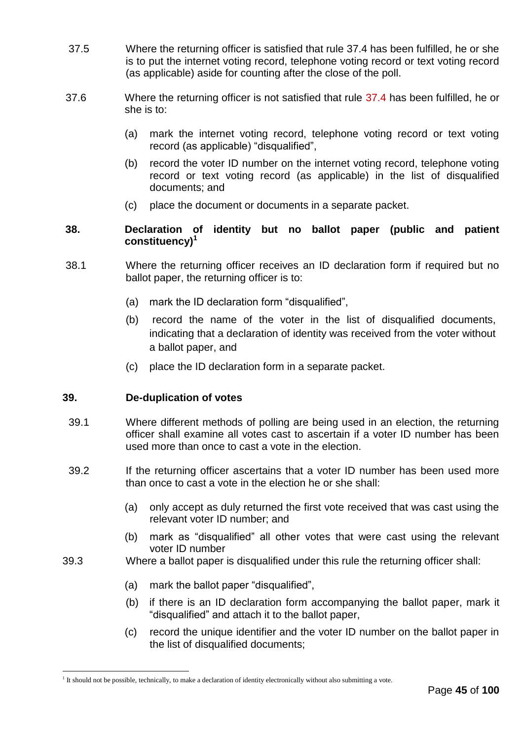37.5 Where the returning officer is satisfied that rule 37.4 has been fulfilled, he or she is to put the internet voting record, telephone voting record or text voting record (as applicable) aside for counting after the close of the poll.

37.6 Where the returning officer is not satisfied that rule 37.4 has been fulfilled, he or she is to:

(a) mark the internet voting record, telephone voting record or text voting record (as applicable) "disqualified",

(b) record the voter ID number on the internet voting record, telephone voting record or text voting record (as applicable) in the list of disqualified documents; and

(c) place the document or documents in a separate packet.

### 38. Declaration of identity but no ballot paper (public and patient constituency)[1]

38.1 Where the returning officer receives an ID declaration form if required but no ballot paper, the returning officer is to:

(a) mark the ID declaration form "disqualified",

(b) record the name of the voter in the list of disqualified documents, indicating that a declaration of identity was received from the voter without a ballot paper, and

(c) place the ID declaration form in a separate packet.

### 39. De-duplication of votes

39.1 Where different methods of polling are being used in an election, the returning officer shall examine all votes cast to ascertain if a voter ID number has been used more than once to cast a vote in the election.

39.2 If the returning officer ascertains that a voter ID number has been used more than once to cast a vote in the election he or she shall:

(a) only accept as duly returned the first vote received that was cast using the relevant voter ID number; and

(b) mark as "disqualified" all other votes that were cast using the relevant voter ID number

39.3 Where a ballot paper is disqualified under this rule the returning officer shall:

(a) mark the ballot paper "disqualified",

(b) if there is an ID declaration form accompanying the ballot paper, mark it "disqualified" and attach it to the ballot paper,

(c) record the unique identifier and the voter ID number on the ballot paper in the list of disqualified documents;

[1] It should not be possible, technically, to make a declaration of identity electronically without also submitting a vote.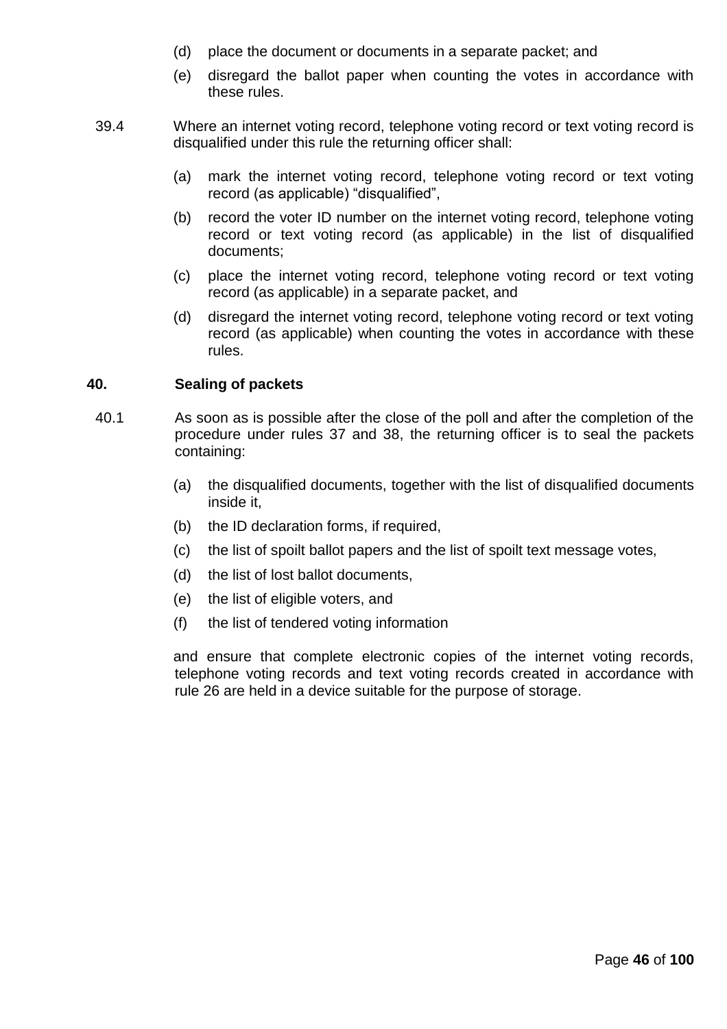(d) place the document or documents in a separate packet; and

(e) disregard the ballot paper when counting the votes in accordance with these rules.

39.4 Where an internet voting record, telephone voting record or text voting record is disqualified under this rule the returning officer shall:

(a) mark the internet voting record, telephone voting record or text voting record (as applicable) “disqualified”,

(b) record the voter ID number on the internet voting record, telephone voting record or text voting record (as applicable) in the list of disqualified documents;

(c) place the internet voting record, telephone voting record or text voting record (as applicable) in a separate packet, and

(d) disregard the internet voting record, telephone voting record or text voting record (as applicable) when counting the votes in accordance with these rules.

## 40. Sealing of packets

40.1 As soon as is possible after the close of the poll and after the completion of the procedure under rules 37 and 38, the returning officer is to seal the packets containing:

(a) the disqualified documents, together with the list of disqualified documents inside it,

(b) the ID declaration forms, if required,

(c) the list of spoilt ballot papers and the list of spoilt text message votes,

(d) the list of lost ballot documents,

(e) the list of eligible voters, and

(f) the list of tendered voting information

and ensure that complete electronic copies of the internet voting records, telephone voting records and text voting records created in accordance with rule 26 are held in a device suitable for the purpose of storage.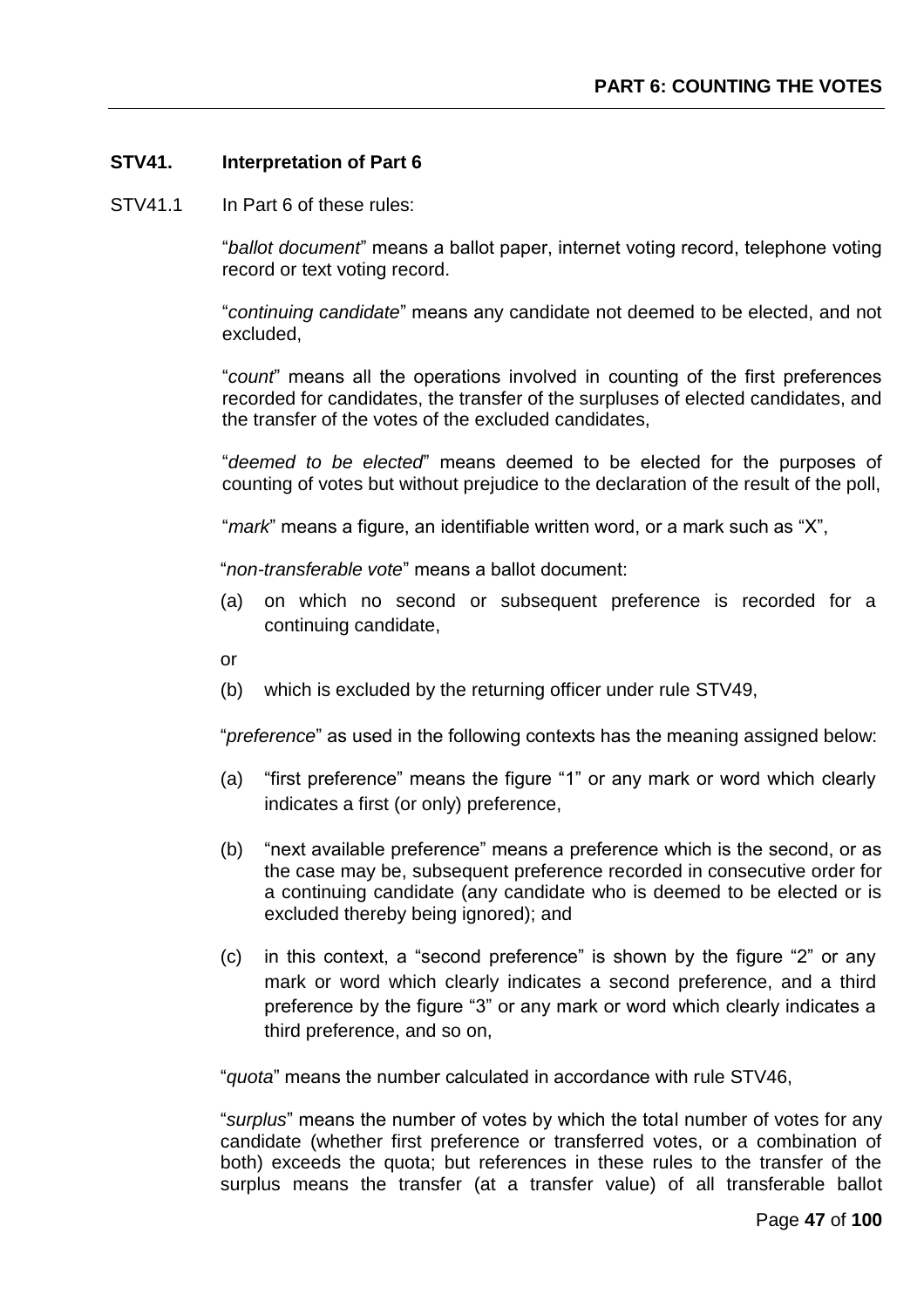### STV41. Interpretation of Part 6

STV41.1 In Part 6 of these rules:

"*ballot document*" means a ballot paper, internet voting record, telephone voting record or text voting record.

"*continuing candidate*" means any candidate not deemed to be elected, and not excluded,

"*count*" means all the operations involved in counting of the first preferences recorded for candidates, the transfer of the surpluses of elected candidates, and the transfer of the votes of the excluded candidates,

"*deemed to be elected*" means deemed to be elected for the purposes of counting of votes but without prejudice to the declaration of the result of the poll,

"*mark*" means a figure, an identifiable written word, or a mark such as "X",

"*non-transferable vote*" means a ballot document:

(a) on which no second or subsequent preference is recorded for a continuing candidate,

or

(b) which is excluded by the returning officer under rule STV49,

"*preference*" as used in the following contexts has the meaning assigned below:

(a) "first preference" means the figure "1" or any mark or word which clearly indicates a first (or only) preference,

(b) "next available preference" means a preference which is the second, or as the case may be, subsequent preference recorded in consecutive order for a continuing candidate (any candidate who is deemed to be elected or is excluded thereby being ignored); and

(c) in this context, a "second preference" is shown by the figure "2" or any mark or word which clearly indicates a second preference, and a third preference by the figure "3" or any mark or word which clearly indicates a third preference, and so on,

"*quota*" means the number calculated in accordance with rule STV46,

"*surplus*" means the number of votes by which the total number of votes for any candidate (whether first preference or transferred votes, or a combination of both) exceeds the quota; but references in these rules to the transfer of the surplus means the transfer (at a transfer value) of all transferable ballot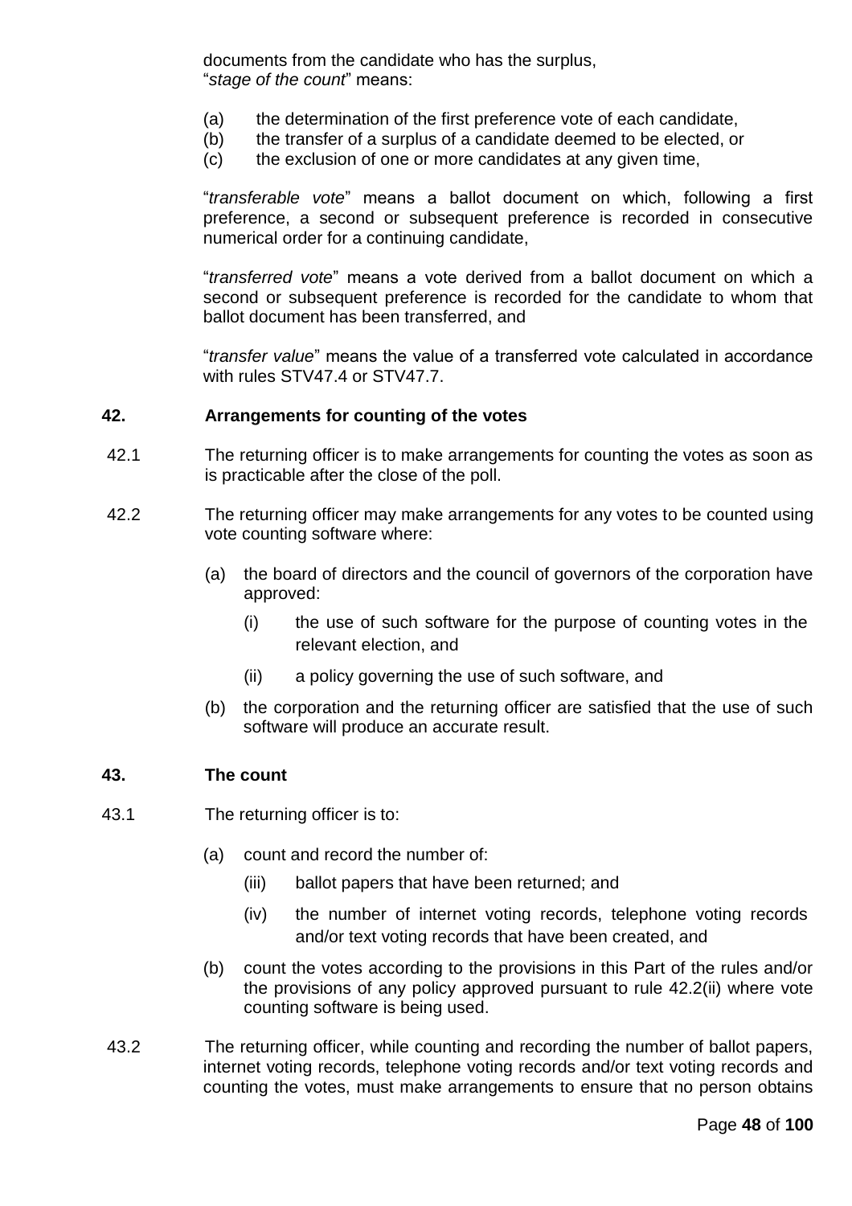documents from the candidate who has the surplus,
"*stage of the count*" means:

(a) the determination of the first preference vote of each candidate,
(b) the transfer of a surplus of a candidate deemed to be elected, or
(c) the exclusion of one or more candidates at any given time,

"*transferable vote*" means a ballot document on which, following a first preference, a second or subsequent preference is recorded in consecutive numerical order for a continuing candidate,

"*transferred vote*" means a vote derived from a ballot document on which a second or subsequent preference is recorded for the candidate to whom that ballot document has been transferred, and

"*transfer value*" means the value of a transferred vote calculated in accordance with rules STV47.4 or STV47.7.

## 42. Arrangements for counting of the votes

42.1 The returning officer is to make arrangements for counting the votes as soon as is practicable after the close of the poll.

42.2 The returning officer may make arrangements for any votes to be counted using vote counting software where:

(a) the board of directors and the council of governors of the corporation have approved:

(i) the use of such software for the purpose of counting votes in the relevant election, and

(ii) a policy governing the use of such software, and

(b) the corporation and the returning officer are satisfied that the use of such software will produce an accurate result.

## 43. The count

43.1 The returning officer is to:

(a) count and record the number of:

(iii) ballot papers that have been returned; and

(iv) the number of internet voting records, telephone voting records and/or text voting records that have been created, and

(b) count the votes according to the provisions in this Part of the rules and/or the provisions of any policy approved pursuant to rule 42.2(ii) where vote counting software is being used.

43.2 The returning officer, while counting and recording the number of ballot papers, internet voting records, telephone voting records and/or text voting records and counting the votes, must make arrangements to ensure that no person obtains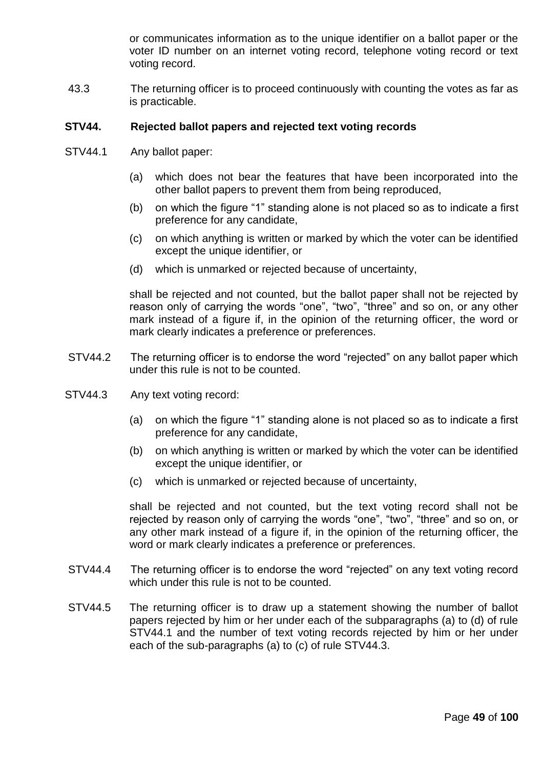or communicates information as to the unique identifier on a ballot paper or the voter ID number on an internet voting record, telephone voting record or text voting record.

43.3 The returning officer is to proceed continuously with counting the votes as far as is practicable.

### STV44. Rejected ballot papers and rejected text voting records

STV44.1 Any ballot paper:

(a) which does not bear the features that have been incorporated into the other ballot papers to prevent them from being reproduced,

(b) on which the figure "1" standing alone is not placed so as to indicate a first preference for any candidate,

(c) on which anything is written or marked by which the voter can be identified except the unique identifier, or

(d) which is unmarked or rejected because of uncertainty,

shall be rejected and not counted, but the ballot paper shall not be rejected by reason only of carrying the words "one", "two", "three" and so on, or any other mark instead of a figure if, in the opinion of the returning officer, the word or mark clearly indicates a preference or preferences.

STV44.2 The returning officer is to endorse the word "rejected" on any ballot paper which under this rule is not to be counted.

STV44.3 Any text voting record:

(a) on which the figure "1" standing alone is not placed so as to indicate a first preference for any candidate,

(b) on which anything is written or marked by which the voter can be identified except the unique identifier, or

(c) which is unmarked or rejected because of uncertainty,

shall be rejected and not counted, but the text voting record shall not be rejected by reason only of carrying the words "one", "two", "three" and so on, or any other mark instead of a figure if, in the opinion of the returning officer, the word or mark clearly indicates a preference or preferences.

STV44.4 The returning officer is to endorse the word "rejected" on any text voting record which under this rule is not to be counted.

STV44.5 The returning officer is to draw up a statement showing the number of ballot papers rejected by him or her under each of the subparagraphs (a) to (d) of rule STV44.1 and the number of text voting records rejected by him or her under each of the sub-paragraphs (a) to (c) of rule STV44.3.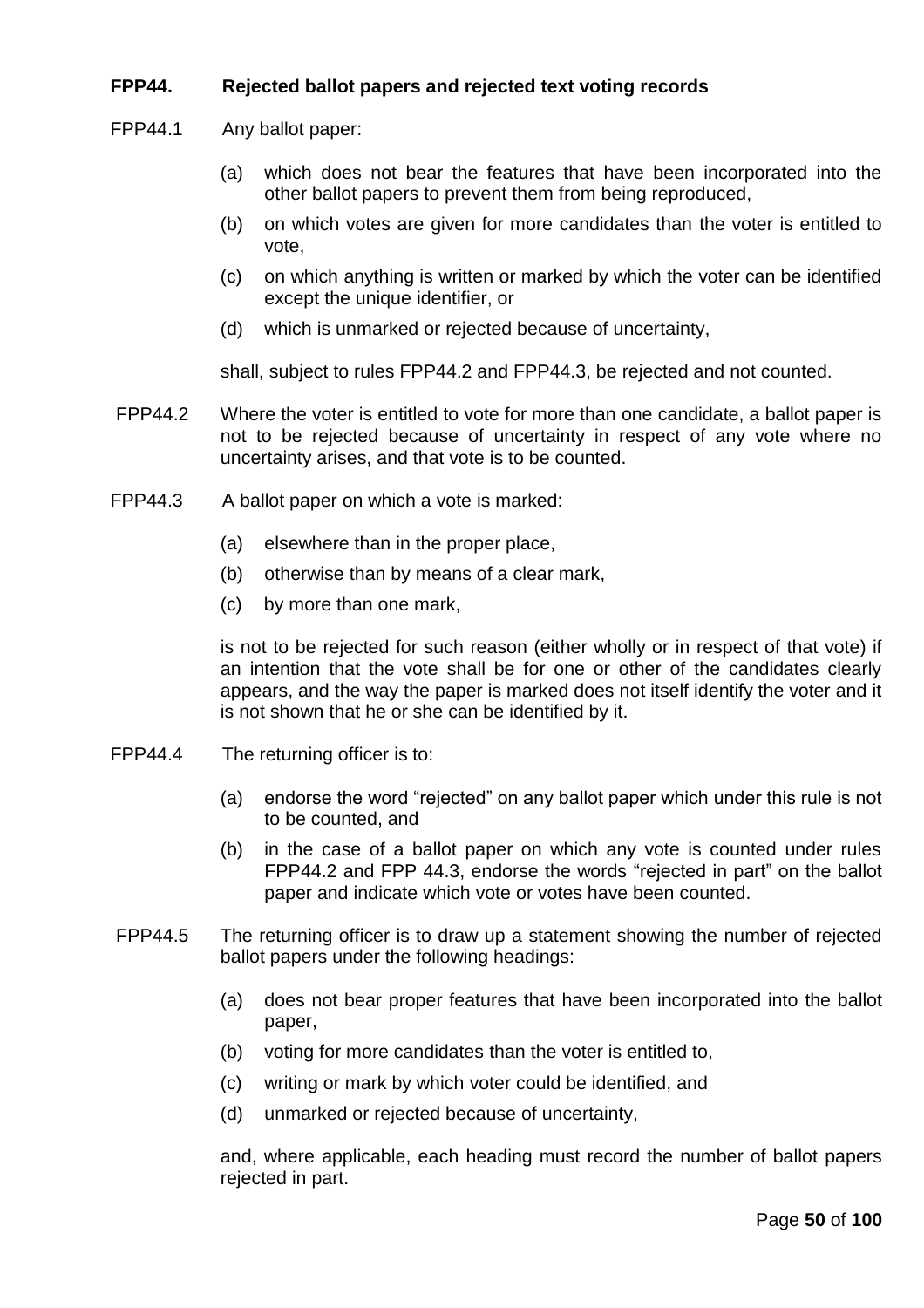**FPP44. Rejected ballot papers and rejected text voting records**

FPP44.1 Any ballot paper:

(a) which does not bear the features that have been incorporated into the other ballot papers to prevent them from being reproduced,

(b) on which votes are given for more candidates than the voter is entitled to vote,

(c) on which anything is written or marked by which the voter can be identified except the unique identifier, or

(d) which is unmarked or rejected because of uncertainty,

shall, subject to rules FPP44.2 and FPP44.3, be rejected and not counted.

FPP44.2 Where the voter is entitled to vote for more than one candidate, a ballot paper is not to be rejected because of uncertainty in respect of any vote where no uncertainty arises, and that vote is to be counted.

FPP44.3 A ballot paper on which a vote is marked:

(a) elsewhere than in the proper place,

(b) otherwise than by means of a clear mark,

(c) by more than one mark,

is not to be rejected for such reason (either wholly or in respect of that vote) if an intention that the vote shall be for one or other of the candidates clearly appears, and the way the paper is marked does not itself identify the voter and it is not shown that he or she can be identified by it.

FPP44.4 The returning officer is to:

(a) endorse the word "rejected" on any ballot paper which under this rule is not to be counted, and

(b) in the case of a ballot paper on which any vote is counted under rules FPP44.2 and FPP 44.3, endorse the words "rejected in part" on the ballot paper and indicate which vote or votes have been counted.

FPP44.5 The returning officer is to draw up a statement showing the number of rejected ballot papers under the following headings:

(a) does not bear proper features that have been incorporated into the ballot paper,

(b) voting for more candidates than the voter is entitled to,

(c) writing or mark by which voter could be identified, and

(d) unmarked or rejected because of uncertainty,

and, where applicable, each heading must record the number of ballot papers rejected in part.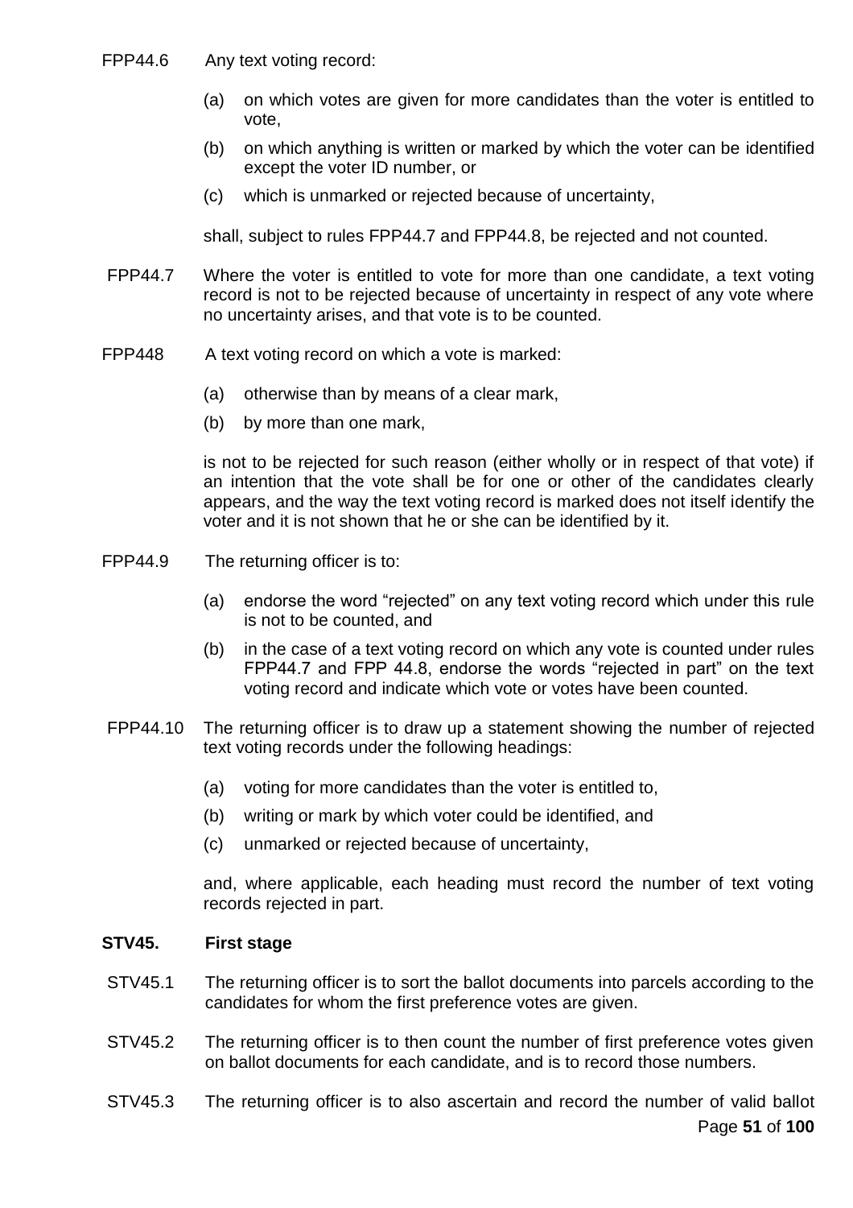FPP44.6 Any text voting record:

- (a) on which votes are given for more candidates than the voter is entitled to vote,
- (b) on which anything is written or marked by which the voter can be identified except the voter ID number, or
- (c) which is unmarked or rejected because of uncertainty,

shall, subject to rules FPP44.7 and FPP44.8, be rejected and not counted.

FPP44.7 Where the voter is entitled to vote for more than one candidate, a text voting record is not to be rejected because of uncertainty in respect of any vote where no uncertainty arises, and that vote is to be counted.

FPP448 A text voting record on which a vote is marked:

- (a) otherwise than by means of a clear mark,
- (b) by more than one mark,

is not to be rejected for such reason (either wholly or in respect of that vote) if an intention that the vote shall be for one or other of the candidates clearly appears, and the way the text voting record is marked does not itself identify the voter and it is not shown that he or she can be identified by it.

FPP44.9 The returning officer is to:

- (a) endorse the word "rejected" on any text voting record which under this rule is not to be counted, and
- (b) in the case of a text voting record on which any vote is counted under rules FPP44.7 and FPP 44.8, endorse the words "rejected in part" on the text voting record and indicate which vote or votes have been counted.

FPP44.10 The returning officer is to draw up a statement showing the number of rejected text voting records under the following headings:

- (a) voting for more candidates than the voter is entitled to,
- (b) writing or mark by which voter could be identified, and
- (c) unmarked or rejected because of uncertainty,

and, where applicable, each heading must record the number of text voting records rejected in part.

**STV45. First stage**

STV45.1 The returning officer is to sort the ballot documents into parcels according to the candidates for whom the first preference votes are given.

STV45.2 The returning officer is to then count the number of first preference votes given on ballot documents for each candidate, and is to record those numbers.

STV45.3 The returning officer is to also ascertain and record the number of valid ballot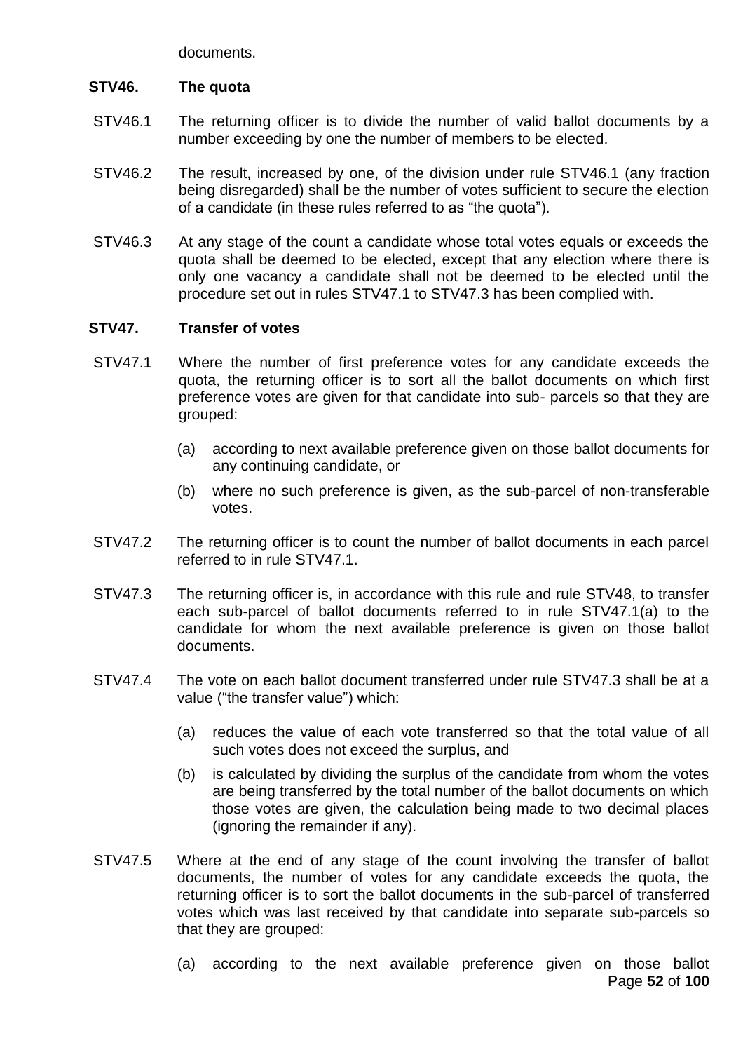documents.

### STV46. The quota

STV46.1 The returning officer is to divide the number of valid ballot documents by a number exceeding by one the number of members to be elected.

STV46.2 The result, increased by one, of the division under rule STV46.1 (any fraction being disregarded) shall be the number of votes sufficient to secure the election of a candidate (in these rules referred to as "the quota").

STV46.3 At any stage of the count a candidate whose total votes equals or exceeds the quota shall be deemed to be elected, except that any election where there is only one vacancy a candidate shall not be deemed to be elected until the procedure set out in rules STV47.1 to STV47.3 has been complied with.

### STV47. Transfer of votes

STV47.1 Where the number of first preference votes for any candidate exceeds the quota, the returning officer is to sort all the ballot documents on which first preference votes are given for that candidate into sub- parcels so that they are grouped:

(a) according to next available preference given on those ballot documents for any continuing candidate, or

(b) where no such preference is given, as the sub-parcel of non-transferable votes.

STV47.2 The returning officer is to count the number of ballot documents in each parcel referred to in rule STV47.1.

STV47.3 The returning officer is, in accordance with this rule and rule STV48, to transfer each sub-parcel of ballot documents referred to in rule STV47.1(a) to the candidate for whom the next available preference is given on those ballot documents.

STV47.4 The vote on each ballot document transferred under rule STV47.3 shall be at a value ("the transfer value") which:

(a) reduces the value of each vote transferred so that the total value of all such votes does not exceed the surplus, and

(b) is calculated by dividing the surplus of the candidate from whom the votes are being transferred by the total number of the ballot documents on which those votes are given, the calculation being made to two decimal places (ignoring the remainder if any).

STV47.5 Where at the end of any stage of the count involving the transfer of ballot documents, the number of votes for any candidate exceeds the quota, the returning officer is to sort the ballot documents in the sub-parcel of transferred votes which was last received by that candidate into separate sub-parcels so that they are grouped:

(a) according to the next available preference given on those ballot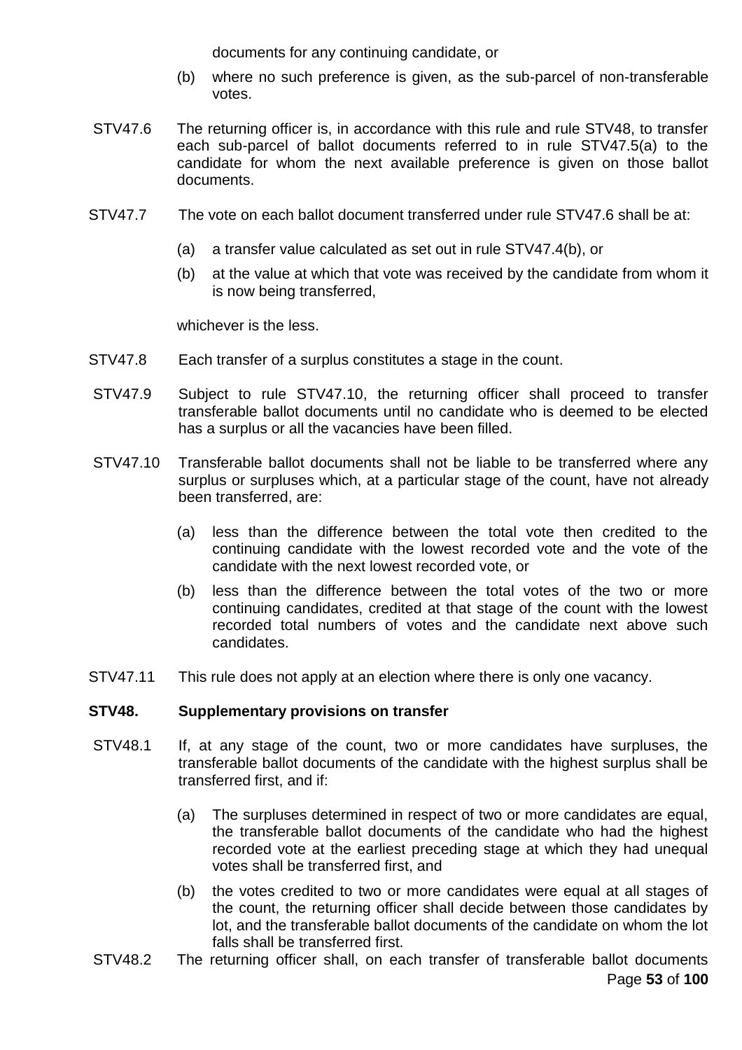documents for any continuing candidate, or

(b) where no such preference is given, as the sub-parcel of non-transferable votes.

STV47.6 The returning officer is, in accordance with this rule and rule STV48, to transfer each sub-parcel of ballot documents referred to in rule STV47.5(a) to the candidate for whom the next available preference is given on those ballot documents.

STV47.7 The vote on each ballot document transferred under rule STV47.6 shall be at:

(a) a transfer value calculated as set out in rule STV47.4(b), or

(b) at the value at which that vote was received by the candidate from whom it is now being transferred,

whichever is the less.

STV47.8 Each transfer of a surplus constitutes a stage in the count.

STV47.9 Subject to rule STV47.10, the returning officer shall proceed to transfer transferable ballot documents until no candidate who is deemed to be elected has a surplus or all the vacancies have been filled.

STV47.10 Transferable ballot documents shall not be liable to be transferred where any surplus or surpluses which, at a particular stage of the count, have not already been transferred, are:

(a) less than the difference between the total vote then credited to the continuing candidate with the lowest recorded vote and the vote of the candidate with the next lowest recorded vote, or

(b) less than the difference between the total votes of the two or more continuing candidates, credited at that stage of the count with the lowest recorded total numbers of votes and the candidate next above such candidates.

STV47.11 This rule does not apply at an election where there is only one vacancy.

**STV48. Supplementary provisions on transfer**

STV48.1 If, at any stage of the count, two or more candidates have surpluses, the transferable ballot documents of the candidate with the highest surplus shall be transferred first, and if:

(a) The surpluses determined in respect of two or more candidates are equal, the transferable ballot documents of the candidate who had the highest recorded vote at the earliest preceding stage at which they had unequal votes shall be transferred first, and

(b) the votes credited to two or more candidates were equal at all stages of the count, the returning officer shall decide between those candidates by lot, and the transferable ballot documents of the candidate on whom the lot falls shall be transferred first.

STV48.2 The returning officer shall, on each transfer of transferable ballot documents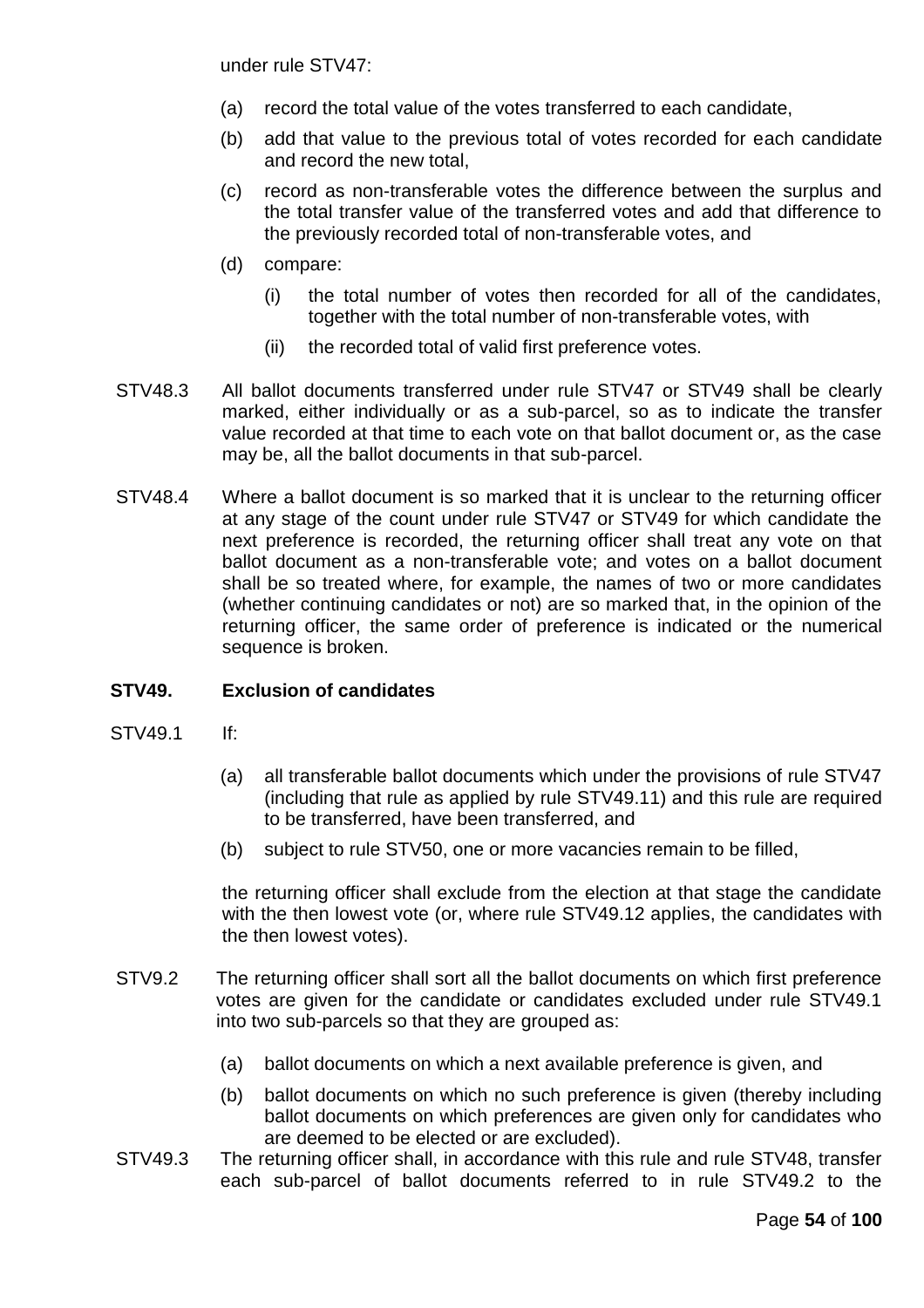under rule STV47:

- (a) record the total value of the votes transferred to each candidate,
- (b) add that value to the previous total of votes recorded for each candidate and record the new total,
- (c) record as non-transferable votes the difference between the surplus and the total transfer value of the transferred votes and add that difference to the previously recorded total of non-transferable votes, and
- (d) compare:
  - (i) the total number of votes then recorded for all of the candidates, together with the total number of non-transferable votes, with
  - (ii) the recorded total of valid first preference votes.

STV48.3 All ballot documents transferred under rule STV47 or STV49 shall be clearly marked, either individually or as a sub-parcel, so as to indicate the transfer value recorded at that time to each vote on that ballot document or, as the case may be, all the ballot documents in that sub-parcel.

STV48.4 Where a ballot document is so marked that it is unclear to the returning officer at any stage of the count under rule STV47 or STV49 for which candidate the next preference is recorded, the returning officer shall treat any vote on that ballot document as a non-transferable vote; and votes on a ballot document shall be so treated where, for example, the names of two or more candidates (whether continuing candidates or not) are so marked that, in the opinion of the returning officer, the same order of preference is indicated or the numerical sequence is broken.

**STV49. Exclusion of candidates**

STV49.1 If:

- (a) all transferable ballot documents which under the provisions of rule STV47 (including that rule as applied by rule STV49.11) and this rule are required to be transferred, have been transferred, and
- (b) subject to rule STV50, one or more vacancies remain to be filled,

the returning officer shall exclude from the election at that stage the candidate with the then lowest vote (or, where rule STV49.12 applies, the candidates with the then lowest votes).

STV9.2 The returning officer shall sort all the ballot documents on which first preference votes are given for the candidate or candidates excluded under rule STV49.1 into two sub-parcels so that they are grouped as:

- (a) ballot documents on which a next available preference is given, and
- (b) ballot documents on which no such preference is given (thereby including ballot documents on which preferences are given only for candidates who are deemed to be elected or are excluded).

STV49.3 The returning officer shall, in accordance with this rule and rule STV48, transfer each sub-parcel of ballot documents referred to in rule STV49.2 to the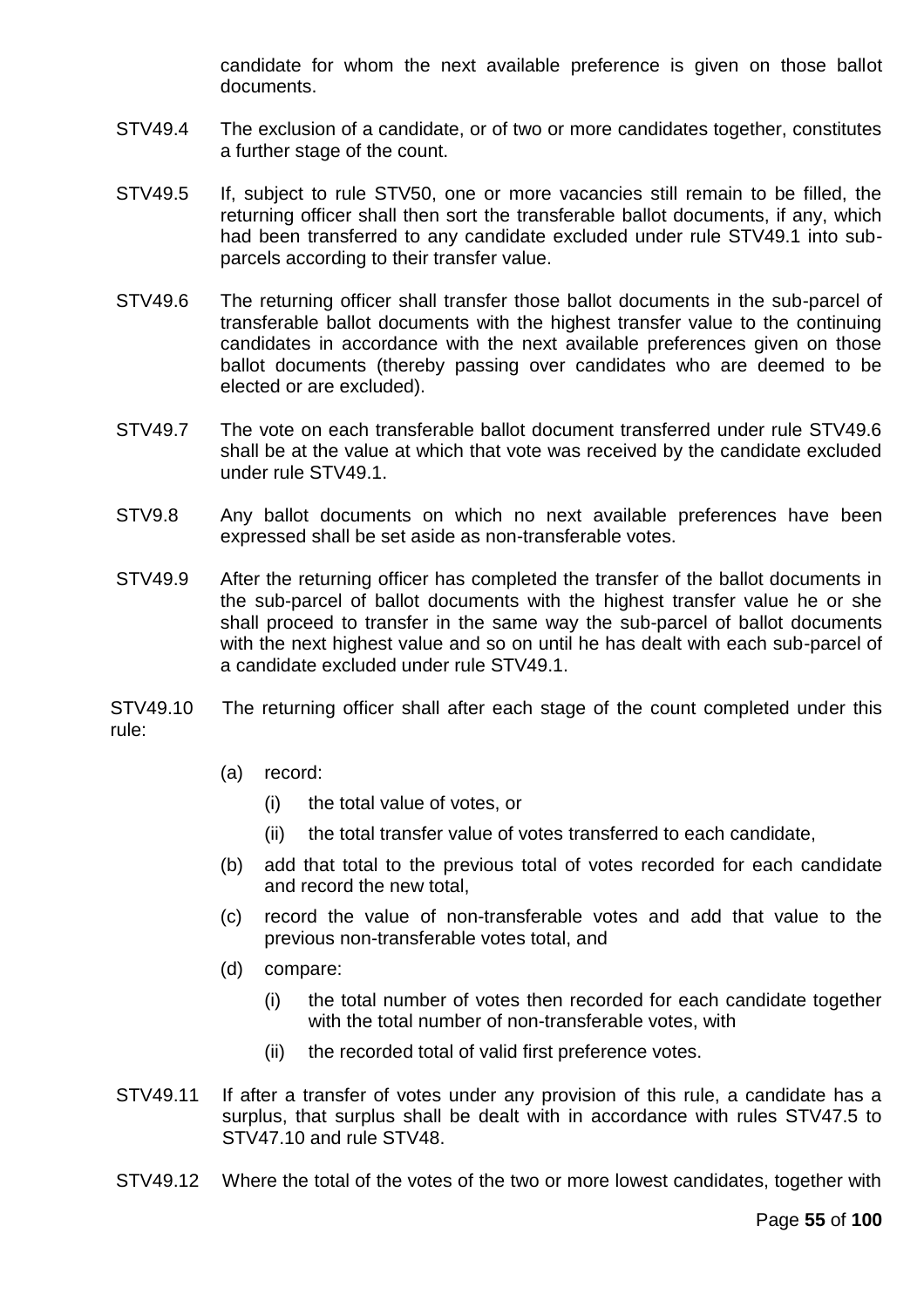candidate for whom the next available preference is given on those ballot documents.

STV49.4 The exclusion of a candidate, or of two or more candidates together, constitutes a further stage of the count.

STV49.5 If, subject to rule STV50, one or more vacancies still remain to be filled, the returning officer shall then sort the transferable ballot documents, if any, which had been transferred to any candidate excluded under rule STV49.1 into sub-parcels according to their transfer value.

STV49.6 The returning officer shall transfer those ballot documents in the sub-parcel of transferable ballot documents with the highest transfer value to the continuing candidates in accordance with the next available preferences given on those ballot documents (thereby passing over candidates who are deemed to be elected or are excluded).

STV49.7 The vote on each transferable ballot document transferred under rule STV49.6 shall be at the value at which that vote was received by the candidate excluded under rule STV49.1.

STV9.8 Any ballot documents on which no next available preferences have been expressed shall be set aside as non-transferable votes.

STV49.9 After the returning officer has completed the transfer of the ballot documents in the sub-parcel of ballot documents with the highest transfer value he or she shall proceed to transfer in the same way the sub-parcel of ballot documents with the next highest value and so on until he has dealt with each sub-parcel of a candidate excluded under rule STV49.1.

STV49.10 The returning officer shall after each stage of the count completed under this rule:

- (a) record:
  - (i) the total value of votes, or
  - (ii) the total transfer value of votes transferred to each candidate,
- (b) add that total to the previous total of votes recorded for each candidate and record the new total,
- (c) record the value of non-transferable votes and add that value to the previous non-transferable votes total, and
- (d) compare:
  - (i) the total number of votes then recorded for each candidate together with the total number of non-transferable votes, with
  - (ii) the recorded total of valid first preference votes.

STV49.11 If after a transfer of votes under any provision of this rule, a candidate has a surplus, that surplus shall be dealt with in accordance with rules STV47.5 to STV47.10 and rule STV48.

STV49.12 Where the total of the votes of the two or more lowest candidates, together with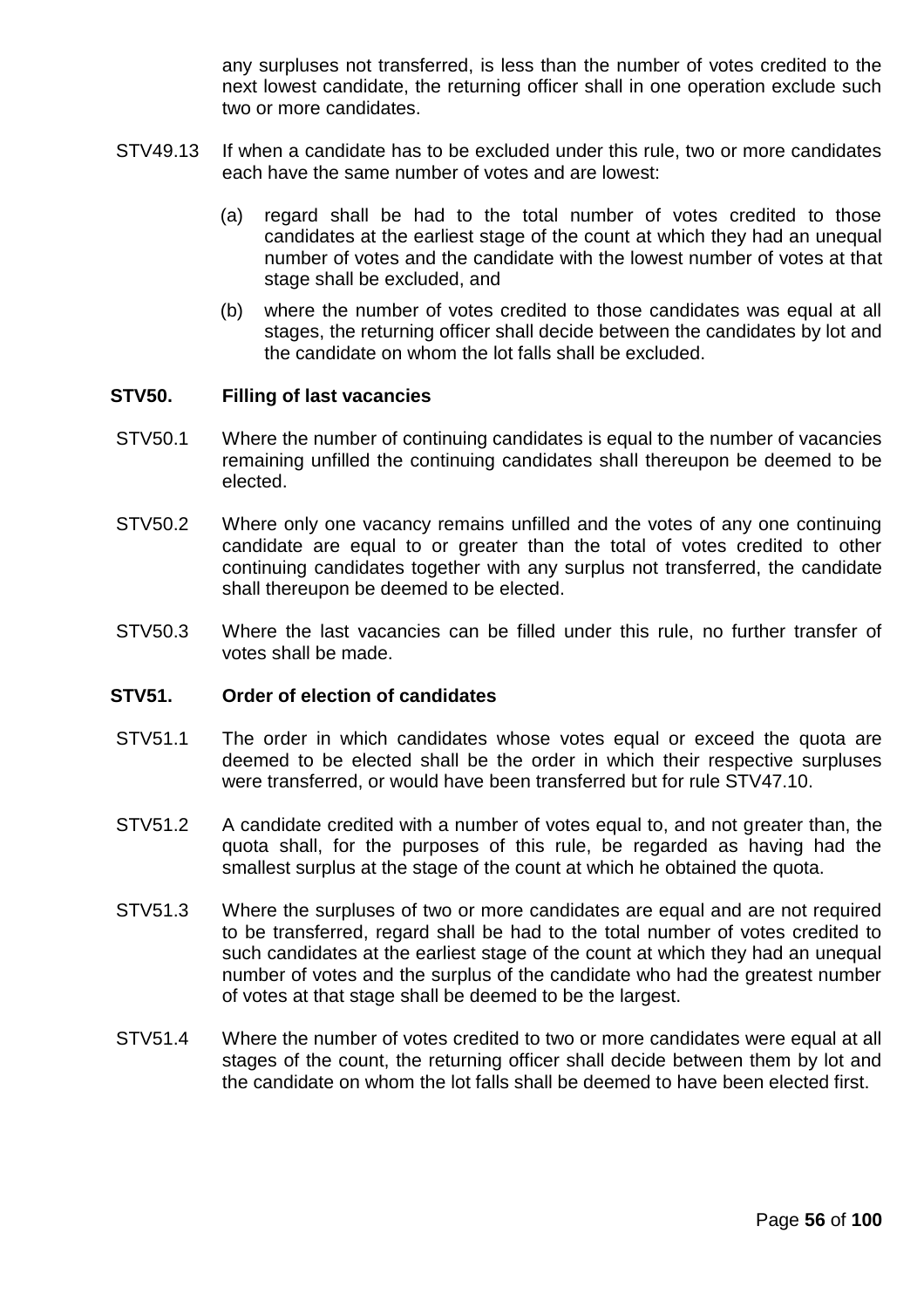any surpluses not transferred, is less than the number of votes credited to the next lowest candidate, the returning officer shall in one operation exclude such two or more candidates.

STV49.13 If when a candidate has to be excluded under this rule, two or more candidates each have the same number of votes and are lowest:

(a) regard shall be had to the total number of votes credited to those candidates at the earliest stage of the count at which they had an unequal number of votes and the candidate with the lowest number of votes at that stage shall be excluded, and

(b) where the number of votes credited to those candidates was equal at all stages, the returning officer shall decide between the candidates by lot and the candidate on whom the lot falls shall be excluded.

### STV50. Filling of last vacancies

STV50.1 Where the number of continuing candidates is equal to the number of vacancies remaining unfilled the continuing candidates shall thereupon be deemed to be elected.

STV50.2 Where only one vacancy remains unfilled and the votes of any one continuing candidate are equal to or greater than the total of votes credited to other continuing candidates together with any surplus not transferred, the candidate shall thereupon be deemed to be elected.

STV50.3 Where the last vacancies can be filled under this rule, no further transfer of votes shall be made.

### STV51. Order of election of candidates

STV51.1 The order in which candidates whose votes equal or exceed the quota are deemed to be elected shall be the order in which their respective surpluses were transferred, or would have been transferred but for rule STV47.10.

STV51.2 A candidate credited with a number of votes equal to, and not greater than, the quota shall, for the purposes of this rule, be regarded as having had the smallest surplus at the stage of the count at which he obtained the quota.

STV51.3 Where the surpluses of two or more candidates are equal and are not required to be transferred, regard shall be had to the total number of votes credited to such candidates at the earliest stage of the count at which they had an unequal number of votes and the surplus of the candidate who had the greatest number of votes at that stage shall be deemed to be the largest.

STV51.4 Where the number of votes credited to two or more candidates were equal at all stages of the count, the returning officer shall decide between them by lot and the candidate on whom the lot falls shall be deemed to have been elected first.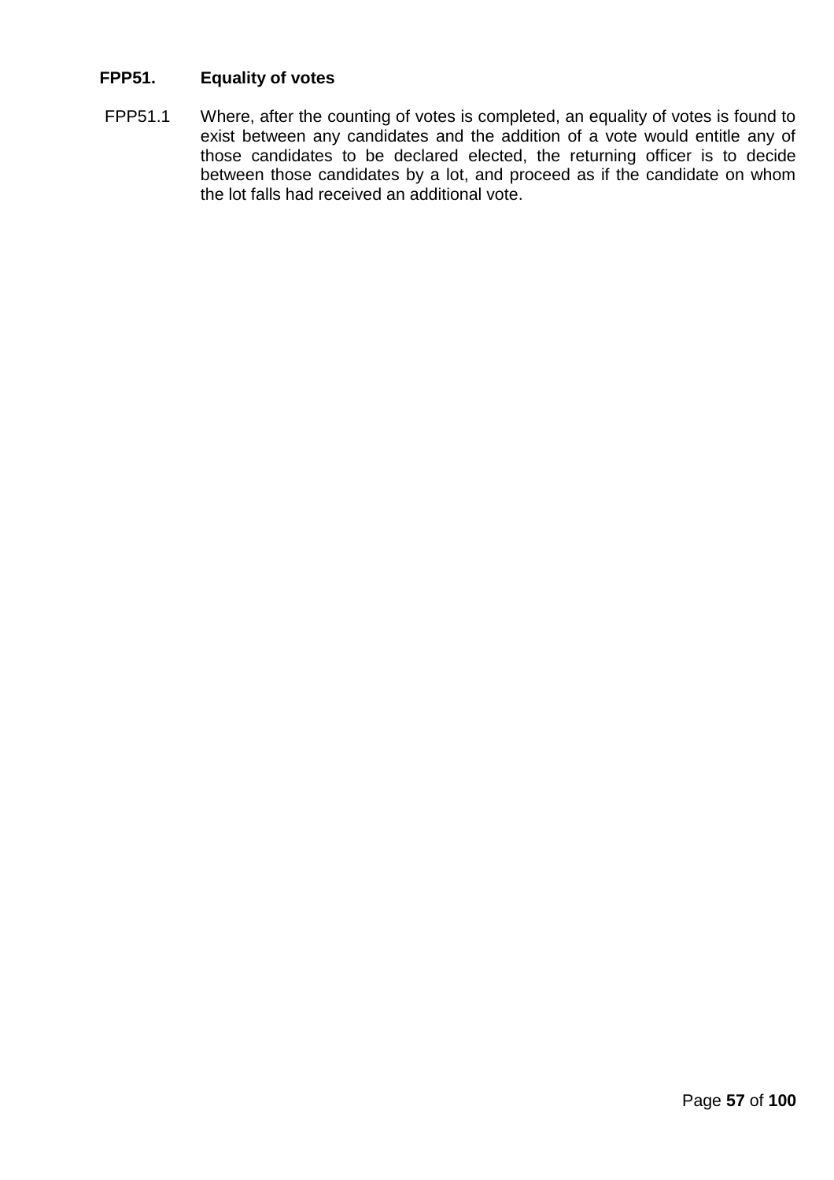**FPP51. Equality of votes**

FPP51.1 Where, after the counting of votes is completed, an equality of votes is found to exist between any candidates and the addition of a vote would entitle any of those candidates to be declared elected, the returning officer is to decide between those candidates by a lot, and proceed as if the candidate on whom the lot falls had received an additional vote.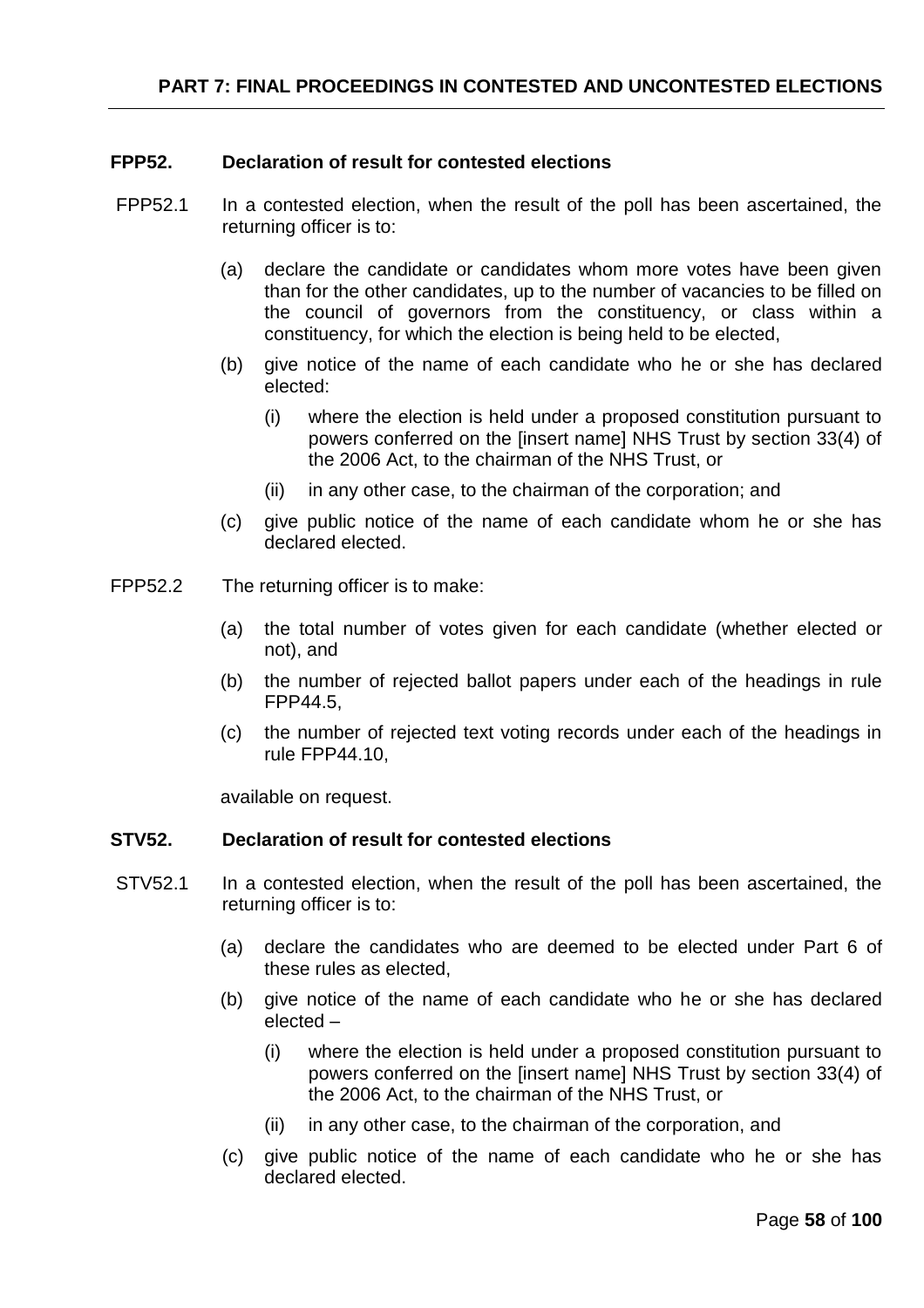## PART 7: FINAL PROCEEDINGS IN CONTESTED AND UNCONTESTED ELECTIONS

### FPP52. Declaration of result for contested elections

FPP52.1 In a contested election, when the result of the poll has been ascertained, the returning officer is to:

(a) declare the candidate or candidates whom more votes have been given than for the other candidates, up to the number of vacancies to be filled on the council of governors from the constituency, or class within a constituency, for which the election is being held to be elected,

(b) give notice of the name of each candidate who he or she has declared elected:

(i) where the election is held under a proposed constitution pursuant to powers conferred on the [insert name] NHS Trust by section 33(4) of the 2006 Act, to the chairman of the NHS Trust, or

(ii) in any other case, to the chairman of the corporation; and

(c) give public notice of the name of each candidate whom he or she has declared elected.

FPP52.2 The returning officer is to make:

(a) the total number of votes given for each candidate (whether elected or not), and

(b) the number of rejected ballot papers under each of the headings in rule FPP44.5,

(c) the number of rejected text voting records under each of the headings in rule FPP44.10,

available on request.

### STV52. Declaration of result for contested elections

STV52.1 In a contested election, when the result of the poll has been ascertained, the returning officer is to:

(a) declare the candidates who are deemed to be elected under Part 6 of these rules as elected,

(b) give notice of the name of each candidate who he or she has declared elected –

(i) where the election is held under a proposed constitution pursuant to powers conferred on the [insert name] NHS Trust by section 33(4) of the 2006 Act, to the chairman of the NHS Trust, or

(ii) in any other case, to the chairman of the corporation, and

(c) give public notice of the name of each candidate who he or she has declared elected.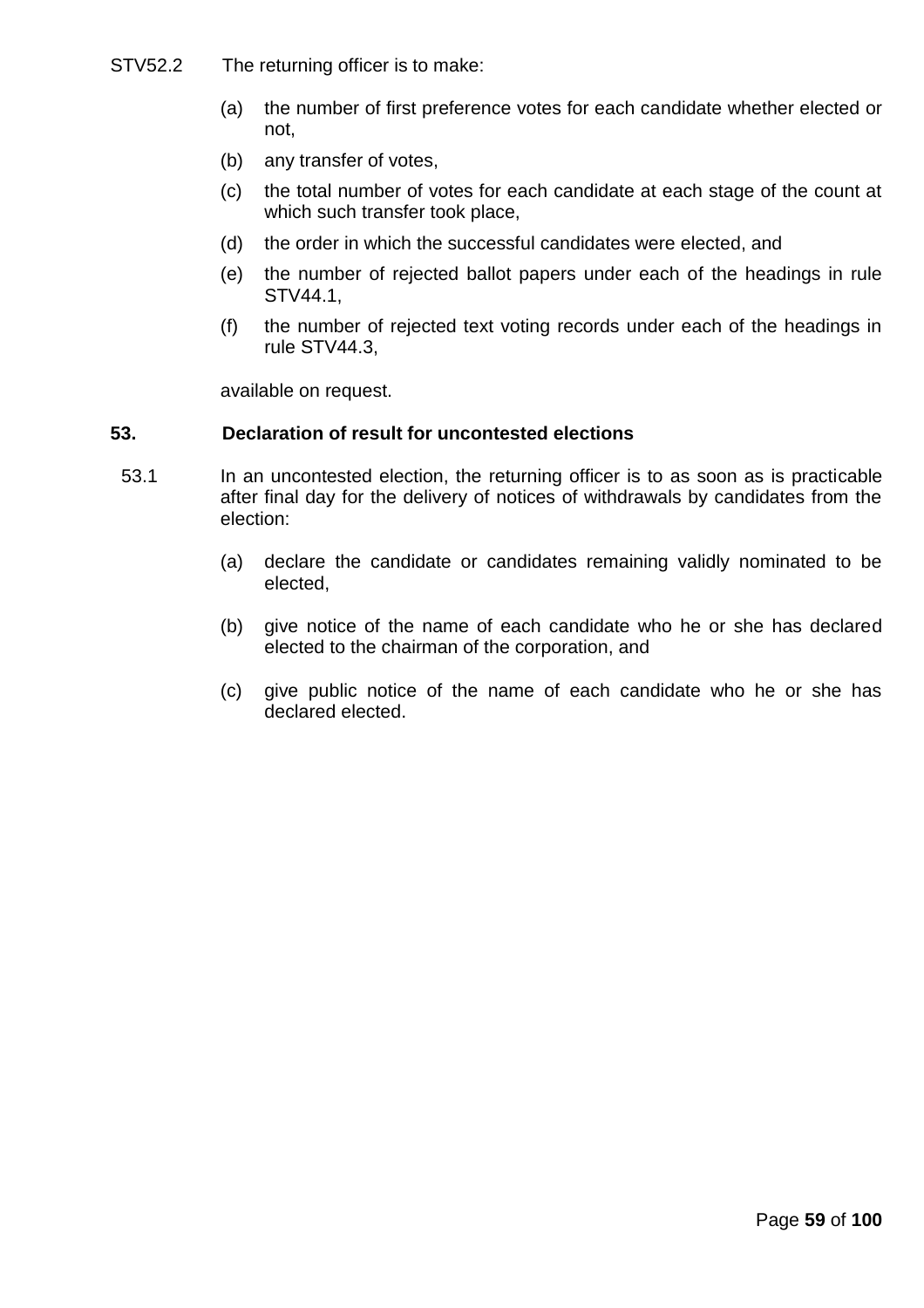STV52.2 The returning officer is to make:

(a) the number of first preference votes for each candidate whether elected or not,

(b) any transfer of votes,

(c) the total number of votes for each candidate at each stage of the count at which such transfer took place,

(d) the order in which the successful candidates were elected, and

(e) the number of rejected ballot papers under each of the headings in rule STV44.1,

(f) the number of rejected text voting records under each of the headings in rule STV44.3,

available on request.

## 53. Declaration of result for uncontested elections

53.1 In an uncontested election, the returning officer is to as soon as is practicable after final day for the delivery of notices of withdrawals by candidates from the election:

(a) declare the candidate or candidates remaining validly nominated to be elected,

(b) give notice of the name of each candidate who he or she has declared elected to the chairman of the corporation, and

(c) give public notice of the name of each candidate who he or she has declared elected.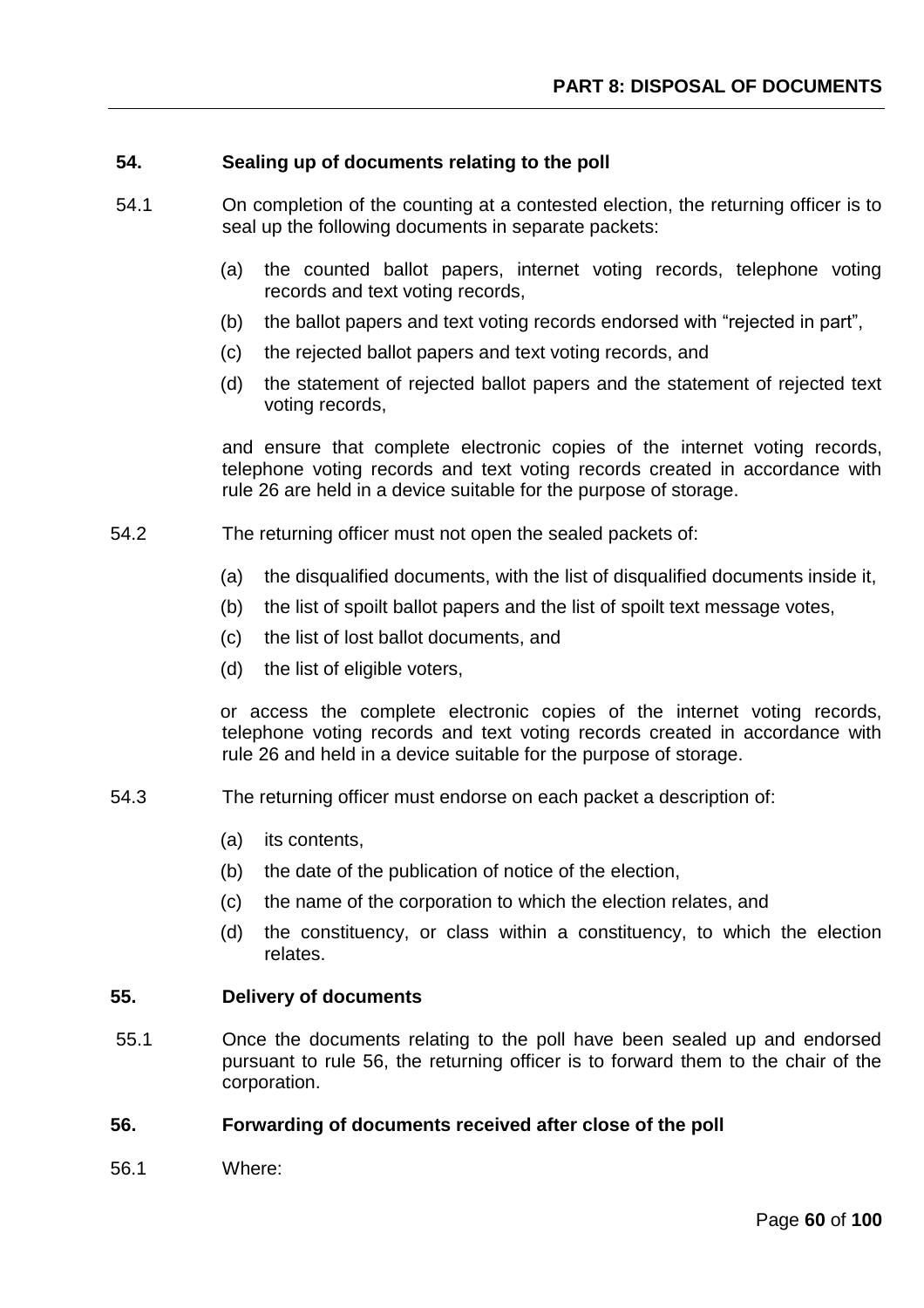## PART 8: DISPOSAL OF DOCUMENTS

**54. Sealing up of documents relating to the poll**

54.1 On completion of the counting at a contested election, the returning officer is to seal up the following documents in separate packets:

(a) the counted ballot papers, internet voting records, telephone voting records and text voting records,

(b) the ballot papers and text voting records endorsed with "rejected in part",

(c) the rejected ballot papers and text voting records, and

(d) the statement of rejected ballot papers and the statement of rejected text voting records,

and ensure that complete electronic copies of the internet voting records, telephone voting records and text voting records created in accordance with rule 26 are held in a device suitable for the purpose of storage.

54.2 The returning officer must not open the sealed packets of:

(a) the disqualified documents, with the list of disqualified documents inside it,

(b) the list of spoilt ballot papers and the list of spoilt text message votes,

(c) the list of lost ballot documents, and

(d) the list of eligible voters,

or access the complete electronic copies of the internet voting records, telephone voting records and text voting records created in accordance with rule 26 and held in a device suitable for the purpose of storage.

54.3 The returning officer must endorse on each packet a description of:

(a) its contents,

(b) the date of the publication of notice of the election,

(c) the name of the corporation to which the election relates, and

(d) the constituency, or class within a constituency, to which the election relates.

**55. Delivery of documents**

55.1 Once the documents relating to the poll have been sealed up and endorsed pursuant to rule 56, the returning officer is to forward them to the chair of the corporation.

**56. Forwarding of documents received after close of the poll**

56.1 Where: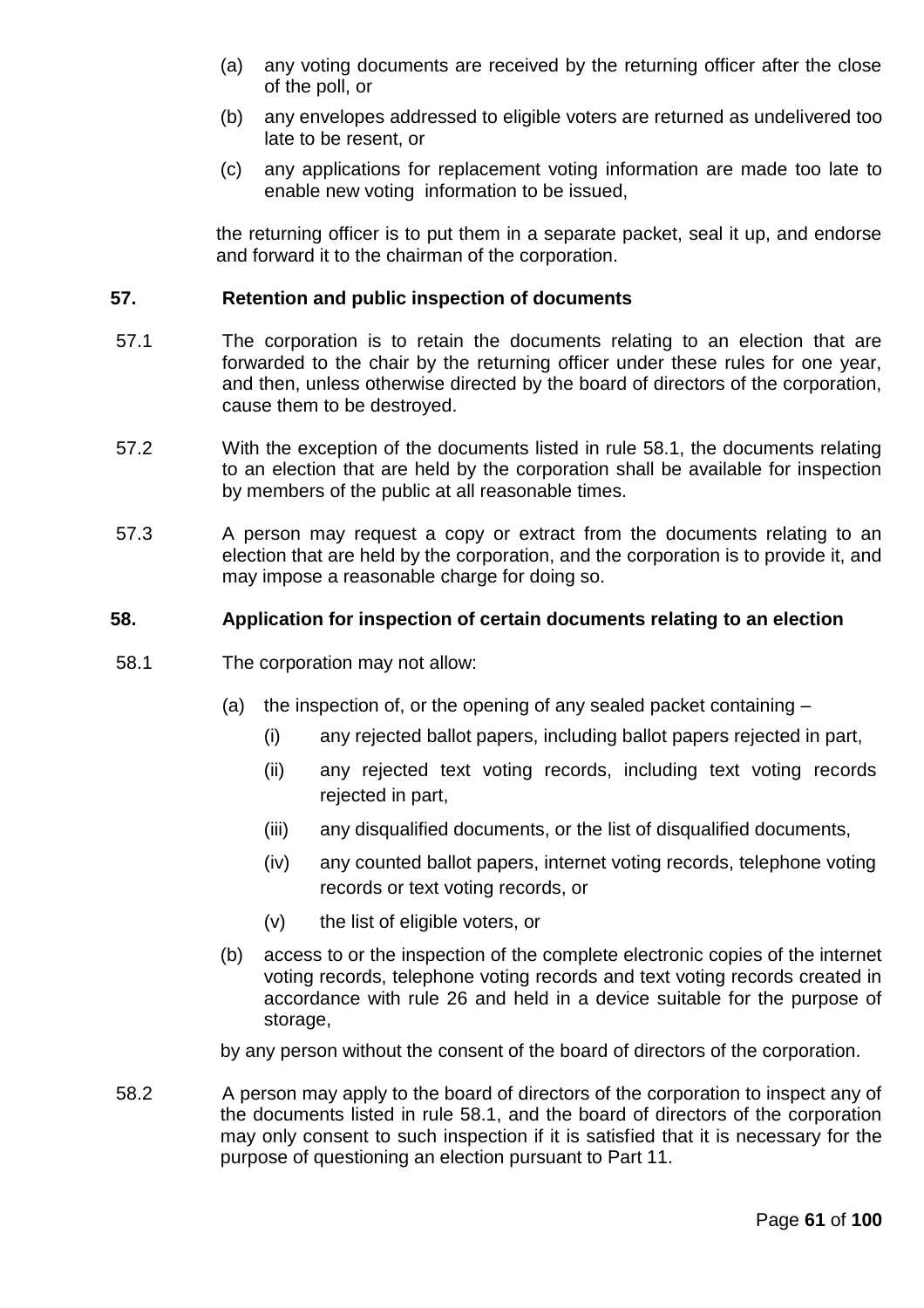(a) any voting documents are received by the returning officer after the close of the poll, or

(b) any envelopes addressed to eligible voters are returned as undelivered too late to be resent, or

(c) any applications for replacement voting information are made too late to enable new voting information to be issued,

the returning officer is to put them in a separate packet, seal it up, and endorse and forward it to the chairman of the corporation.

**57. Retention and public inspection of documents**

57.1 The corporation is to retain the documents relating to an election that are forwarded to the chair by the returning officer under these rules for one year, and then, unless otherwise directed by the board of directors of the corporation, cause them to be destroyed.

57.2 With the exception of the documents listed in rule 58.1, the documents relating to an election that are held by the corporation shall be available for inspection by members of the public at all reasonable times.

57.3 A person may request a copy or extract from the documents relating to an election that are held by the corporation, and the corporation is to provide it, and may impose a reasonable charge for doing so.

**58. Application for inspection of certain documents relating to an election**

58.1 The corporation may not allow:

(a) the inspection of, or the opening of any sealed packet containing –

(i) any rejected ballot papers, including ballot papers rejected in part,

(ii) any rejected text voting records, including text voting records rejected in part,

(iii) any disqualified documents, or the list of disqualified documents,

(iv) any counted ballot papers, internet voting records, telephone voting records or text voting records, or

(v) the list of eligible voters, or

(b) access to or the inspection of the complete electronic copies of the internet voting records, telephone voting records and text voting records created in accordance with rule 26 and held in a device suitable for the purpose of storage,

by any person without the consent of the board of directors of the corporation.

58.2 A person may apply to the board of directors of the corporation to inspect any of the documents listed in rule 58.1, and the board of directors of the corporation may only consent to such inspection if it is satisfied that it is necessary for the purpose of questioning an election pursuant to Part 11.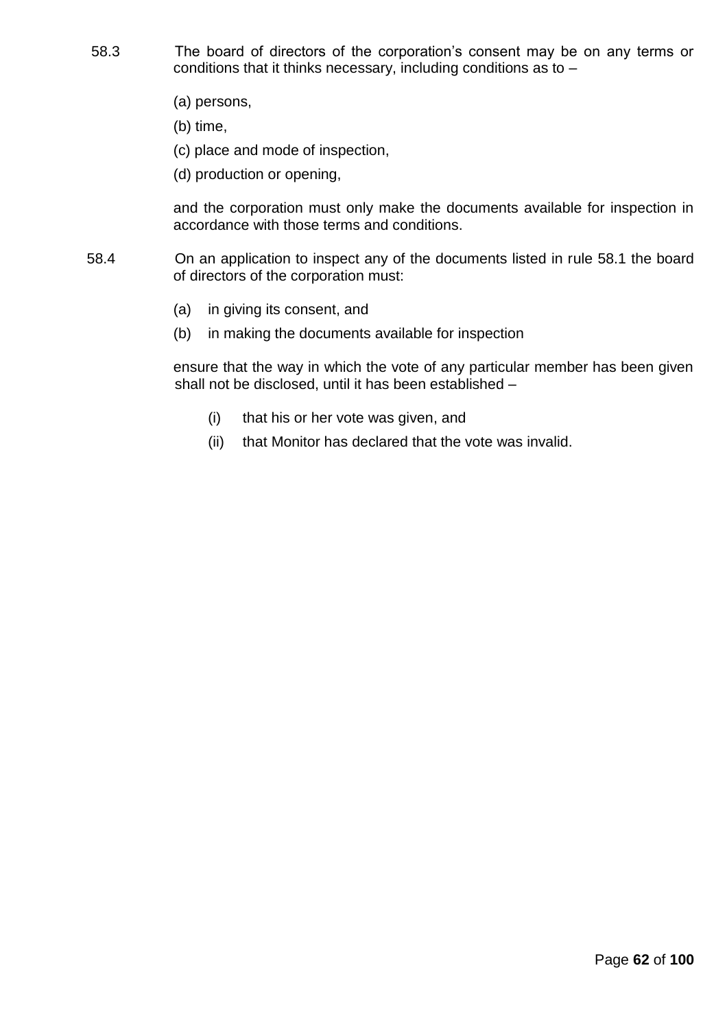58.3 The board of directors of the corporation's consent may be on any terms or conditions that it thinks necessary, including conditions as to –

(a) persons,

(b) time,

(c) place and mode of inspection,

(d) production or opening,

and the corporation must only make the documents available for inspection in accordance with those terms and conditions.

58.4 On an application to inspect any of the documents listed in rule 58.1 the board of directors of the corporation must:

(a) in giving its consent, and

(b) in making the documents available for inspection

ensure that the way in which the vote of any particular member has been given shall not be disclosed, until it has been established –

(i) that his or her vote was given, and

(ii) that Monitor has declared that the vote was invalid.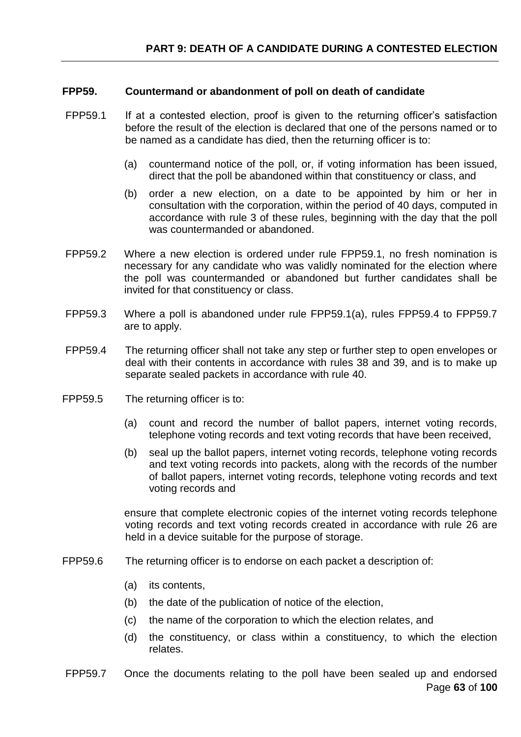## PART 9: DEATH OF A CANDIDATE DURING A CONTESTED ELECTION

### FPP59. Countermand or abandonment of poll on death of candidate

FPP59.1 If at a contested election, proof is given to the returning officer's satisfaction before the result of the election is declared that one of the persons named or to be named as a candidate has died, then the returning officer is to:

(a) countermand notice of the poll, or, if voting information has been issued, direct that the poll be abandoned within that constituency or class, and

(b) order a new election, on a date to be appointed by him or her in consultation with the corporation, within the period of 40 days, computed in accordance with rule 3 of these rules, beginning with the day that the poll was countermanded or abandoned.

FPP59.2 Where a new election is ordered under rule FPP59.1, no fresh nomination is necessary for any candidate who was validly nominated for the election where the poll was countermanded or abandoned but further candidates shall be invited for that constituency or class.

FPP59.3 Where a poll is abandoned under rule FPP59.1(a), rules FPP59.4 to FPP59.7 are to apply.

FPP59.4 The returning officer shall not take any step or further step to open envelopes or deal with their contents in accordance with rules 38 and 39, and is to make up separate sealed packets in accordance with rule 40.

FPP59.5 The returning officer is to:

(a) count and record the number of ballot papers, internet voting records, telephone voting records and text voting records that have been received,

(b) seal up the ballot papers, internet voting records, telephone voting records and text voting records into packets, along with the records of the number of ballot papers, internet voting records, telephone voting records and text voting records and

ensure that complete electronic copies of the internet voting records telephone voting records and text voting records created in accordance with rule 26 are held in a device suitable for the purpose of storage.

FPP59.6 The returning officer is to endorse on each packet a description of:

(a) its contents,

(b) the date of the publication of notice of the election,

(c) the name of the corporation to which the election relates, and

(d) the constituency, or class within a constituency, to which the election relates.

FPP59.7 Once the documents relating to the poll have been sealed up and endorsed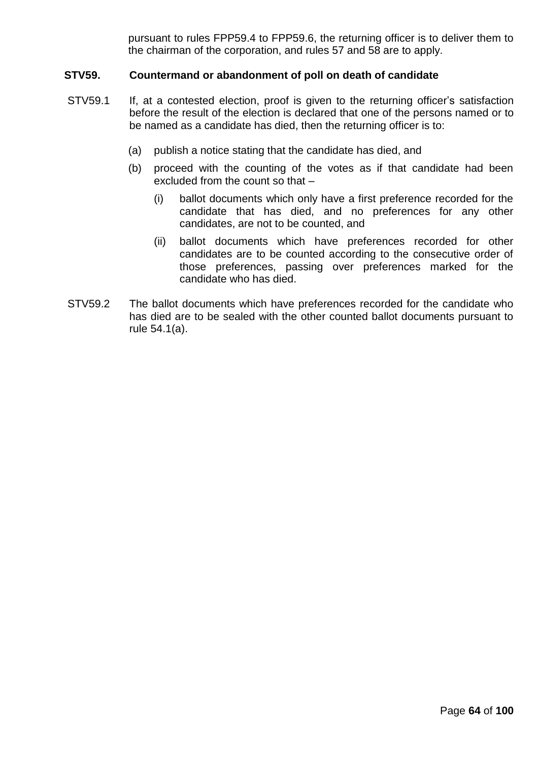pursuant to rules FPP59.4 to FPP59.6, the returning officer is to deliver them to the chairman of the corporation, and rules 57 and 58 are to apply.

**STV59. Countermand or abandonment of poll on death of candidate**

STV59.1 If, at a contested election, proof is given to the returning officer's satisfaction before the result of the election is declared that one of the persons named or to be named as a candidate has died, then the returning officer is to:

(a) publish a notice stating that the candidate has died, and

(b) proceed with the counting of the votes as if that candidate had been excluded from the count so that –

(i) ballot documents which only have a first preference recorded for the candidate that has died, and no preferences for any other candidates, are not to be counted, and

(ii) ballot documents which have preferences recorded for other candidates are to be counted according to the consecutive order of those preferences, passing over preferences marked for the candidate who has died.

STV59.2 The ballot documents which have preferences recorded for the candidate who has died are to be sealed with the other counted ballot documents pursuant to rule 54.1(a).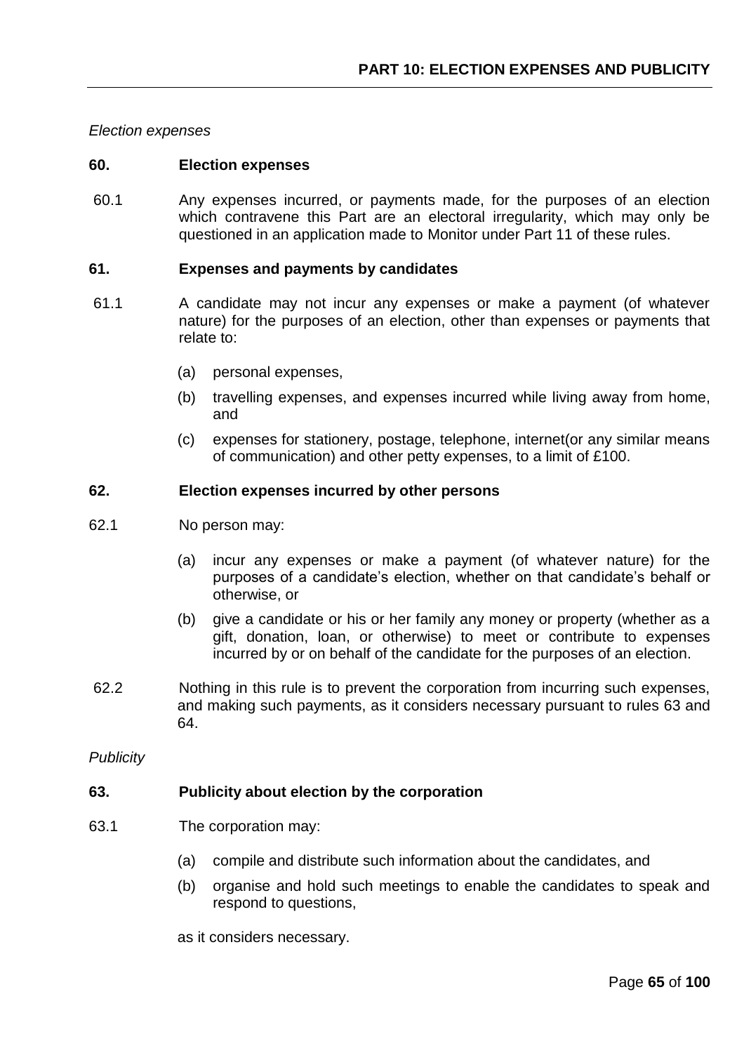## PART 10: ELECTION EXPENSES AND PUBLICITY

*Election expenses*

### 60. Election expenses

60.1 Any expenses incurred, or payments made, for the purposes of an election which contravene this Part are an electoral irregularity, which may only be questioned in an application made to Monitor under Part 11 of these rules.

### 61. Expenses and payments by candidates

61.1 A candidate may not incur any expenses or make a payment (of whatever nature) for the purposes of an election, other than expenses or payments that relate to:

(a) personal expenses,

(b) travelling expenses, and expenses incurred while living away from home, and

(c) expenses for stationery, postage, telephone, internet(or any similar means of communication) and other petty expenses, to a limit of £100.

### 62. Election expenses incurred by other persons

62.1 No person may:

(a) incur any expenses or make a payment (of whatever nature) for the purposes of a candidate's election, whether on that candidate's behalf or otherwise, or

(b) give a candidate or his or her family any money or property (whether as a gift, donation, loan, or otherwise) to meet or contribute to expenses incurred by or on behalf of the candidate for the purposes of an election.

62.2 Nothing in this rule is to prevent the corporation from incurring such expenses, and making such payments, as it considers necessary pursuant to rules 63 and 64.

*Publicity*

### 63. Publicity about election by the corporation

63.1 The corporation may:

(a) compile and distribute such information about the candidates, and

(b) organise and hold such meetings to enable the candidates to speak and respond to questions,

as it considers necessary.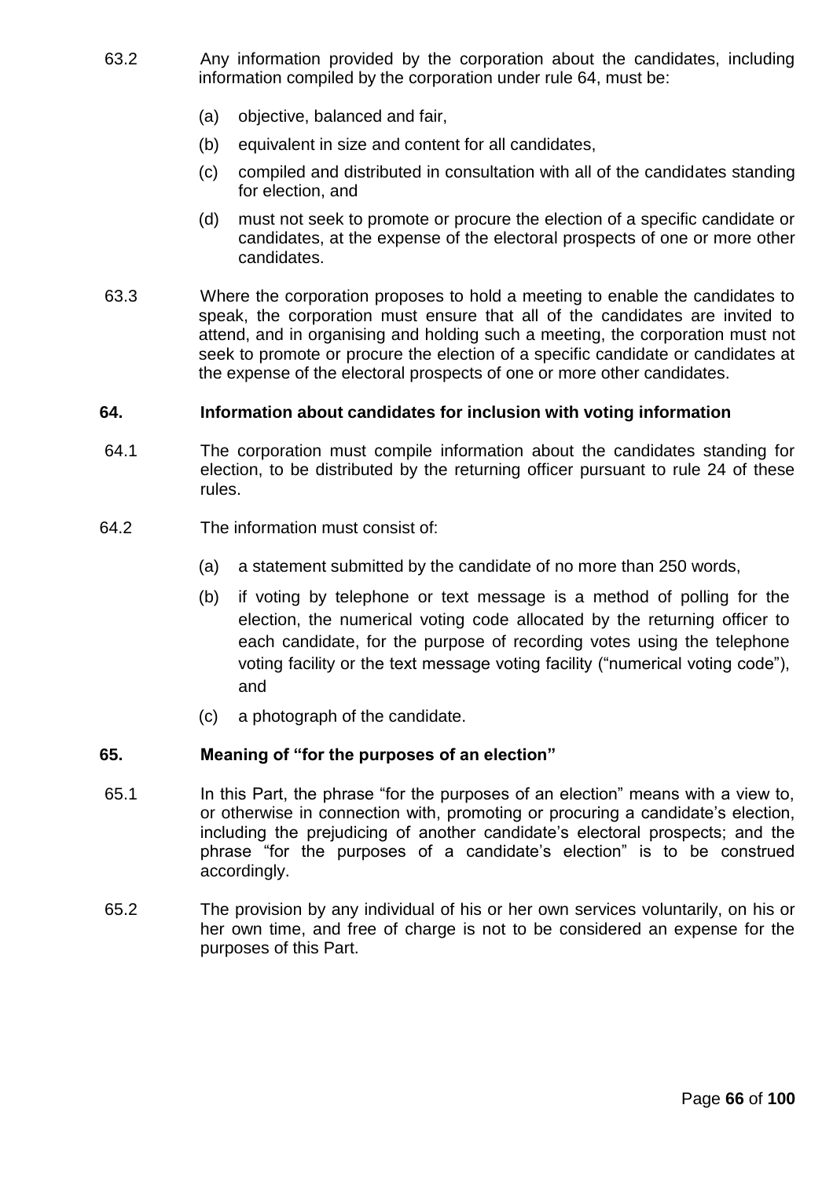63.2 Any information provided by the corporation about the candidates, including information compiled by the corporation under rule 64, must be:

(a) objective, balanced and fair,

(b) equivalent in size and content for all candidates,

(c) compiled and distributed in consultation with all of the candidates standing for election, and

(d) must not seek to promote or procure the election of a specific candidate or candidates, at the expense of the electoral prospects of one or more other candidates.

63.3 Where the corporation proposes to hold a meeting to enable the candidates to speak, the corporation must ensure that all of the candidates are invited to attend, and in organising and holding such a meeting, the corporation must not seek to promote or procure the election of a specific candidate or candidates at the expense of the electoral prospects of one or more other candidates.

## 64. Information about candidates for inclusion with voting information

64.1 The corporation must compile information about the candidates standing for election, to be distributed by the returning officer pursuant to rule 24 of these rules.

64.2 The information must consist of:

(a) a statement submitted by the candidate of no more than 250 words,

(b) if voting by telephone or text message is a method of polling for the election, the numerical voting code allocated by the returning officer to each candidate, for the purpose of recording votes using the telephone voting facility or the text message voting facility ("numerical voting code"), and

(c) a photograph of the candidate.

## 65. Meaning of "for the purposes of an election"

65.1 In this Part, the phrase "for the purposes of an election" means with a view to, or otherwise in connection with, promoting or procuring a candidate's election, including the prejudicing of another candidate's electoral prospects; and the phrase "for the purposes of a candidate's election" is to be construed accordingly.

65.2 The provision by any individual of his or her own services voluntarily, on his or her own time, and free of charge is not to be considered an expense for the purposes of this Part.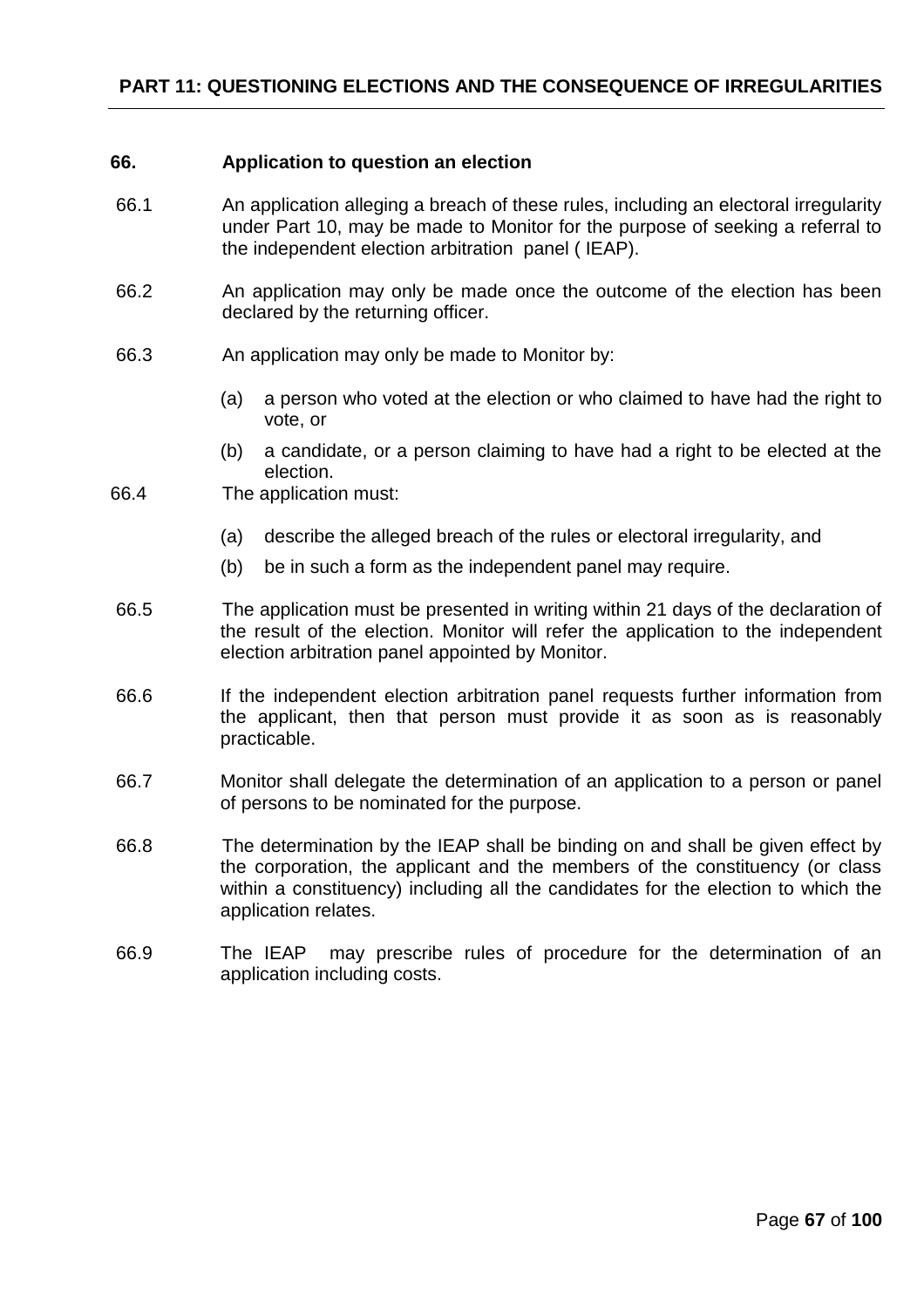## PART 11: QUESTIONING ELECTIONS AND THE CONSEQUENCE OF IRREGULARITIES

### 66. Application to question an election

66.1 An application alleging a breach of these rules, including an electoral irregularity under Part 10, may be made to Monitor for the purpose of seeking a referral to the independent election arbitration panel ( IEAP).

66.2 An application may only be made once the outcome of the election has been declared by the returning officer.

66.3 An application may only be made to Monitor by:

(a) a person who voted at the election or who claimed to have had the right to vote, or

(b) a candidate, or a person claiming to have had a right to be elected at the election.

66.4 The application must:

(a) describe the alleged breach of the rules or electoral irregularity, and

(b) be in such a form as the independent panel may require.

66.5 The application must be presented in writing within 21 days of the declaration of the result of the election. Monitor will refer the application to the independent election arbitration panel appointed by Monitor.

66.6 If the independent election arbitration panel requests further information from the applicant, then that person must provide it as soon as is reasonably practicable.

66.7 Monitor shall delegate the determination of an application to a person or panel of persons to be nominated for the purpose.

66.8 The determination by the IEAP shall be binding on and shall be given effect by the corporation, the applicant and the members of the constituency (or class within a constituency) including all the candidates for the election to which the application relates.

66.9 The IEAP may prescribe rules of procedure for the determination of an application including costs.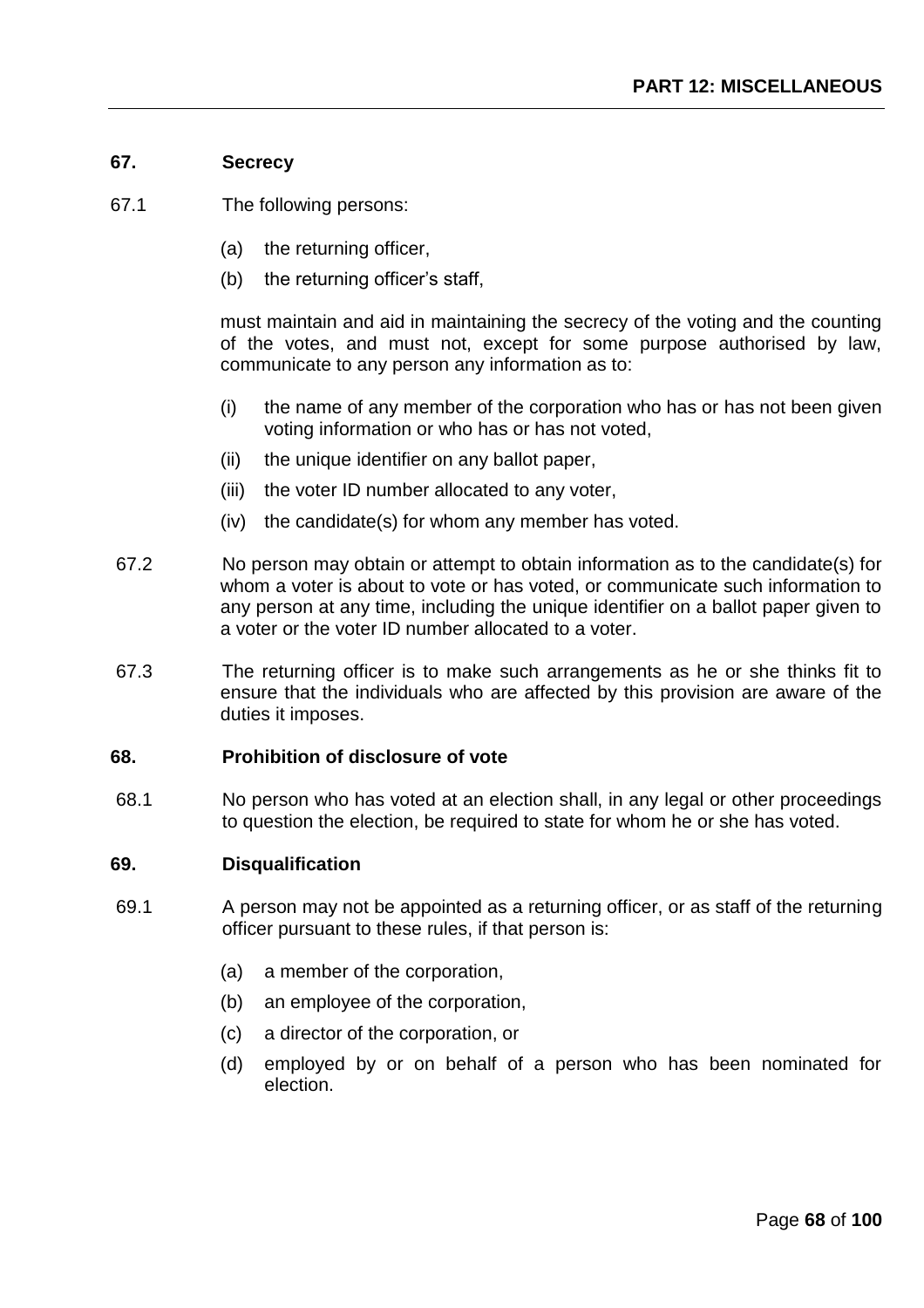## PART 12: MISCELLANEOUS

### 67. Secrecy

67.1 The following persons:

(a) the returning officer,

(b) the returning officer's staff,

must maintain and aid in maintaining the secrecy of the voting and the counting of the votes, and must not, except for some purpose authorised by law, communicate to any person any information as to:

(i) the name of any member of the corporation who has or has not been given voting information or who has or has not voted,

(ii) the unique identifier on any ballot paper,

(iii) the voter ID number allocated to any voter,

(iv) the candidate(s) for whom any member has voted.

67.2 No person may obtain or attempt to obtain information as to the candidate(s) for whom a voter is about to vote or has voted, or communicate such information to any person at any time, including the unique identifier on a ballot paper given to a voter or the voter ID number allocated to a voter.

67.3 The returning officer is to make such arrangements as he or she thinks fit to ensure that the individuals who are affected by this provision are aware of the duties it imposes.

### 68. Prohibition of disclosure of vote

68.1 No person who has voted at an election shall, in any legal or other proceedings to question the election, be required to state for whom he or she has voted.

### 69. Disqualification

69.1 A person may not be appointed as a returning officer, or as staff of the returning officer pursuant to these rules, if that person is:

(a) a member of the corporation,

(b) an employee of the corporation,

(c) a director of the corporation, or

(d) employed by or on behalf of a person who has been nominated for election.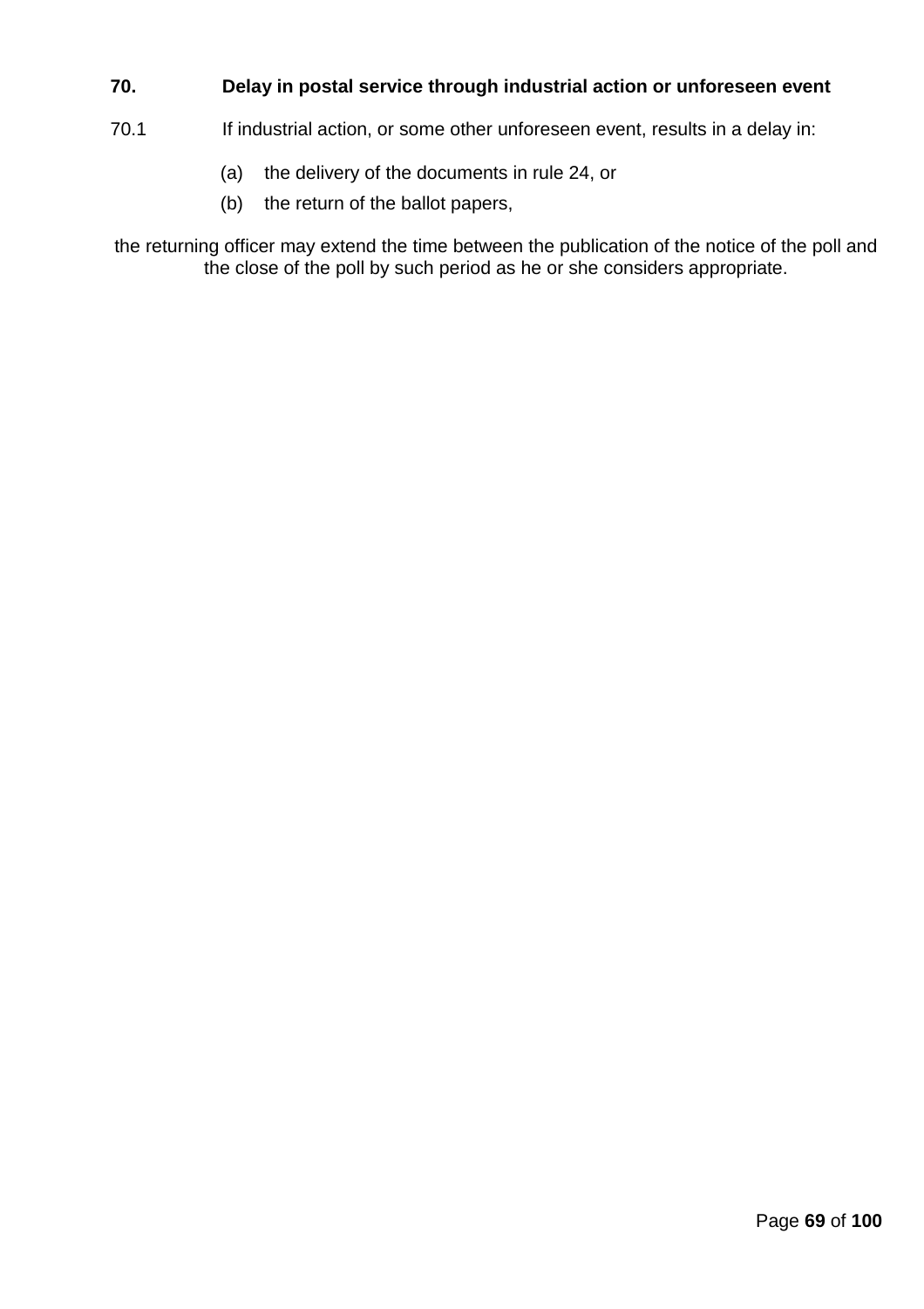## 70. Delay in postal service through industrial action or unforeseen event

70.1 If industrial action, or some other unforeseen event, results in a delay in:

(a) the delivery of the documents in rule 24, or

(b) the return of the ballot papers,

the returning officer may extend the time between the publication of the notice of the poll and the close of the poll by such period as he or she considers appropriate.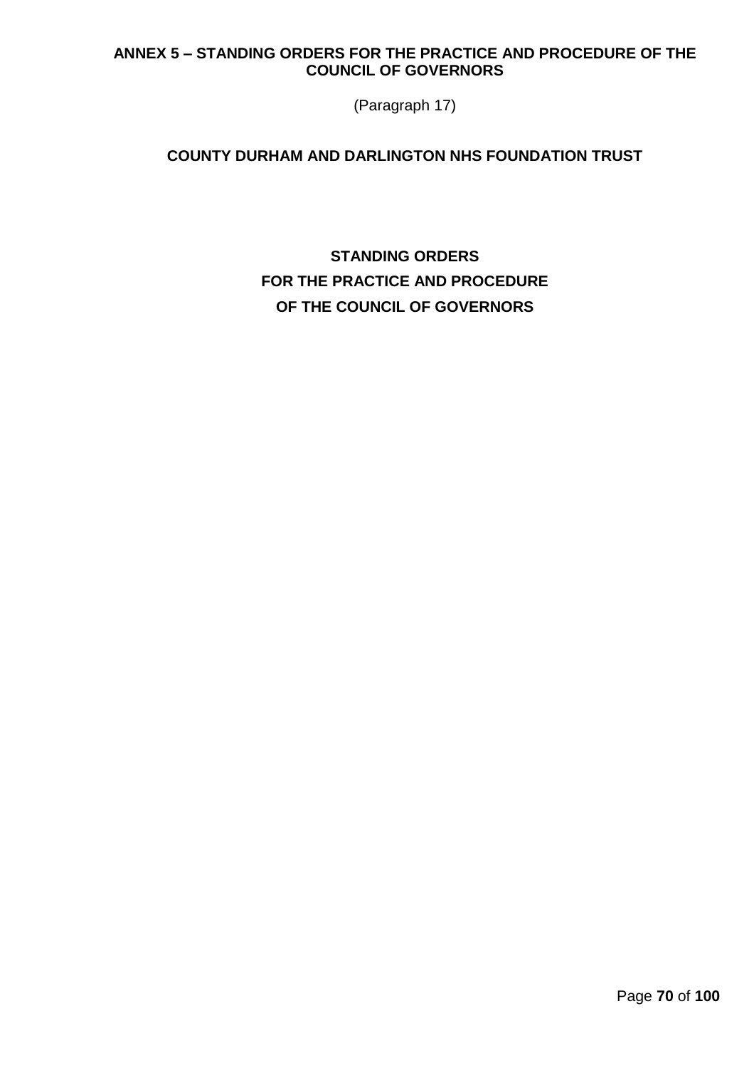## ANNEX 5 – STANDING ORDERS FOR THE PRACTICE AND PROCEDURE OF THE COUNCIL OF GOVERNORS

(Paragraph 17)

### COUNTY DURHAM AND DARLINGTON NHS FOUNDATION TRUST

# STANDING ORDERS FOR THE PRACTICE AND PROCEDURE OF THE COUNCIL OF GOVERNORS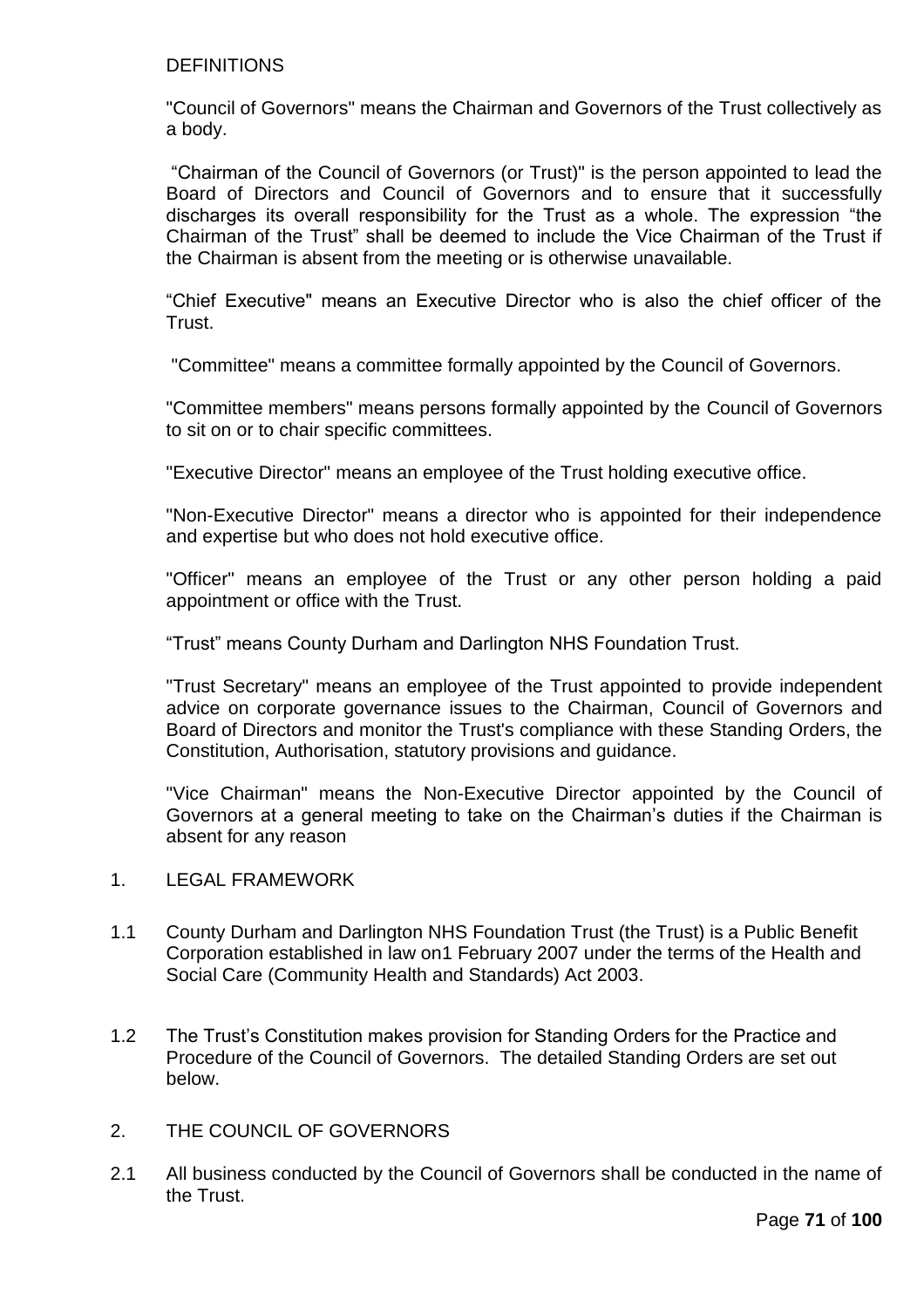## DEFINITIONS

"Council of Governors" means the Chairman and Governors of the Trust collectively as a body.

"Chairman of the Council of Governors (or Trust)" is the person appointed to lead the Board of Directors and Council of Governors and to ensure that it successfully discharges its overall responsibility for the Trust as a whole. The expression "the Chairman of the Trust" shall be deemed to include the Vice Chairman of the Trust if the Chairman is absent from the meeting or is otherwise unavailable.

"Chief Executive" means an Executive Director who is also the chief officer of the Trust.

"Committee" means a committee formally appointed by the Council of Governors.

"Committee members" means persons formally appointed by the Council of Governors to sit on or to chair specific committees.

"Executive Director" means an employee of the Trust holding executive office.

"Non-Executive Director" means a director who is appointed for their independence and expertise but who does not hold executive office.

"Officer" means an employee of the Trust or any other person holding a paid appointment or office with the Trust.

"Trust" means County Durham and Darlington NHS Foundation Trust.

"Trust Secretary" means an employee of the Trust appointed to provide independent advice on corporate governance issues to the Chairman, Council of Governors and Board of Directors and monitor the Trust's compliance with these Standing Orders, the Constitution, Authorisation, statutory provisions and guidance.

"Vice Chairman" means the Non-Executive Director appointed by the Council of Governors at a general meeting to take on the Chairman's duties if the Chairman is absent for any reason

## 1. LEGAL FRAMEWORK

1.1 County Durham and Darlington NHS Foundation Trust (the Trust) is a Public Benefit Corporation established in law on1 February 2007 under the terms of the Health and Social Care (Community Health and Standards) Act 2003.

1.2 The Trust's Constitution makes provision for Standing Orders for the Practice and Procedure of the Council of Governors. The detailed Standing Orders are set out below.

## 2. THE COUNCIL OF GOVERNORS

2.1 All business conducted by the Council of Governors shall be conducted in the name of the Trust.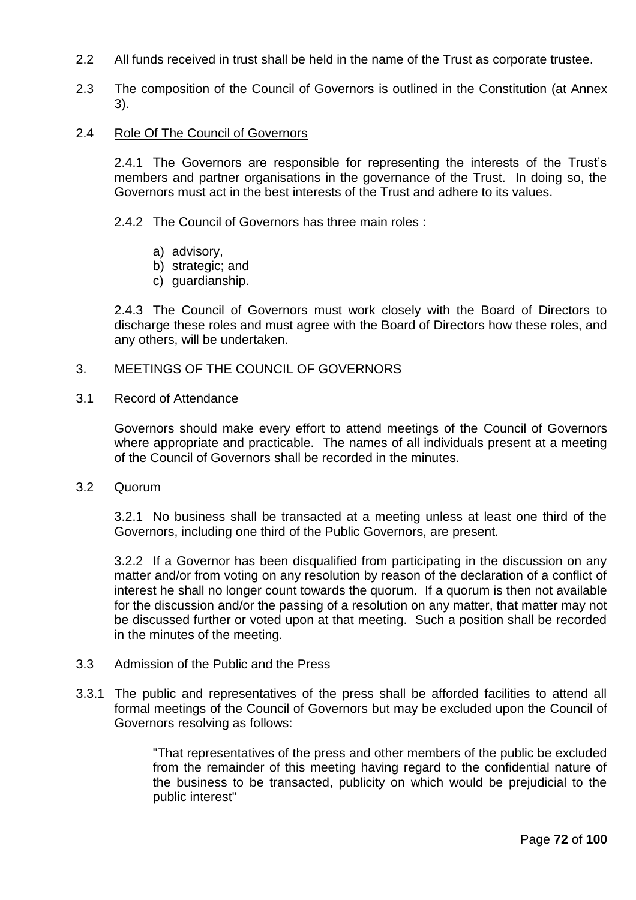2.2 All funds received in trust shall be held in the name of the Trust as corporate trustee.

2.3 The composition of the Council of Governors is outlined in the Constitution (at Annex 3).

2.4 <u>Role Of The Council of Governors</u>

2.4.1 The Governors are responsible for representing the interests of the Trust's members and partner organisations in the governance of the Trust. In doing so, the Governors must act in the best interests of the Trust and adhere to its values.

2.4.2 The Council of Governors has three main roles :

a) advisory,
b) strategic; and
c) guardianship.

2.4.3 The Council of Governors must work closely with the Board of Directors to discharge these roles and must agree with the Board of Directors how these roles, and any others, will be undertaken.

3. MEETINGS OF THE COUNCIL OF GOVERNORS

3.1 Record of Attendance

Governors should make every effort to attend meetings of the Council of Governors where appropriate and practicable. The names of all individuals present at a meeting of the Council of Governors shall be recorded in the minutes.

3.2 Quorum

3.2.1 No business shall be transacted at a meeting unless at least one third of the Governors, including one third of the Public Governors, are present.

3.2.2 If a Governor has been disqualified from participating in the discussion on any matter and/or from voting on any resolution by reason of the declaration of a conflict of interest he shall no longer count towards the quorum. If a quorum is then not available for the discussion and/or the passing of a resolution on any matter, that matter may not be discussed further or voted upon at that meeting. Such a position shall be recorded in the minutes of the meeting.

3.3 Admission of the Public and the Press

3.3.1 The public and representatives of the press shall be afforded facilities to attend all formal meetings of the Council of Governors but may be excluded upon the Council of Governors resolving as follows:

> "That representatives of the press and other members of the public be excluded from the remainder of this meeting having regard to the confidential nature of the business to be transacted, publicity on which would be prejudicial to the public interest"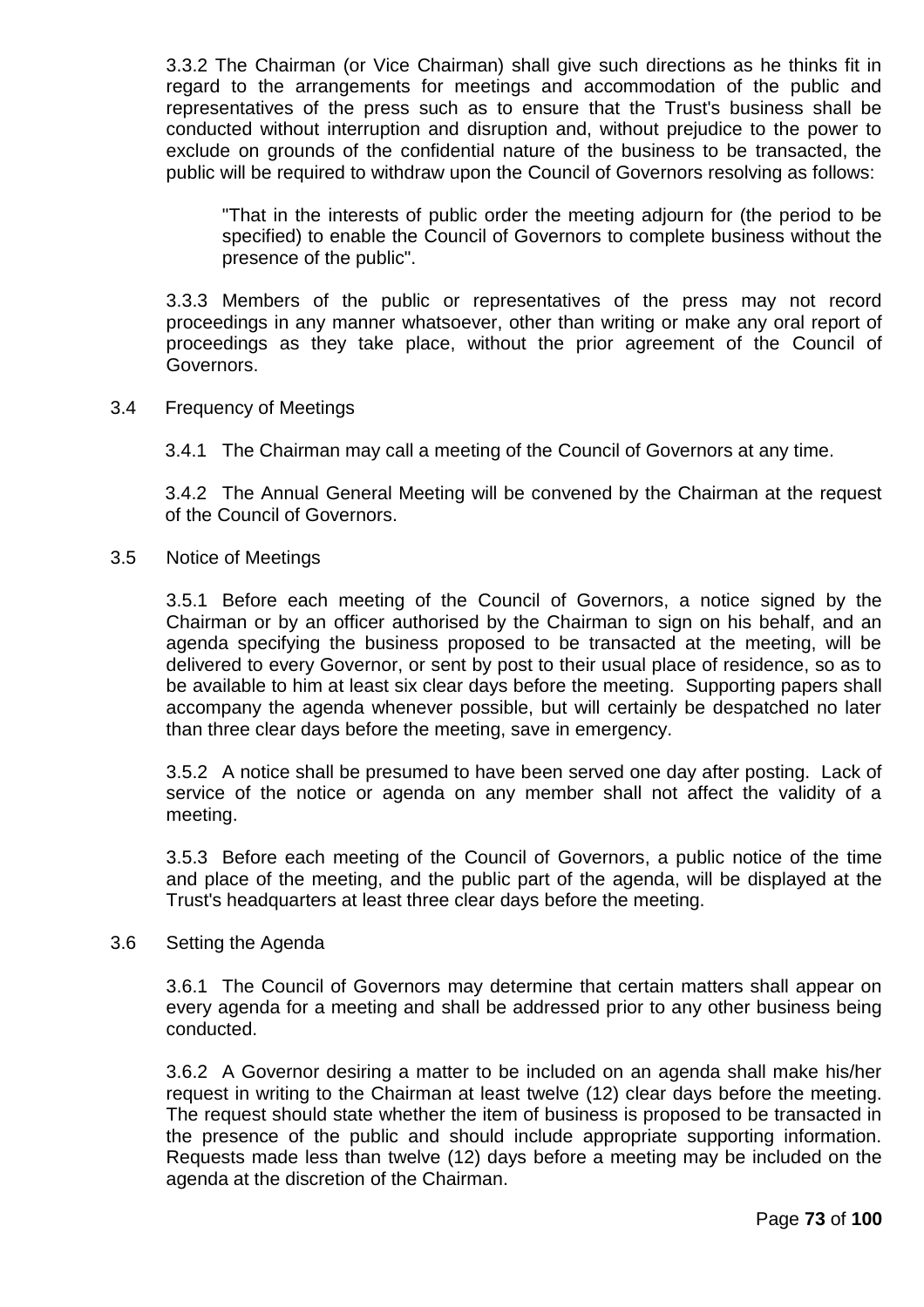3.3.2 The Chairman (or Vice Chairman) shall give such directions as he thinks fit in regard to the arrangements for meetings and accommodation of the public and representatives of the press such as to ensure that the Trust's business shall be conducted without interruption and disruption and, without prejudice to the power to exclude on grounds of the confidential nature of the business to be transacted, the public will be required to withdraw upon the Council of Governors resolving as follows:

> "That in the interests of public order the meeting adjourn for (the period to be specified) to enable the Council of Governors to complete business without the presence of the public".

3.3.3 Members of the public or representatives of the press may not record proceedings in any manner whatsoever, other than writing or make any oral report of proceedings as they take place, without the prior agreement of the Council of Governors.

3.4 Frequency of Meetings

3.4.1 The Chairman may call a meeting of the Council of Governors at any time.

3.4.2 The Annual General Meeting will be convened by the Chairman at the request of the Council of Governors.

3.5 Notice of Meetings

3.5.1 Before each meeting of the Council of Governors, a notice signed by the Chairman or by an officer authorised by the Chairman to sign on his behalf, and an agenda specifying the business proposed to be transacted at the meeting, will be delivered to every Governor, or sent by post to their usual place of residence, so as to be available to him at least six clear days before the meeting. Supporting papers shall accompany the agenda whenever possible, but will certainly be despatched no later than three clear days before the meeting, save in emergency.

3.5.2 A notice shall be presumed to have been served one day after posting. Lack of service of the notice or agenda on any member shall not affect the validity of a meeting.

3.5.3 Before each meeting of the Council of Governors, a public notice of the time and place of the meeting, and the public part of the agenda, will be displayed at the Trust's headquarters at least three clear days before the meeting.

3.6 Setting the Agenda

3.6.1 The Council of Governors may determine that certain matters shall appear on every agenda for a meeting and shall be addressed prior to any other business being conducted.

3.6.2 A Governor desiring a matter to be included on an agenda shall make his/her request in writing to the Chairman at least twelve (12) clear days before the meeting. The request should state whether the item of business is proposed to be transacted in the presence of the public and should include appropriate supporting information. Requests made less than twelve (12) days before a meeting may be included on the agenda at the discretion of the Chairman.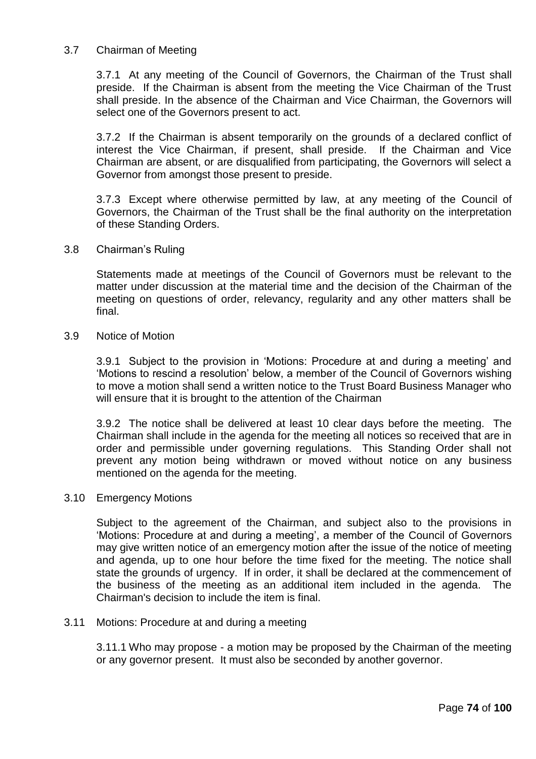### 3.7 Chairman of Meeting

3.7.1 At any meeting of the Council of Governors, the Chairman of the Trust shall preside. If the Chairman is absent from the meeting the Vice Chairman of the Trust shall preside. In the absence of the Chairman and Vice Chairman, the Governors will select one of the Governors present to act.

3.7.2 If the Chairman is absent temporarily on the grounds of a declared conflict of interest the Vice Chairman, if present, shall preside. If the Chairman and Vice Chairman are absent, or are disqualified from participating, the Governors will select a Governor from amongst those present to preside.

3.7.3 Except where otherwise permitted by law, at any meeting of the Council of Governors, the Chairman of the Trust shall be the final authority on the interpretation of these Standing Orders.

### 3.8 Chairman's Ruling

Statements made at meetings of the Council of Governors must be relevant to the matter under discussion at the material time and the decision of the Chairman of the meeting on questions of order, relevancy, regularity and any other matters shall be final.

### 3.9 Notice of Motion

3.9.1 Subject to the provision in 'Motions: Procedure at and during a meeting' and 'Motions to rescind a resolution' below, a member of the Council of Governors wishing to move a motion shall send a written notice to the Trust Board Business Manager who will ensure that it is brought to the attention of the Chairman

3.9.2 The notice shall be delivered at least 10 clear days before the meeting. The Chairman shall include in the agenda for the meeting all notices so received that are in order and permissible under governing regulations. This Standing Order shall not prevent any motion being withdrawn or moved without notice on any business mentioned on the agenda for the meeting.

### 3.10 Emergency Motions

Subject to the agreement of the Chairman, and subject also to the provisions in 'Motions: Procedure at and during a meeting', a member of the Council of Governors may give written notice of an emergency motion after the issue of the notice of meeting and agenda, up to one hour before the time fixed for the meeting. The notice shall state the grounds of urgency. If in order, it shall be declared at the commencement of the business of the meeting as an additional item included in the agenda. The Chairman's decision to include the item is final.

### 3.11 Motions: Procedure at and during a meeting

3.11.1 Who may propose - a motion may be proposed by the Chairman of the meeting or any governor present. It must also be seconded by another governor.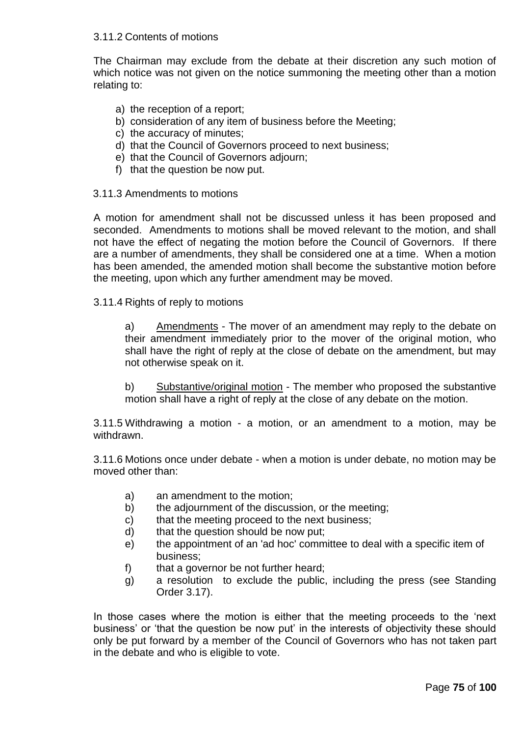### 3.11.2 Contents of motions

The Chairman may exclude from the debate at their discretion any such motion of which notice was not given on the notice summoning the meeting other than a motion relating to:

a) the reception of a report;
b) consideration of any item of business before the Meeting;
c) the accuracy of minutes;
d) that the Council of Governors proceed to next business;
e) that the Council of Governors adjourn;
f) that the question be now put.

### 3.11.3 Amendments to motions

A motion for amendment shall not be discussed unless it has been proposed and seconded. Amendments to motions shall be moved relevant to the motion, and shall not have the effect of negating the motion before the Council of Governors. If there are a number of amendments, they shall be considered one at a time. When a motion has been amended, the amended motion shall become the substantive motion before the meeting, upon which any further amendment may be moved.

### 3.11.4 Rights of reply to motions

a) <u>Amendments</u> - The mover of an amendment may reply to the debate on their amendment immediately prior to the mover of the original motion, who shall have the right of reply at the close of debate on the amendment, but may not otherwise speak on it.

b) <u>Substantive/original motion</u> - The member who proposed the substantive motion shall have a right of reply at the close of any debate on the motion.

3.11.5 Withdrawing a motion - a motion, or an amendment to a motion, may be withdrawn.

3.11.6 Motions once under debate - when a motion is under debate, no motion may be moved other than:

a) an amendment to the motion;
b) the adjournment of the discussion, or the meeting;
c) that the meeting proceed to the next business;
d) that the question should be now put;
e) the appointment of an 'ad hoc' committee to deal with a specific item of business;
f) that a governor be not further heard;
g) a resolution to exclude the public, including the press (see Standing Order 3.17).

In those cases where the motion is either that the meeting proceeds to the 'next business' or 'that the question be now put' in the interests of objectivity these should only be put forward by a member of the Council of Governors who has not taken part in the debate and who is eligible to vote.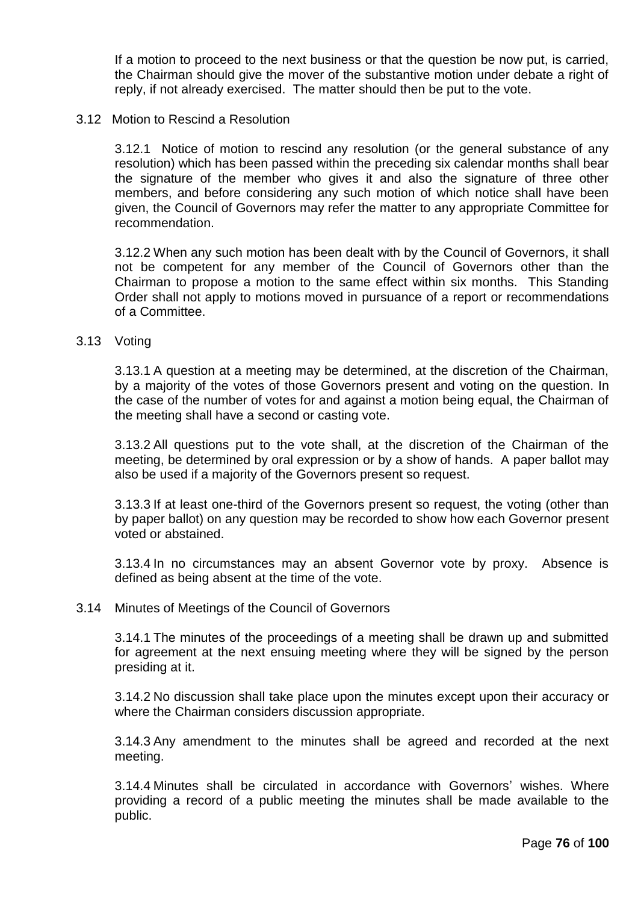If a motion to proceed to the next business or that the question be now put, is carried, the Chairman should give the mover of the substantive motion under debate a right of reply, if not already exercised. The matter should then be put to the vote.

### 3.12 Motion to Rescind a Resolution

3.12.1 Notice of motion to rescind any resolution (or the general substance of any resolution) which has been passed within the preceding six calendar months shall bear the signature of the member who gives it and also the signature of three other members, and before considering any such motion of which notice shall have been given, the Council of Governors may refer the matter to any appropriate Committee for recommendation.

3.12.2 When any such motion has been dealt with by the Council of Governors, it shall not be competent for any member of the Council of Governors other than the Chairman to propose a motion to the same effect within six months. This Standing Order shall not apply to motions moved in pursuance of a report or recommendations of a Committee.

### 3.13 Voting

3.13.1 A question at a meeting may be determined, at the discretion of the Chairman, by a majority of the votes of those Governors present and voting on the question. In the case of the number of votes for and against a motion being equal, the Chairman of the meeting shall have a second or casting vote.

3.13.2 All questions put to the vote shall, at the discretion of the Chairman of the meeting, be determined by oral expression or by a show of hands. A paper ballot may also be used if a majority of the Governors present so request.

3.13.3 If at least one-third of the Governors present so request, the voting (other than by paper ballot) on any question may be recorded to show how each Governor present voted or abstained.

3.13.4 In no circumstances may an absent Governor vote by proxy. Absence is defined as being absent at the time of the vote.

### 3.14 Minutes of Meetings of the Council of Governors

3.14.1 The minutes of the proceedings of a meeting shall be drawn up and submitted for agreement at the next ensuing meeting where they will be signed by the person presiding at it.

3.14.2 No discussion shall take place upon the minutes except upon their accuracy or where the Chairman considers discussion appropriate.

3.14.3 Any amendment to the minutes shall be agreed and recorded at the next meeting.

3.14.4 Minutes shall be circulated in accordance with Governors' wishes. Where providing a record of a public meeting the minutes shall be made available to the public.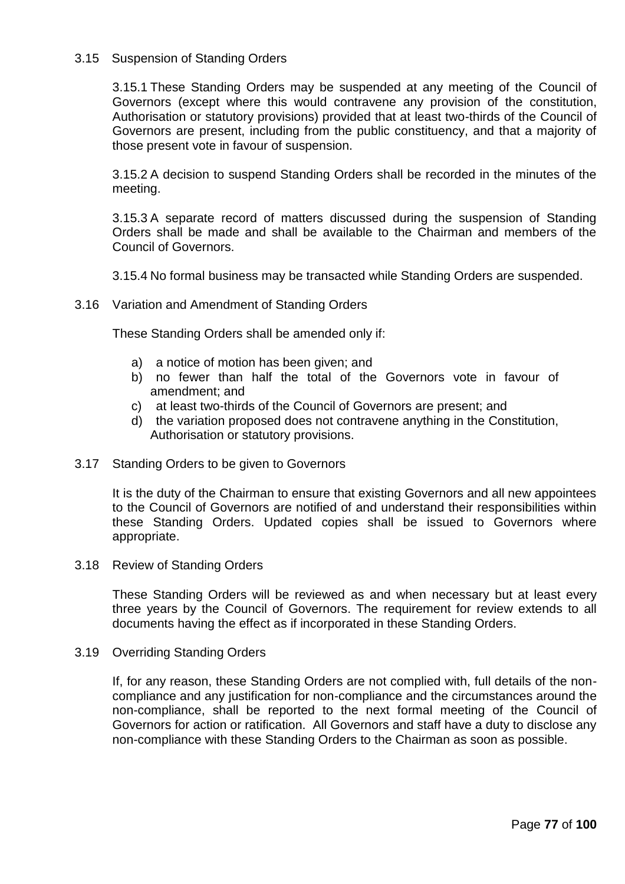### 3.15 Suspension of Standing Orders

3.15.1 These Standing Orders may be suspended at any meeting of the Council of Governors (except where this would contravene any provision of the constitution, Authorisation or statutory provisions) provided that at least two-thirds of the Council of Governors are present, including from the public constituency, and that a majority of those present vote in favour of suspension.

3.15.2 A decision to suspend Standing Orders shall be recorded in the minutes of the meeting.

3.15.3 A separate record of matters discussed during the suspension of Standing Orders shall be made and shall be available to the Chairman and members of the Council of Governors.

3.15.4 No formal business may be transacted while Standing Orders are suspended.

### 3.16 Variation and Amendment of Standing Orders

These Standing Orders shall be amended only if:

a) a notice of motion has been given; and
b) no fewer than half the total of the Governors vote in favour of amendment; and
c) at least two-thirds of the Council of Governors are present; and
d) the variation proposed does not contravene anything in the Constitution, Authorisation or statutory provisions.

### 3.17 Standing Orders to be given to Governors

It is the duty of the Chairman to ensure that existing Governors and all new appointees to the Council of Governors are notified of and understand their responsibilities within these Standing Orders. Updated copies shall be issued to Governors where appropriate.

### 3.18 Review of Standing Orders

These Standing Orders will be reviewed as and when necessary but at least every three years by the Council of Governors. The requirement for review extends to all documents having the effect as if incorporated in these Standing Orders.

### 3.19 Overriding Standing Orders

If, for any reason, these Standing Orders are not complied with, full details of the non-compliance and any justification for non-compliance and the circumstances around the non-compliance, shall be reported to the next formal meeting of the Council of Governors for action or ratification. All Governors and staff have a duty to disclose any non-compliance with these Standing Orders to the Chairman as soon as possible.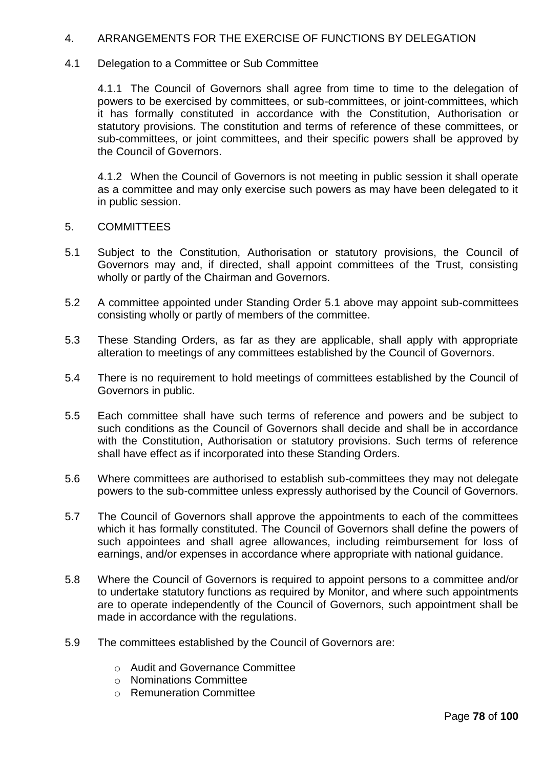## 4. ARRANGEMENTS FOR THE EXERCISE OF FUNCTIONS BY DELEGATION

### 4.1 Delegation to a Committee or Sub Committee

4.1.1 The Council of Governors shall agree from time to time to the delegation of powers to be exercised by committees, or sub-committees, or joint-committees, which it has formally constituted in accordance with the Constitution, Authorisation or statutory provisions. The constitution and terms of reference of these committees, or sub-committees, or joint committees, and their specific powers shall be approved by the Council of Governors.

4.1.2 When the Council of Governors is not meeting in public session it shall operate as a committee and may only exercise such powers as may have been delegated to it in public session.

## 5. COMMITTEES

5.1 Subject to the Constitution, Authorisation or statutory provisions, the Council of Governors may and, if directed, shall appoint committees of the Trust, consisting wholly or partly of the Chairman and Governors.

5.2 A committee appointed under Standing Order 5.1 above may appoint sub-committees consisting wholly or partly of members of the committee.

5.3 These Standing Orders, as far as they are applicable, shall apply with appropriate alteration to meetings of any committees established by the Council of Governors.

5.4 There is no requirement to hold meetings of committees established by the Council of Governors in public.

5.5 Each committee shall have such terms of reference and powers and be subject to such conditions as the Council of Governors shall decide and shall be in accordance with the Constitution, Authorisation or statutory provisions. Such terms of reference shall have effect as if incorporated into these Standing Orders.

5.6 Where committees are authorised to establish sub-committees they may not delegate powers to the sub-committee unless expressly authorised by the Council of Governors.

5.7 The Council of Governors shall approve the appointments to each of the committees which it has formally constituted. The Council of Governors shall define the powers of such appointees and shall agree allowances, including reimbursement for loss of earnings, and/or expenses in accordance where appropriate with national guidance.

5.8 Where the Council of Governors is required to appoint persons to a committee and/or to undertake statutory functions as required by Monitor, and where such appointments are to operate independently of the Council of Governors, such appointment shall be made in accordance with the regulations.

5.9 The committees established by the Council of Governors are:

- Audit and Governance Committee
- Nominations Committee
- Remuneration Committee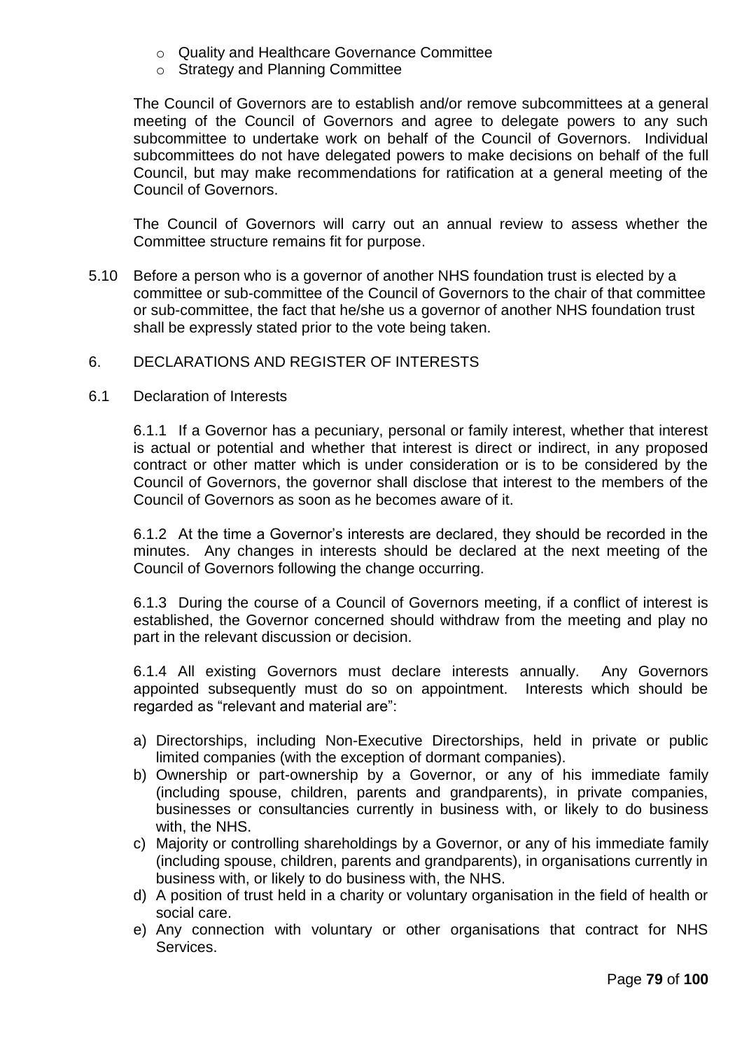- Quality and Healthcare Governance Committee
- Strategy and Planning Committee

The Council of Governors are to establish and/or remove subcommittees at a general meeting of the Council of Governors and agree to delegate powers to any such subcommittee to undertake work on behalf of the Council of Governors. Individual subcommittees do not have delegated powers to make decisions on behalf of the full Council, but may make recommendations for ratification at a general meeting of the Council of Governors.

The Council of Governors will carry out an annual review to assess whether the Committee structure remains fit for purpose.

5.10 Before a person who is a governor of another NHS foundation trust is elected by a committee or sub-committee of the Council of Governors to the chair of that committee or sub-committee, the fact that he/she us a governor of another NHS foundation trust shall be expressly stated prior to the vote being taken.

## 6. DECLARATIONS AND REGISTER OF INTERESTS

### 6.1 Declaration of Interests

6.1.1 If a Governor has a pecuniary, personal or family interest, whether that interest is actual or potential and whether that interest is direct or indirect, in any proposed contract or other matter which is under consideration or is to be considered by the Council of Governors, the governor shall disclose that interest to the members of the Council of Governors as soon as he becomes aware of it.

6.1.2 At the time a Governor's interests are declared, they should be recorded in the minutes. Any changes in interests should be declared at the next meeting of the Council of Governors following the change occurring.

6.1.3 During the course of a Council of Governors meeting, if a conflict of interest is established, the Governor concerned should withdraw from the meeting and play no part in the relevant discussion or decision.

6.1.4 All existing Governors must declare interests annually. Any Governors appointed subsequently must do so on appointment. Interests which should be regarded as "relevant and material are":

a) Directorships, including Non-Executive Directorships, held in private or public limited companies (with the exception of dormant companies).
b) Ownership or part-ownership by a Governor, or any of his immediate family (including spouse, children, parents and grandparents), in private companies, businesses or consultancies currently in business with, or likely to do business with, the NHS.
c) Majority or controlling shareholdings by a Governor, or any of his immediate family (including spouse, children, parents and grandparents), in organisations currently in business with, or likely to do business with, the NHS.
d) A position of trust held in a charity or voluntary organisation in the field of health or social care.
e) Any connection with voluntary or other organisations that contract for NHS Services.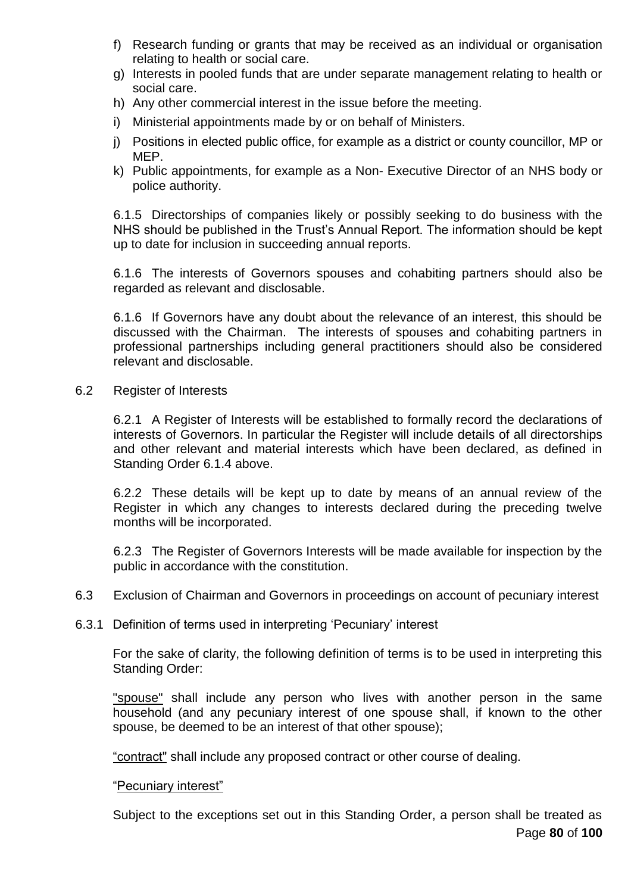f) Research funding or grants that may be received as an individual or organisation relating to health or social care.
g) Interests in pooled funds that are under separate management relating to health or social care.
h) Any other commercial interest in the issue before the meeting.
i) Ministerial appointments made by or on behalf of Ministers.
j) Positions in elected public office, for example as a district or county councillor, MP or MEP.
k) Public appointments, for example as a Non- Executive Director of an NHS body or police authority.

6.1.5 Directorships of companies likely or possibly seeking to do business with the NHS should be published in the Trust's Annual Report. The information should be kept up to date for inclusion in succeeding annual reports.

6.1.6 The interests of Governors spouses and cohabiting partners should also be regarded as relevant and disclosable.

6.1.6 If Governors have any doubt about the relevance of an interest, this should be discussed with the Chairman. The interests of spouses and cohabiting partners in professional partnerships including general practitioners should also be considered relevant and disclosable.

6.2 Register of Interests

6.2.1 A Register of Interests will be established to formally record the declarations of interests of Governors. In particular the Register will include details of all directorships and other relevant and material interests which have been declared, as defined in Standing Order 6.1.4 above.

6.2.2 These details will be kept up to date by means of an annual review of the Register in which any changes to interests declared during the preceding twelve months will be incorporated.

6.2.3 The Register of Governors Interests will be made available for inspection by the public in accordance with the constitution.

6.3 Exclusion of Chairman and Governors in proceedings on account of pecuniary interest

6.3.1 Definition of terms used in interpreting 'Pecuniary' interest

For the sake of clarity, the following definition of terms is to be used in interpreting this Standing Order:

"spouse" shall include any person who lives with another person in the same household (and any pecuniary interest of one spouse shall, if known to the other spouse, be deemed to be an interest of that other spouse);

"contract" shall include any proposed contract or other course of dealing.

"Pecuniary interest"

Subject to the exceptions set out in this Standing Order, a person shall be treated as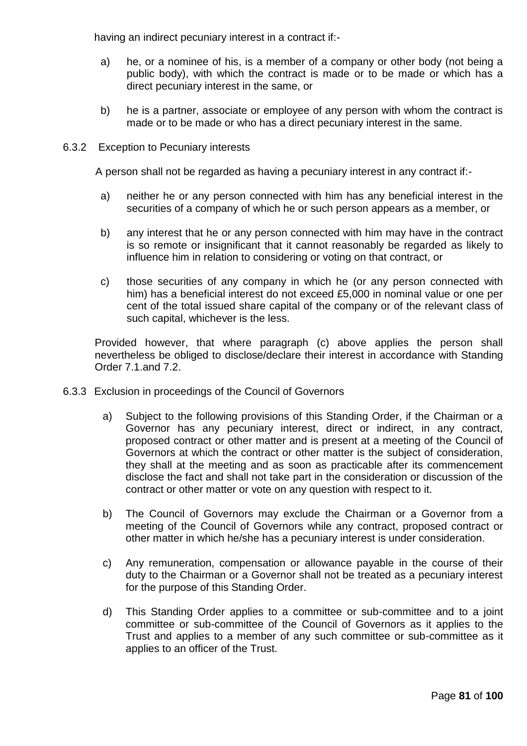having an indirect pecuniary interest in a contract if:-

a) he, or a nominee of his, is a member of a company or other body (not being a public body), with which the contract is made or to be made or which has a direct pecuniary interest in the same, or

b) he is a partner, associate or employee of any person with whom the contract is made or to be made or who has a direct pecuniary interest in the same.

6.3.2 Exception to Pecuniary interests

A person shall not be regarded as having a pecuniary interest in any contract if:-

a) neither he or any person connected with him has any beneficial interest in the securities of a company of which he or such person appears as a member, or

b) any interest that he or any person connected with him may have in the contract is so remote or insignificant that it cannot reasonably be regarded as likely to influence him in relation to considering or voting on that contract, or

c) those securities of any company in which he (or any person connected with him) has a beneficial interest do not exceed £5,000 in nominal value or one per cent of the total issued share capital of the company or of the relevant class of such capital, whichever is the less.

Provided however, that where paragraph (c) above applies the person shall nevertheless be obliged to disclose/declare their interest in accordance with Standing Order 7.1.and 7.2.

6.3.3 Exclusion in proceedings of the Council of Governors

a) Subject to the following provisions of this Standing Order, if the Chairman or a Governor has any pecuniary interest, direct or indirect, in any contract, proposed contract or other matter and is present at a meeting of the Council of Governors at which the contract or other matter is the subject of consideration, they shall at the meeting and as soon as practicable after its commencement disclose the fact and shall not take part in the consideration or discussion of the contract or other matter or vote on any question with respect to it.

b) The Council of Governors may exclude the Chairman or a Governor from a meeting of the Council of Governors while any contract, proposed contract or other matter in which he/she has a pecuniary interest is under consideration.

c) Any remuneration, compensation or allowance payable in the course of their duty to the Chairman or a Governor shall not be treated as a pecuniary interest for the purpose of this Standing Order.

d) This Standing Order applies to a committee or sub-committee and to a joint committee or sub-committee of the Council of Governors as it applies to the Trust and applies to a member of any such committee or sub-committee as it applies to an officer of the Trust.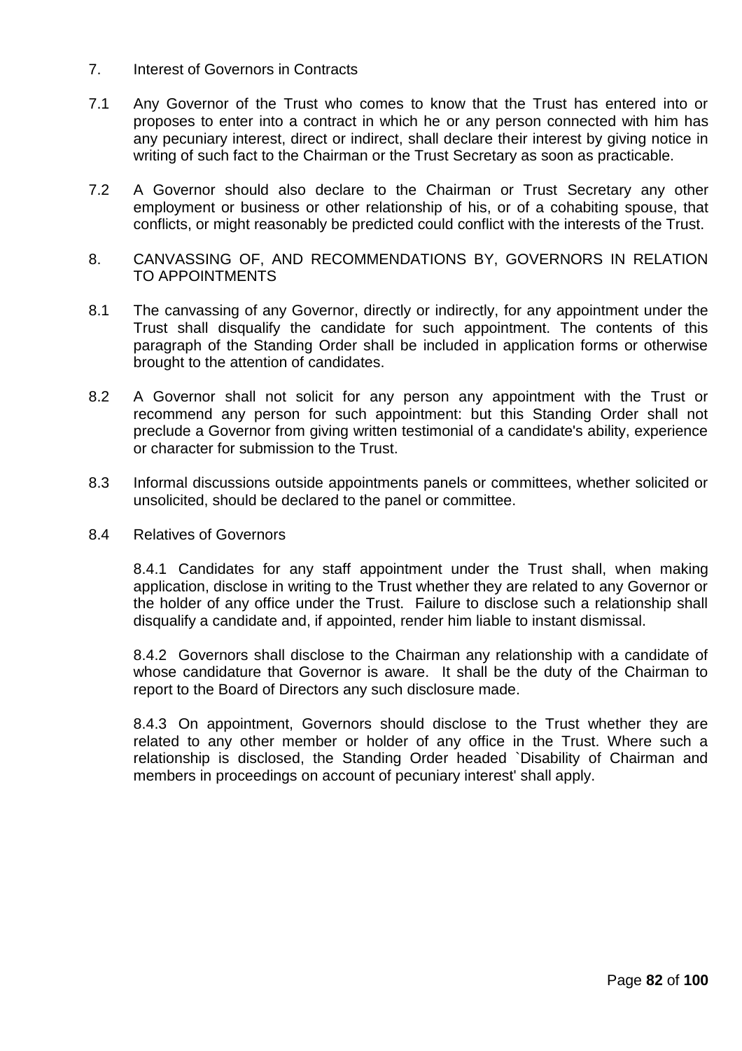## 7. Interest of Governors in Contracts

7.1 Any Governor of the Trust who comes to know that the Trust has entered into or proposes to enter into a contract in which he or any person connected with him has any pecuniary interest, direct or indirect, shall declare their interest by giving notice in writing of such fact to the Chairman or the Trust Secretary as soon as practicable.

7.2 A Governor should also declare to the Chairman or Trust Secretary any other employment or business or other relationship of his, or of a cohabiting spouse, that conflicts, or might reasonably be predicted could conflict with the interests of the Trust.

## 8. CANVASSING OF, AND RECOMMENDATIONS BY, GOVERNORS IN RELATION TO APPOINTMENTS

8.1 The canvassing of any Governor, directly or indirectly, for any appointment under the Trust shall disqualify the candidate for such appointment. The contents of this paragraph of the Standing Order shall be included in application forms or otherwise brought to the attention of candidates.

8.2 A Governor shall not solicit for any person any appointment with the Trust or recommend any person for such appointment: but this Standing Order shall not preclude a Governor from giving written testimonial of a candidate's ability, experience or character for submission to the Trust.

8.3 Informal discussions outside appointments panels or committees, whether solicited or unsolicited, should be declared to the panel or committee.

8.4 Relatives of Governors

8.4.1 Candidates for any staff appointment under the Trust shall, when making application, disclose in writing to the Trust whether they are related to any Governor or the holder of any office under the Trust. Failure to disclose such a relationship shall disqualify a candidate and, if appointed, render him liable to instant dismissal.

8.4.2 Governors shall disclose to the Chairman any relationship with a candidate of whose candidature that Governor is aware. It shall be the duty of the Chairman to report to the Board of Directors any such disclosure made.

8.4.3 On appointment, Governors should disclose to the Trust whether they are related to any other member or holder of any office in the Trust. Where such a relationship is disclosed, the Standing Order headed `Disability of Chairman and members in proceedings on account of pecuniary interest' shall apply.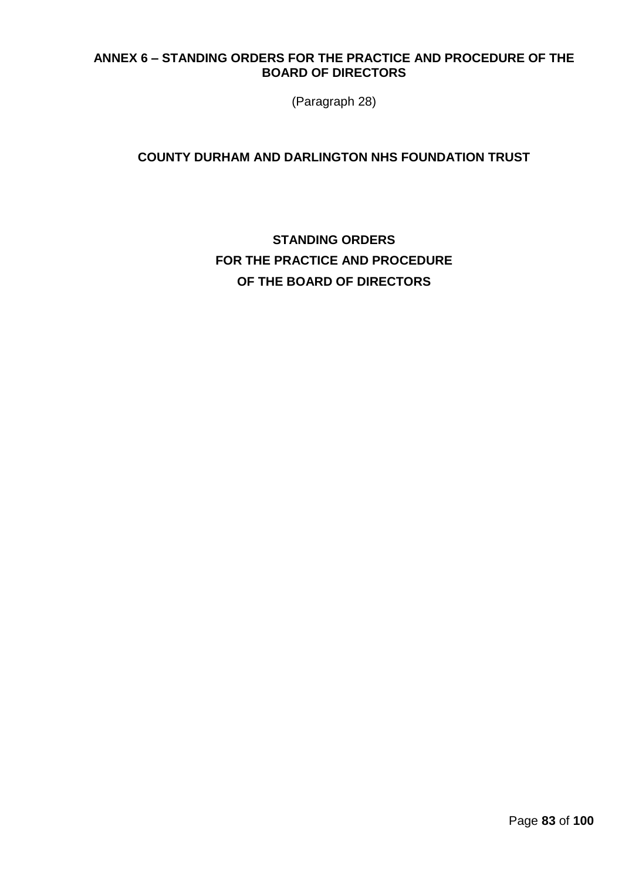## ANNEX 6 – STANDING ORDERS FOR THE PRACTICE AND PROCEDURE OF THE BOARD OF DIRECTORS

(Paragraph 28)

## COUNTY DURHAM AND DARLINGTON NHS FOUNDATION TRUST

# STANDING ORDERS
# FOR THE PRACTICE AND PROCEDURE
# OF THE BOARD OF DIRECTORS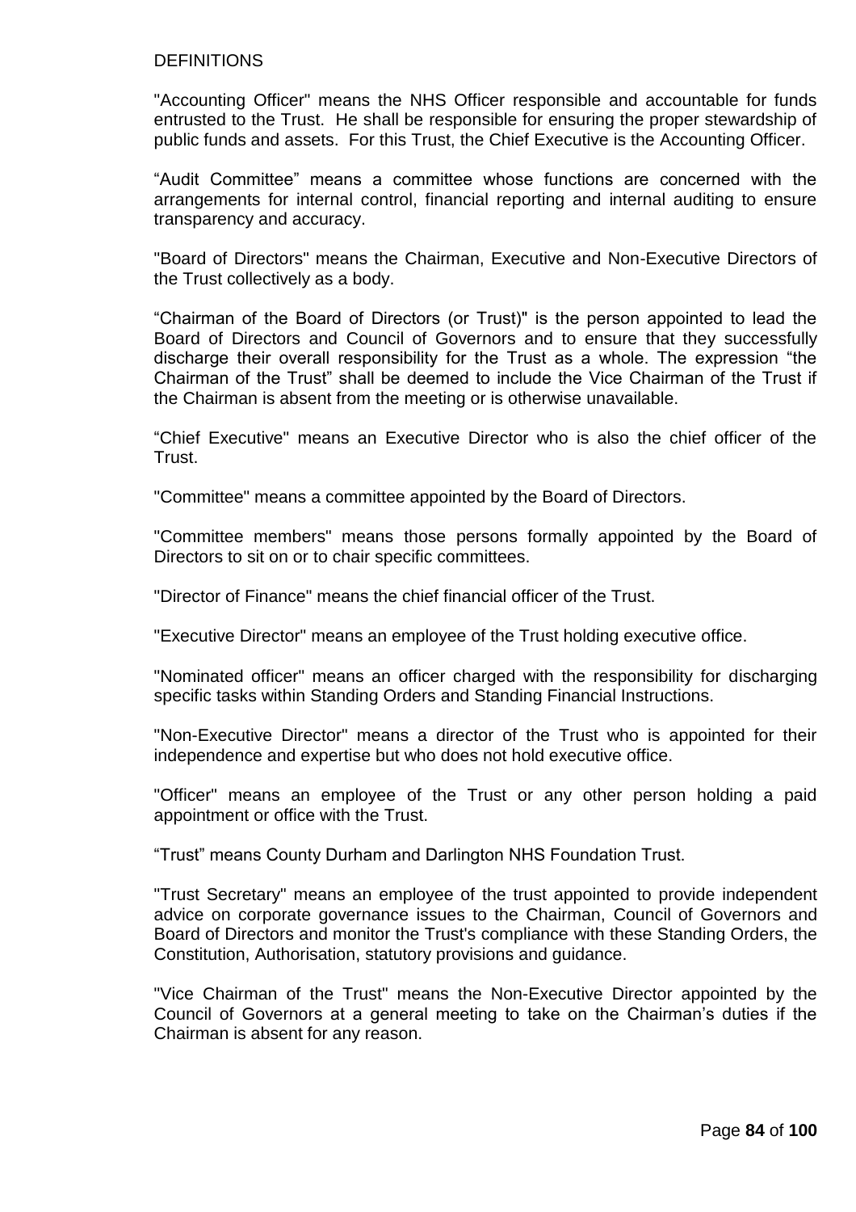## DEFINITIONS

"Accounting Officer" means the NHS Officer responsible and accountable for funds entrusted to the Trust. He shall be responsible for ensuring the proper stewardship of public funds and assets. For this Trust, the Chief Executive is the Accounting Officer.

"Audit Committee" means a committee whose functions are concerned with the arrangements for internal control, financial reporting and internal auditing to ensure transparency and accuracy.

"Board of Directors" means the Chairman, Executive and Non-Executive Directors of the Trust collectively as a body.

"Chairman of the Board of Directors (or Trust)" is the person appointed to lead the Board of Directors and Council of Governors and to ensure that they successfully discharge their overall responsibility for the Trust as a whole. The expression "the Chairman of the Trust" shall be deemed to include the Vice Chairman of the Trust if the Chairman is absent from the meeting or is otherwise unavailable.

"Chief Executive" means an Executive Director who is also the chief officer of the Trust.

"Committee" means a committee appointed by the Board of Directors.

"Committee members" means those persons formally appointed by the Board of Directors to sit on or to chair specific committees.

"Director of Finance" means the chief financial officer of the Trust.

"Executive Director" means an employee of the Trust holding executive office.

"Nominated officer" means an officer charged with the responsibility for discharging specific tasks within Standing Orders and Standing Financial Instructions.

"Non-Executive Director" means a director of the Trust who is appointed for their independence and expertise but who does not hold executive office.

"Officer" means an employee of the Trust or any other person holding a paid appointment or office with the Trust.

"Trust" means County Durham and Darlington NHS Foundation Trust.

"Trust Secretary" means an employee of the trust appointed to provide independent advice on corporate governance issues to the Chairman, Council of Governors and Board of Directors and monitor the Trust's compliance with these Standing Orders, the Constitution, Authorisation, statutory provisions and guidance.

"Vice Chairman of the Trust" means the Non-Executive Director appointed by the Council of Governors at a general meeting to take on the Chairman's duties if the Chairman is absent for any reason.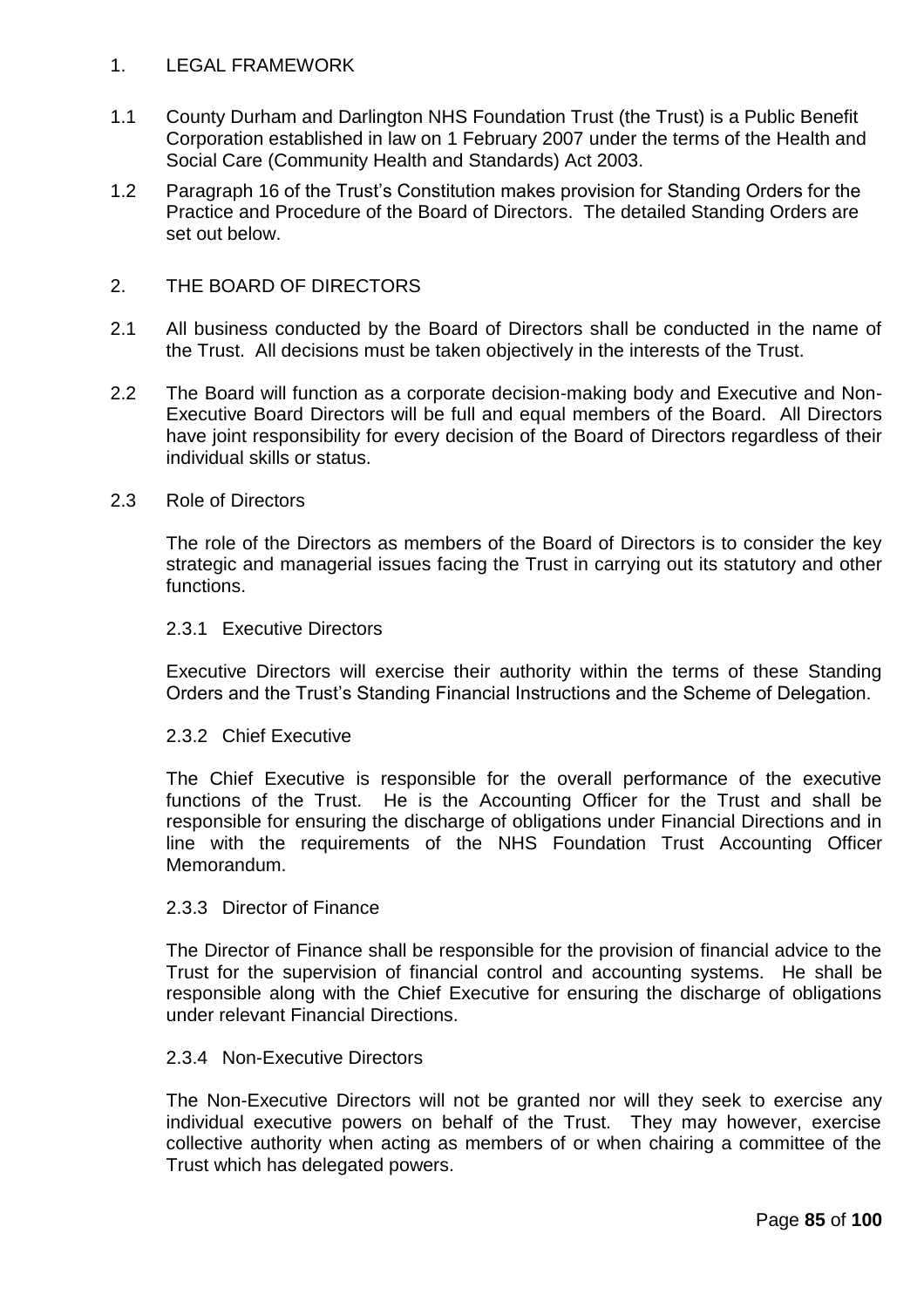## 1. LEGAL FRAMEWORK

1.1 County Durham and Darlington NHS Foundation Trust (the Trust) is a Public Benefit Corporation established in law on 1 February 2007 under the terms of the Health and Social Care (Community Health and Standards) Act 2003.

1.2 Paragraph 16 of the Trust's Constitution makes provision for Standing Orders for the Practice and Procedure of the Board of Directors. The detailed Standing Orders are set out below.

## 2. THE BOARD OF DIRECTORS

2.1 All business conducted by the Board of Directors shall be conducted in the name of the Trust. All decisions must be taken objectively in the interests of the Trust.

2.2 The Board will function as a corporate decision-making body and Executive and Non-Executive Board Directors will be full and equal members of the Board. All Directors have joint responsibility for every decision of the Board of Directors regardless of their individual skills or status.

### 2.3 Role of Directors

The role of the Directors as members of the Board of Directors is to consider the key strategic and managerial issues facing the Trust in carrying out its statutory and other functions.

#### 2.3.1 Executive Directors

Executive Directors will exercise their authority within the terms of these Standing Orders and the Trust's Standing Financial Instructions and the Scheme of Delegation.

#### 2.3.2 Chief Executive

The Chief Executive is responsible for the overall performance of the executive functions of the Trust. He is the Accounting Officer for the Trust and shall be responsible for ensuring the discharge of obligations under Financial Directions and in line with the requirements of the NHS Foundation Trust Accounting Officer Memorandum.

#### 2.3.3 Director of Finance

The Director of Finance shall be responsible for the provision of financial advice to the Trust for the supervision of financial control and accounting systems. He shall be responsible along with the Chief Executive for ensuring the discharge of obligations under relevant Financial Directions.

#### 2.3.4 Non-Executive Directors

The Non-Executive Directors will not be granted nor will they seek to exercise any individual executive powers on behalf of the Trust. They may however, exercise collective authority when acting as members of or when chairing a committee of the Trust which has delegated powers.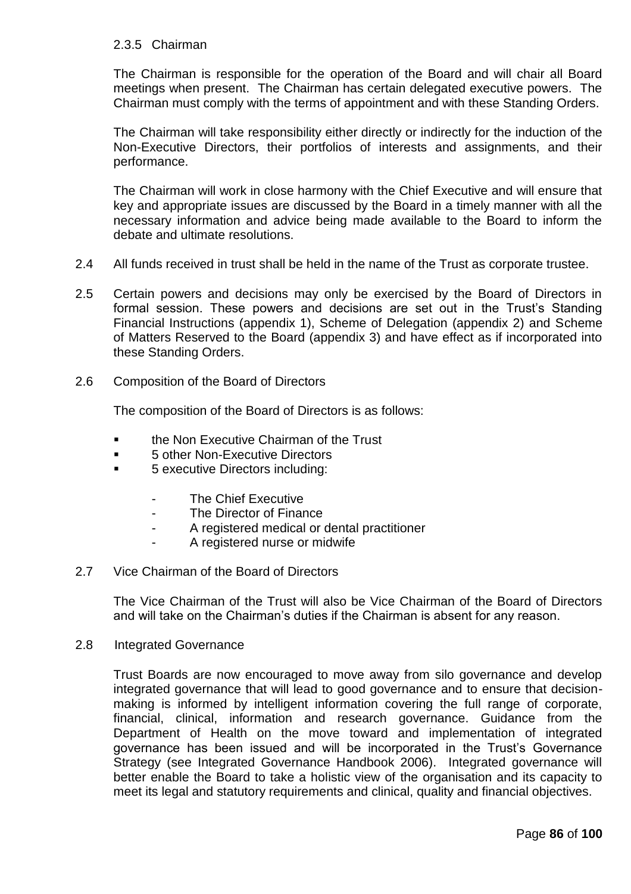#### 2.3.5 Chairman

The Chairman is responsible for the operation of the Board and will chair all Board meetings when present. The Chairman has certain delegated executive powers. The Chairman must comply with the terms of appointment and with these Standing Orders.

The Chairman will take responsibility either directly or indirectly for the induction of the Non-Executive Directors, their portfolios of interests and assignments, and their performance.

The Chairman will work in close harmony with the Chief Executive and will ensure that key and appropriate issues are discussed by the Board in a timely manner with all the necessary information and advice being made available to the Board to inform the debate and ultimate resolutions.

2.4 All funds received in trust shall be held in the name of the Trust as corporate trustee.

2.5 Certain powers and decisions may only be exercised by the Board of Directors in formal session. These powers and decisions are set out in the Trust's Standing Financial Instructions (appendix 1), Scheme of Delegation (appendix 2) and Scheme of Matters Reserved to the Board (appendix 3) and have effect as if incorporated into these Standing Orders.

### 2.6 Composition of the Board of Directors

The composition of the Board of Directors is as follows:

- the Non Executive Chairman of the Trust
- 5 other Non-Executive Directors
- 5 executive Directors including:
  - The Chief Executive
  - The Director of Finance
  - A registered medical or dental practitioner
  - A registered nurse or midwife

### 2.7 Vice Chairman of the Board of Directors

The Vice Chairman of the Trust will also be Vice Chairman of the Board of Directors and will take on the Chairman's duties if the Chairman is absent for any reason.

### 2.8 Integrated Governance

Trust Boards are now encouraged to move away from silo governance and develop integrated governance that will lead to good governance and to ensure that decision-making is informed by intelligent information covering the full range of corporate, financial, clinical, information and research governance. Guidance from the Department of Health on the move toward and implementation of integrated governance has been issued and will be incorporated in the Trust's Governance Strategy (see Integrated Governance Handbook 2006). Integrated governance will better enable the Board to take a holistic view of the organisation and its capacity to meet its legal and statutory requirements and clinical, quality and financial objectives.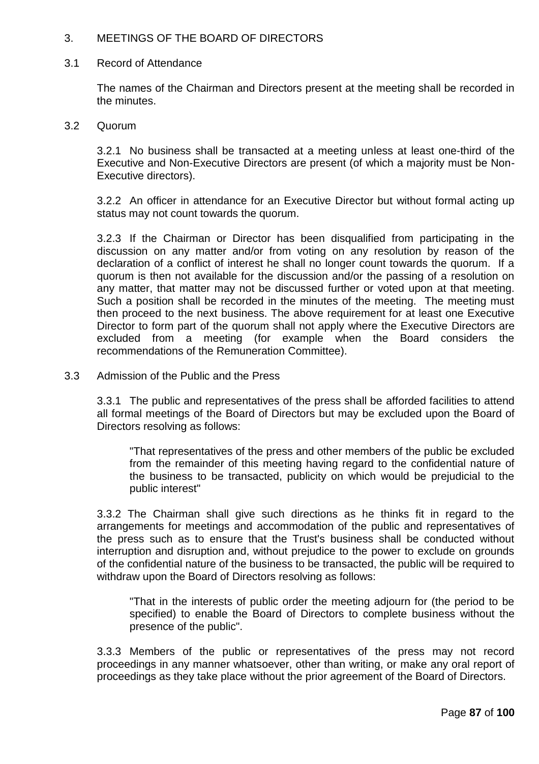## 3. MEETINGS OF THE BOARD OF DIRECTORS

### 3.1 Record of Attendance

The names of the Chairman and Directors present at the meeting shall be recorded in the minutes.

### 3.2 Quorum

3.2.1 No business shall be transacted at a meeting unless at least one-third of the Executive and Non-Executive Directors are present (of which a majority must be Non-Executive directors).

3.2.2 An officer in attendance for an Executive Director but without formal acting up status may not count towards the quorum.

3.2.3 If the Chairman or Director has been disqualified from participating in the discussion on any matter and/or from voting on any resolution by reason of the declaration of a conflict of interest he shall no longer count towards the quorum. If a quorum is then not available for the discussion and/or the passing of a resolution on any matter, that matter may not be discussed further or voted upon at that meeting. Such a position shall be recorded in the minutes of the meeting. The meeting must then proceed to the next business. The above requirement for at least one Executive Director to form part of the quorum shall not apply where the Executive Directors are excluded from a meeting (for example when the Board considers the recommendations of the Remuneration Committee).

### 3.3 Admission of the Public and the Press

3.3.1 The public and representatives of the press shall be afforded facilities to attend all formal meetings of the Board of Directors but may be excluded upon the Board of Directors resolving as follows:

> "That representatives of the press and other members of the public be excluded from the remainder of this meeting having regard to the confidential nature of the business to be transacted, publicity on which would be prejudicial to the public interest"

3.3.2 The Chairman shall give such directions as he thinks fit in regard to the arrangements for meetings and accommodation of the public and representatives of the press such as to ensure that the Trust's business shall be conducted without interruption and disruption and, without prejudice to the power to exclude on grounds of the confidential nature of the business to be transacted, the public will be required to withdraw upon the Board of Directors resolving as follows:

> "That in the interests of public order the meeting adjourn for (the period to be specified) to enable the Board of Directors to complete business without the presence of the public".

3.3.3 Members of the public or representatives of the press may not record proceedings in any manner whatsoever, other than writing, or make any oral report of proceedings as they take place without the prior agreement of the Board of Directors.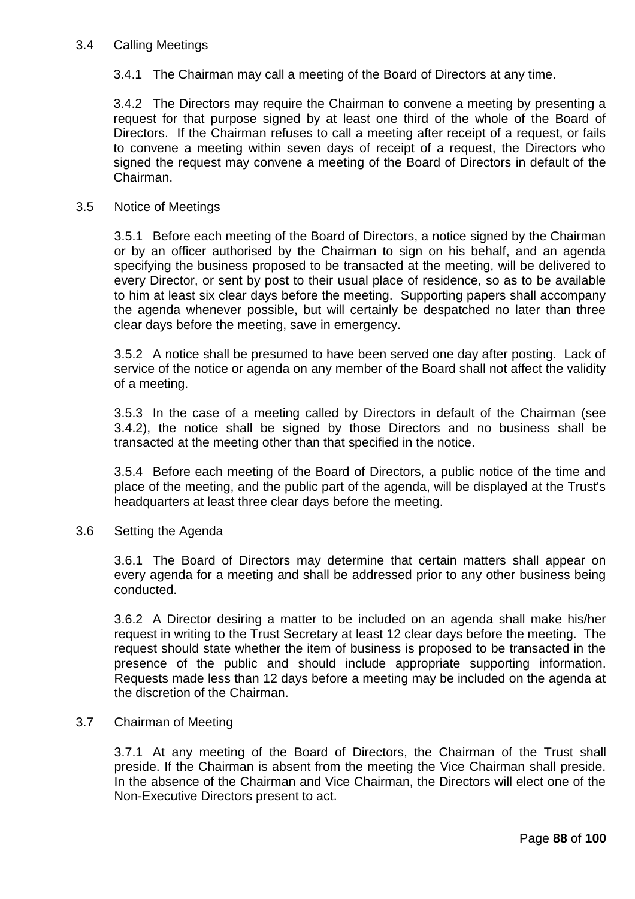### 3.4 Calling Meetings

3.4.1 The Chairman may call a meeting of the Board of Directors at any time.

3.4.2 The Directors may require the Chairman to convene a meeting by presenting a request for that purpose signed by at least one third of the whole of the Board of Directors. If the Chairman refuses to call a meeting after receipt of a request, or fails to convene a meeting within seven days of receipt of a request, the Directors who signed the request may convene a meeting of the Board of Directors in default of the Chairman.

### 3.5 Notice of Meetings

3.5.1 Before each meeting of the Board of Directors, a notice signed by the Chairman or by an officer authorised by the Chairman to sign on his behalf, and an agenda specifying the business proposed to be transacted at the meeting, will be delivered to every Director, or sent by post to their usual place of residence, so as to be available to him at least six clear days before the meeting. Supporting papers shall accompany the agenda whenever possible, but will certainly be despatched no later than three clear days before the meeting, save in emergency.

3.5.2 A notice shall be presumed to have been served one day after posting. Lack of service of the notice or agenda on any member of the Board shall not affect the validity of a meeting.

3.5.3 In the case of a meeting called by Directors in default of the Chairman (see 3.4.2), the notice shall be signed by those Directors and no business shall be transacted at the meeting other than that specified in the notice.

3.5.4 Before each meeting of the Board of Directors, a public notice of the time and place of the meeting, and the public part of the agenda, will be displayed at the Trust's headquarters at least three clear days before the meeting.

### 3.6 Setting the Agenda

3.6.1 The Board of Directors may determine that certain matters shall appear on every agenda for a meeting and shall be addressed prior to any other business being conducted.

3.6.2 A Director desiring a matter to be included on an agenda shall make his/her request in writing to the Trust Secretary at least 12 clear days before the meeting. The request should state whether the item of business is proposed to be transacted in the presence of the public and should include appropriate supporting information. Requests made less than 12 days before a meeting may be included on the agenda at the discretion of the Chairman.

### 3.7 Chairman of Meeting

3.7.1 At any meeting of the Board of Directors, the Chairman of the Trust shall preside. If the Chairman is absent from the meeting the Vice Chairman shall preside. In the absence of the Chairman and Vice Chairman, the Directors will elect one of the Non-Executive Directors present to act.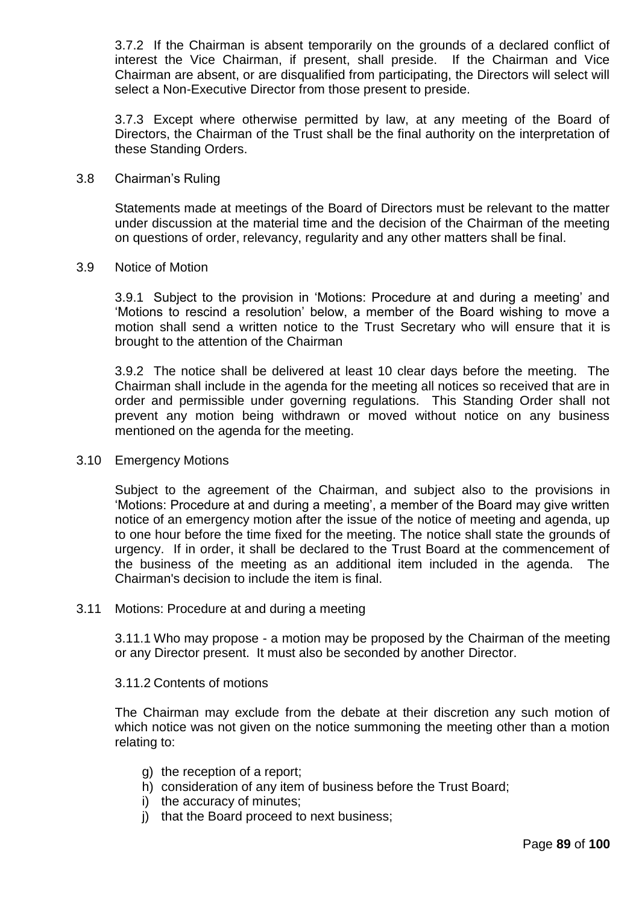3.7.2 If the Chairman is absent temporarily on the grounds of a declared conflict of interest the Vice Chairman, if present, shall preside. If the Chairman and Vice Chairman are absent, or are disqualified from participating, the Directors will select will select a Non-Executive Director from those present to preside.

3.7.3 Except where otherwise permitted by law, at any meeting of the Board of Directors, the Chairman of the Trust shall be the final authority on the interpretation of these Standing Orders.

### 3.8 Chairman's Ruling

Statements made at meetings of the Board of Directors must be relevant to the matter under discussion at the material time and the decision of the Chairman of the meeting on questions of order, relevancy, regularity and any other matters shall be final.

### 3.9 Notice of Motion

3.9.1 Subject to the provision in 'Motions: Procedure at and during a meeting' and 'Motions to rescind a resolution' below, a member of the Board wishing to move a motion shall send a written notice to the Trust Secretary who will ensure that it is brought to the attention of the Chairman

3.9.2 The notice shall be delivered at least 10 clear days before the meeting. The Chairman shall include in the agenda for the meeting all notices so received that are in order and permissible under governing regulations. This Standing Order shall not prevent any motion being withdrawn or moved without notice on any business mentioned on the agenda for the meeting.

### 3.10 Emergency Motions

Subject to the agreement of the Chairman, and subject also to the provisions in 'Motions: Procedure at and during a meeting', a member of the Board may give written notice of an emergency motion after the issue of the notice of meeting and agenda, up to one hour before the time fixed for the meeting. The notice shall state the grounds of urgency. If in order, it shall be declared to the Trust Board at the commencement of the business of the meeting as an additional item included in the agenda. The Chairman's decision to include the item is final.

### 3.11 Motions: Procedure at and during a meeting

3.11.1 Who may propose - a motion may be proposed by the Chairman of the meeting or any Director present. It must also be seconded by another Director.

3.11.2 Contents of motions

The Chairman may exclude from the debate at their discretion any such motion of which notice was not given on the notice summoning the meeting other than a motion relating to:

g) the reception of a report;
h) consideration of any item of business before the Trust Board;
i) the accuracy of minutes;
j) that the Board proceed to next business;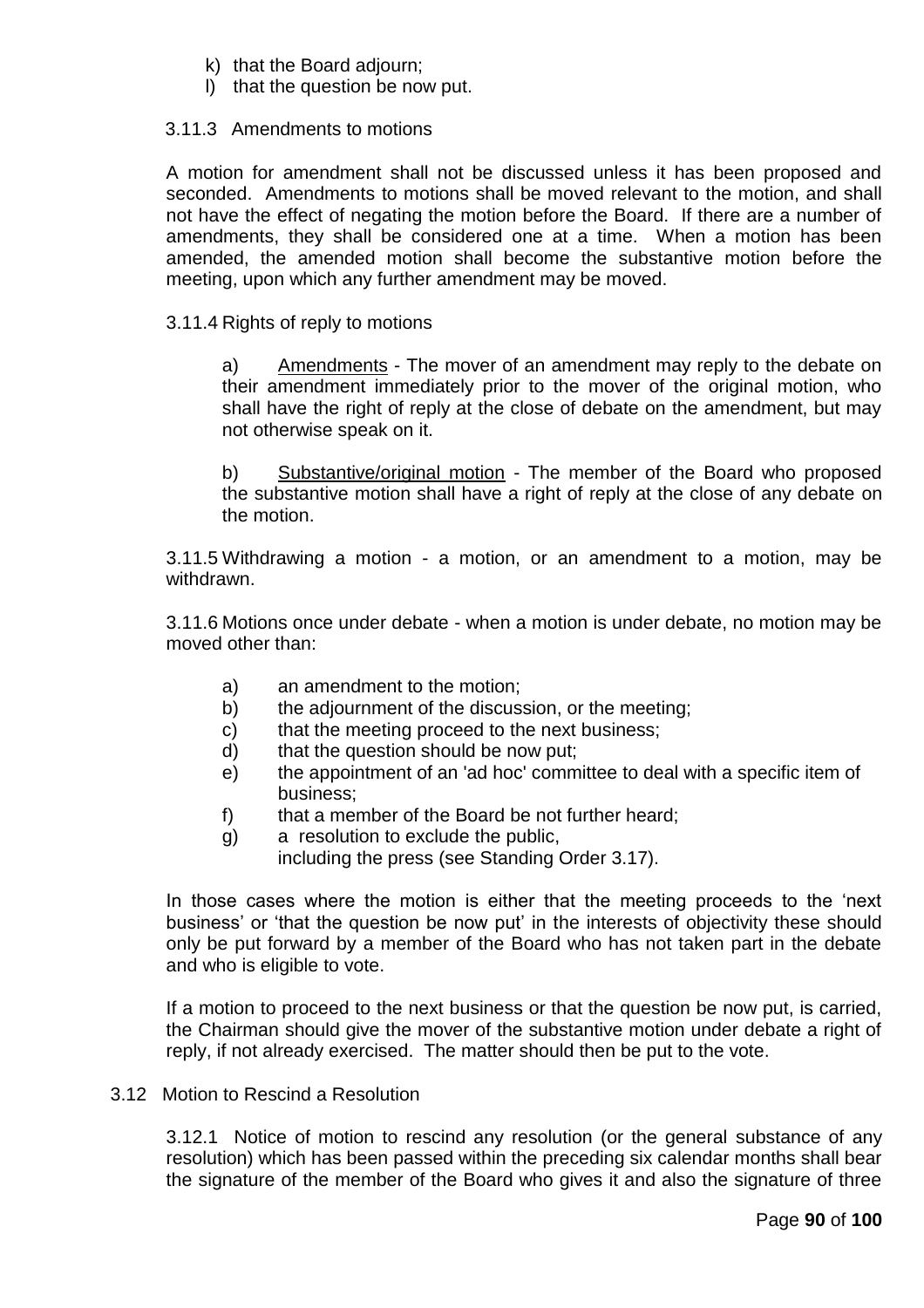k) that the Board adjourn;
l) that the question be now put.

3.11.3 Amendments to motions

A motion for amendment shall not be discussed unless it has been proposed and seconded. Amendments to motions shall be moved relevant to the motion, and shall not have the effect of negating the motion before the Board. If there are a number of amendments, they shall be considered one at a time. When a motion has been amended, the amended motion shall become the substantive motion before the meeting, upon which any further amendment may be moved.

3.11.4 Rights of reply to motions

a) Amendments - The mover of an amendment may reply to the debate on their amendment immediately prior to the mover of the original motion, who shall have the right of reply at the close of debate on the amendment, but may not otherwise speak on it.

b) Substantive/original motion - The member of the Board who proposed the substantive motion shall have a right of reply at the close of any debate on the motion.

3.11.5 Withdrawing a motion - a motion, or an amendment to a motion, may be withdrawn.

3.11.6 Motions once under debate - when a motion is under debate, no motion may be moved other than:

a) an amendment to the motion;
b) the adjournment of the discussion, or the meeting;
c) that the meeting proceed to the next business;
d) that the question should be now put;
e) the appointment of an 'ad hoc' committee to deal with a specific item of business;
f) that a member of the Board be not further heard;
g) a resolution to exclude the public, including the press (see Standing Order 3.17).

In those cases where the motion is either that the meeting proceeds to the 'next business' or 'that the question be now put' in the interests of objectivity these should only be put forward by a member of the Board who has not taken part in the debate and who is eligible to vote.

If a motion to proceed to the next business or that the question be now put, is carried, the Chairman should give the mover of the substantive motion under debate a right of reply, if not already exercised. The matter should then be put to the vote.

3.12 Motion to Rescind a Resolution

3.12.1 Notice of motion to rescind any resolution (or the general substance of any resolution) which has been passed within the preceding six calendar months shall bear the signature of the member of the Board who gives it and also the signature of three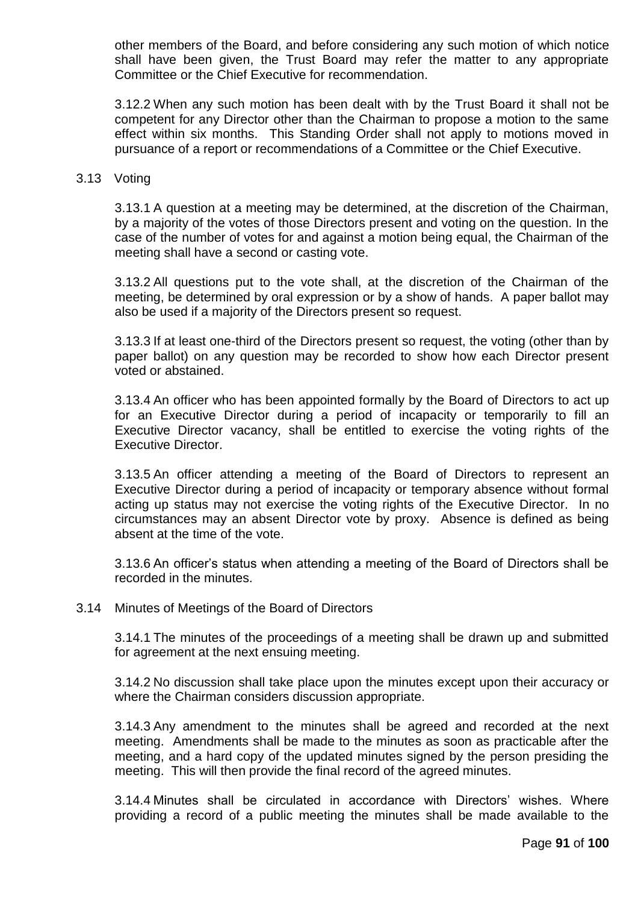other members of the Board, and before considering any such motion of which notice shall have been given, the Trust Board may refer the matter to any appropriate Committee or the Chief Executive for recommendation.

3.12.2 When any such motion has been dealt with by the Trust Board it shall not be competent for any Director other than the Chairman to propose a motion to the same effect within six months. This Standing Order shall not apply to motions moved in pursuance of a report or recommendations of a Committee or the Chief Executive.

3.13 Voting

3.13.1 A question at a meeting may be determined, at the discretion of the Chairman, by a majority of the votes of those Directors present and voting on the question. In the case of the number of votes for and against a motion being equal, the Chairman of the meeting shall have a second or casting vote.

3.13.2 All questions put to the vote shall, at the discretion of the Chairman of the meeting, be determined by oral expression or by a show of hands. A paper ballot may also be used if a majority of the Directors present so request.

3.13.3 If at least one-third of the Directors present so request, the voting (other than by paper ballot) on any question may be recorded to show how each Director present voted or abstained.

3.13.4 An officer who has been appointed formally by the Board of Directors to act up for an Executive Director during a period of incapacity or temporarily to fill an Executive Director vacancy, shall be entitled to exercise the voting rights of the Executive Director.

3.13.5 An officer attending a meeting of the Board of Directors to represent an Executive Director during a period of incapacity or temporary absence without formal acting up status may not exercise the voting rights of the Executive Director. In no circumstances may an absent Director vote by proxy. Absence is defined as being absent at the time of the vote.

3.13.6 An officer's status when attending a meeting of the Board of Directors shall be recorded in the minutes.

3.14 Minutes of Meetings of the Board of Directors

3.14.1 The minutes of the proceedings of a meeting shall be drawn up and submitted for agreement at the next ensuing meeting.

3.14.2 No discussion shall take place upon the minutes except upon their accuracy or where the Chairman considers discussion appropriate.

3.14.3 Any amendment to the minutes shall be agreed and recorded at the next meeting. Amendments shall be made to the minutes as soon as practicable after the meeting, and a hard copy of the updated minutes signed by the person presiding the meeting. This will then provide the final record of the agreed minutes.

3.14.4 Minutes shall be circulated in accordance with Directors' wishes. Where providing a record of a public meeting the minutes shall be made available to the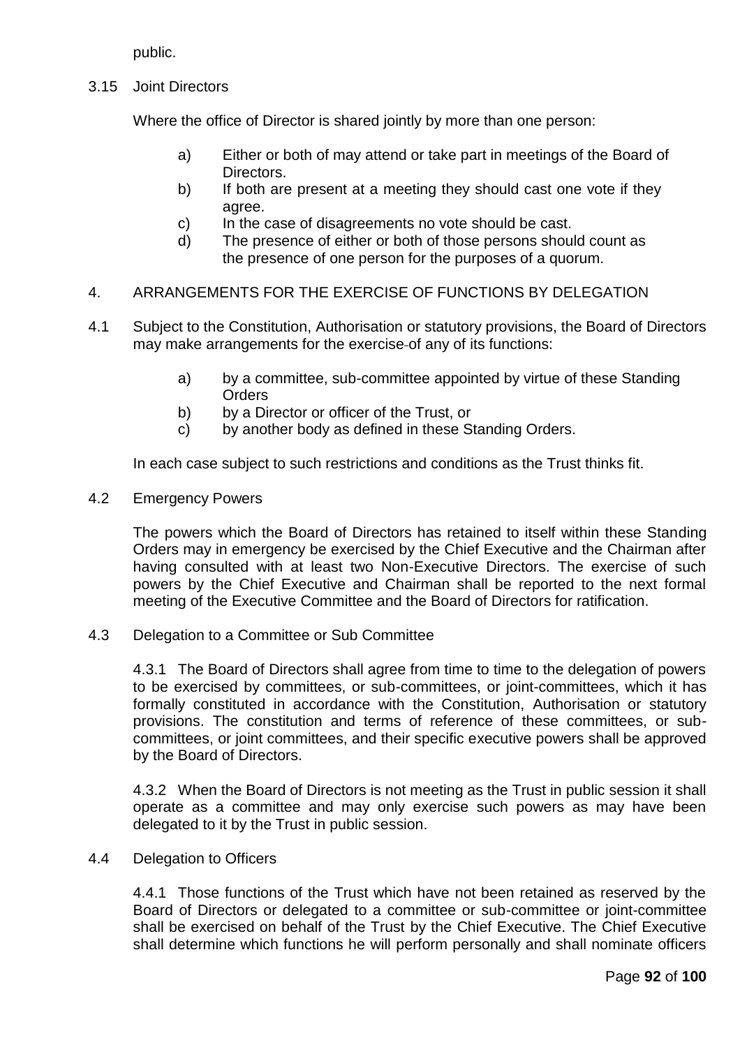public.

3.15 Joint Directors

Where the office of Director is shared jointly by more than one person:

a) Either or both of may attend or take part in meetings of the Board of Directors.
b) If both are present at a meeting they should cast one vote if they agree.
c) In the case of disagreements no vote should be cast.
d) The presence of either or both of those persons should count as the presence of one person for the purposes of a quorum.

## 4. ARRANGEMENTS FOR THE EXERCISE OF FUNCTIONS BY DELEGATION

4.1 Subject to the Constitution, Authorisation or statutory provisions, the Board of Directors may make arrangements for the exercise of any of its functions:

a) by a committee, sub-committee appointed by virtue of these Standing Orders
b) by a Director or officer of the Trust, or
c) by another body as defined in these Standing Orders.

In each case subject to such restrictions and conditions as the Trust thinks fit.

4.2 Emergency Powers

The powers which the Board of Directors has retained to itself within these Standing Orders may in emergency be exercised by the Chief Executive and the Chairman after having consulted with at least two Non-Executive Directors. The exercise of such powers by the Chief Executive and Chairman shall be reported to the next formal meeting of the Executive Committee and the Board of Directors for ratification.

4.3 Delegation to a Committee or Sub Committee

4.3.1 The Board of Directors shall agree from time to time to the delegation of powers to be exercised by committees, or sub-committees, or joint-committees, which it has formally constituted in accordance with the Constitution, Authorisation or statutory provisions. The constitution and terms of reference of these committees, or sub-committees, or joint committees, and their specific executive powers shall be approved by the Board of Directors.

4.3.2 When the Board of Directors is not meeting as the Trust in public session it shall operate as a committee and may only exercise such powers as may have been delegated to it by the Trust in public session.

4.4 Delegation to Officers

4.4.1 Those functions of the Trust which have not been retained as reserved by the Board of Directors or delegated to a committee or sub-committee or joint-committee shall be exercised on behalf of the Trust by the Chief Executive. The Chief Executive shall determine which functions he will perform personally and shall nominate officers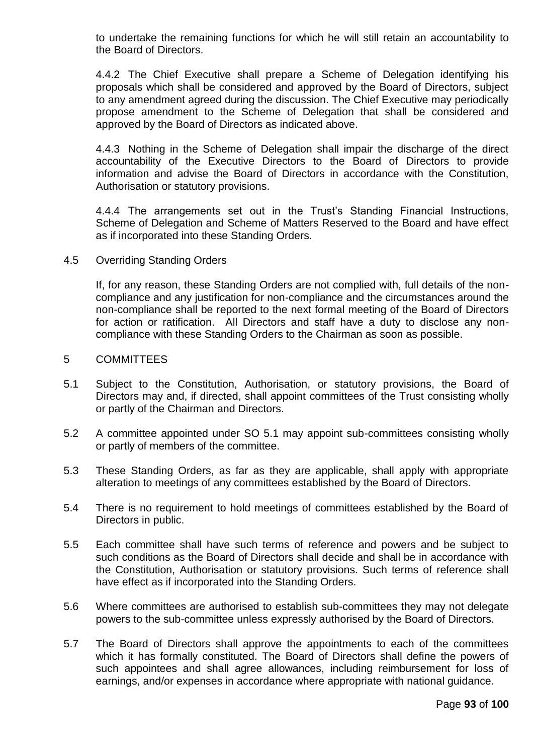to undertake the remaining functions for which he will still retain an accountability to the Board of Directors.

4.4.2 The Chief Executive shall prepare a Scheme of Delegation identifying his proposals which shall be considered and approved by the Board of Directors, subject to any amendment agreed during the discussion. The Chief Executive may periodically propose amendment to the Scheme of Delegation that shall be considered and approved by the Board of Directors as indicated above.

4.4.3 Nothing in the Scheme of Delegation shall impair the discharge of the direct accountability of the Executive Directors to the Board of Directors to provide information and advise the Board of Directors in accordance with the Constitution, Authorisation or statutory provisions.

4.4.4 The arrangements set out in the Trust's Standing Financial Instructions, Scheme of Delegation and Scheme of Matters Reserved to the Board and have effect as if incorporated into these Standing Orders.

4.5 Overriding Standing Orders

If, for any reason, these Standing Orders are not complied with, full details of the non-compliance and any justification for non-compliance and the circumstances around the non-compliance shall be reported to the next formal meeting of the Board of Directors for action or ratification. All Directors and staff have a duty to disclose any non-compliance with these Standing Orders to the Chairman as soon as possible.

## 5 COMMITTEES

5.1 Subject to the Constitution, Authorisation, or statutory provisions, the Board of Directors may and, if directed, shall appoint committees of the Trust consisting wholly or partly of the Chairman and Directors.

5.2 A committee appointed under SO 5.1 may appoint sub-committees consisting wholly or partly of members of the committee.

5.3 These Standing Orders, as far as they are applicable, shall apply with appropriate alteration to meetings of any committees established by the Board of Directors.

5.4 There is no requirement to hold meetings of committees established by the Board of Directors in public.

5.5 Each committee shall have such terms of reference and powers and be subject to such conditions as the Board of Directors shall decide and shall be in accordance with the Constitution, Authorisation or statutory provisions. Such terms of reference shall have effect as if incorporated into the Standing Orders.

5.6 Where committees are authorised to establish sub-committees they may not delegate powers to the sub-committee unless expressly authorised by the Board of Directors.

5.7 The Board of Directors shall approve the appointments to each of the committees which it has formally constituted. The Board of Directors shall define the powers of such appointees and shall agree allowances, including reimbursement for loss of earnings, and/or expenses in accordance where appropriate with national guidance.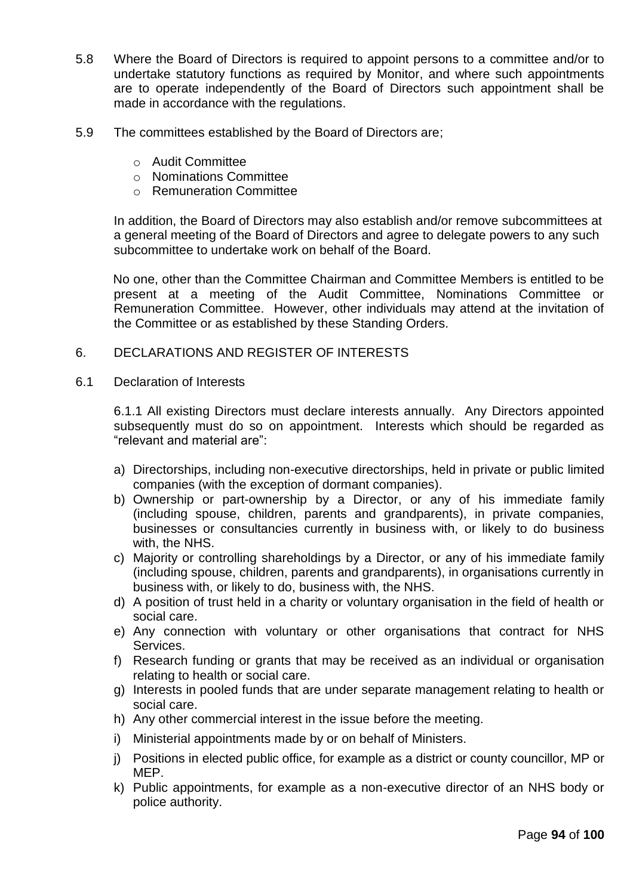5.8 Where the Board of Directors is required to appoint persons to a committee and/or to undertake statutory functions as required by Monitor, and where such appointments are to operate independently of the Board of Directors such appointment shall be made in accordance with the regulations.

5.9 The committees established by the Board of Directors are;

- Audit Committee
- Nominations Committee
- Remuneration Committee

In addition, the Board of Directors may also establish and/or remove subcommittees at a general meeting of the Board of Directors and agree to delegate powers to any such subcommittee to undertake work on behalf of the Board.

No one, other than the Committee Chairman and Committee Members is entitled to be present at a meeting of the Audit Committee, Nominations Committee or Remuneration Committee. However, other individuals may attend at the invitation of the Committee or as established by these Standing Orders.

## 6. DECLARATIONS AND REGISTER OF INTERESTS

### 6.1 Declaration of Interests

6.1.1 All existing Directors must declare interests annually. Any Directors appointed subsequently must do so on appointment. Interests which should be regarded as "relevant and material are":

a) Directorships, including non-executive directorships, held in private or public limited companies (with the exception of dormant companies).
b) Ownership or part-ownership by a Director, or any of his immediate family (including spouse, children, parents and grandparents), in private companies, businesses or consultancies currently in business with, or likely to do business with, the NHS.
c) Majority or controlling shareholdings by a Director, or any of his immediate family (including spouse, children, parents and grandparents), in organisations currently in business with, or likely to do, business with, the NHS.
d) A position of trust held in a charity or voluntary organisation in the field of health or social care.
e) Any connection with voluntary or other organisations that contract for NHS Services.
f) Research funding or grants that may be received as an individual or organisation relating to health or social care.
g) Interests in pooled funds that are under separate management relating to health or social care.
h) Any other commercial interest in the issue before the meeting.
i) Ministerial appointments made by or on behalf of Ministers.
j) Positions in elected public office, for example as a district or county councillor, MP or MEP.
k) Public appointments, for example as a non-executive director of an NHS body or police authority.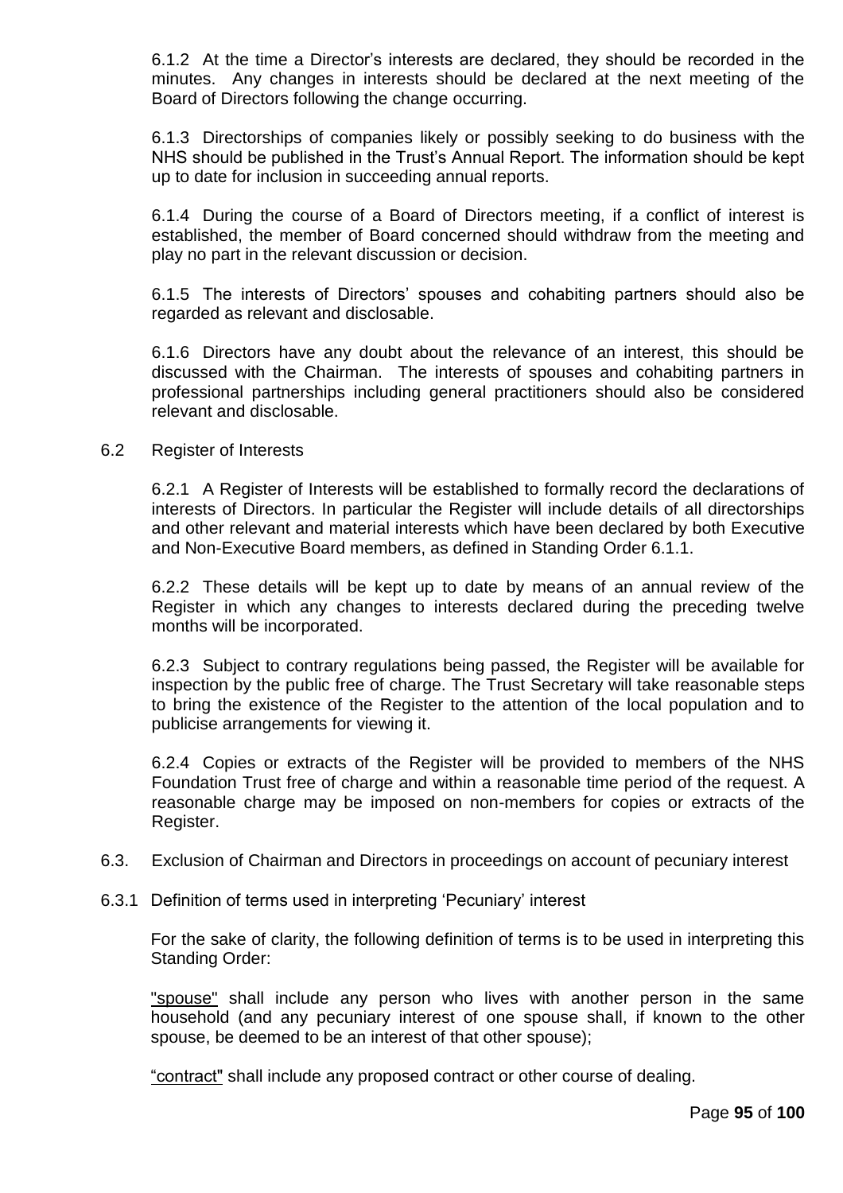6.1.2 At the time a Director's interests are declared, they should be recorded in the minutes. Any changes in interests should be declared at the next meeting of the Board of Directors following the change occurring.

6.1.3 Directorships of companies likely or possibly seeking to do business with the NHS should be published in the Trust's Annual Report. The information should be kept up to date for inclusion in succeeding annual reports.

6.1.4 During the course of a Board of Directors meeting, if a conflict of interest is established, the member of Board concerned should withdraw from the meeting and play no part in the relevant discussion or decision.

6.1.5 The interests of Directors' spouses and cohabiting partners should also be regarded as relevant and disclosable.

6.1.6 Directors have any doubt about the relevance of an interest, this should be discussed with the Chairman. The interests of spouses and cohabiting partners in professional partnerships including general practitioners should also be considered relevant and disclosable.

6.2 Register of Interests

6.2.1 A Register of Interests will be established to formally record the declarations of interests of Directors. In particular the Register will include details of all directorships and other relevant and material interests which have been declared by both Executive and Non-Executive Board members, as defined in Standing Order 6.1.1.

6.2.2 These details will be kept up to date by means of an annual review of the Register in which any changes to interests declared during the preceding twelve months will be incorporated.

6.2.3 Subject to contrary regulations being passed, the Register will be available for inspection by the public free of charge. The Trust Secretary will take reasonable steps to bring the existence of the Register to the attention of the local population and to publicise arrangements for viewing it.

6.2.4 Copies or extracts of the Register will be provided to members of the NHS Foundation Trust free of charge and within a reasonable time period of the request. A reasonable charge may be imposed on non-members for copies or extracts of the Register.

6.3. Exclusion of Chairman and Directors in proceedings on account of pecuniary interest

6.3.1 Definition of terms used in interpreting 'Pecuniary' interest

For the sake of clarity, the following definition of terms is to be used in interpreting this Standing Order:

"spouse" shall include any person who lives with another person in the same household (and any pecuniary interest of one spouse shall, if known to the other spouse, be deemed to be an interest of that other spouse);

"contract" shall include any proposed contract or other course of dealing.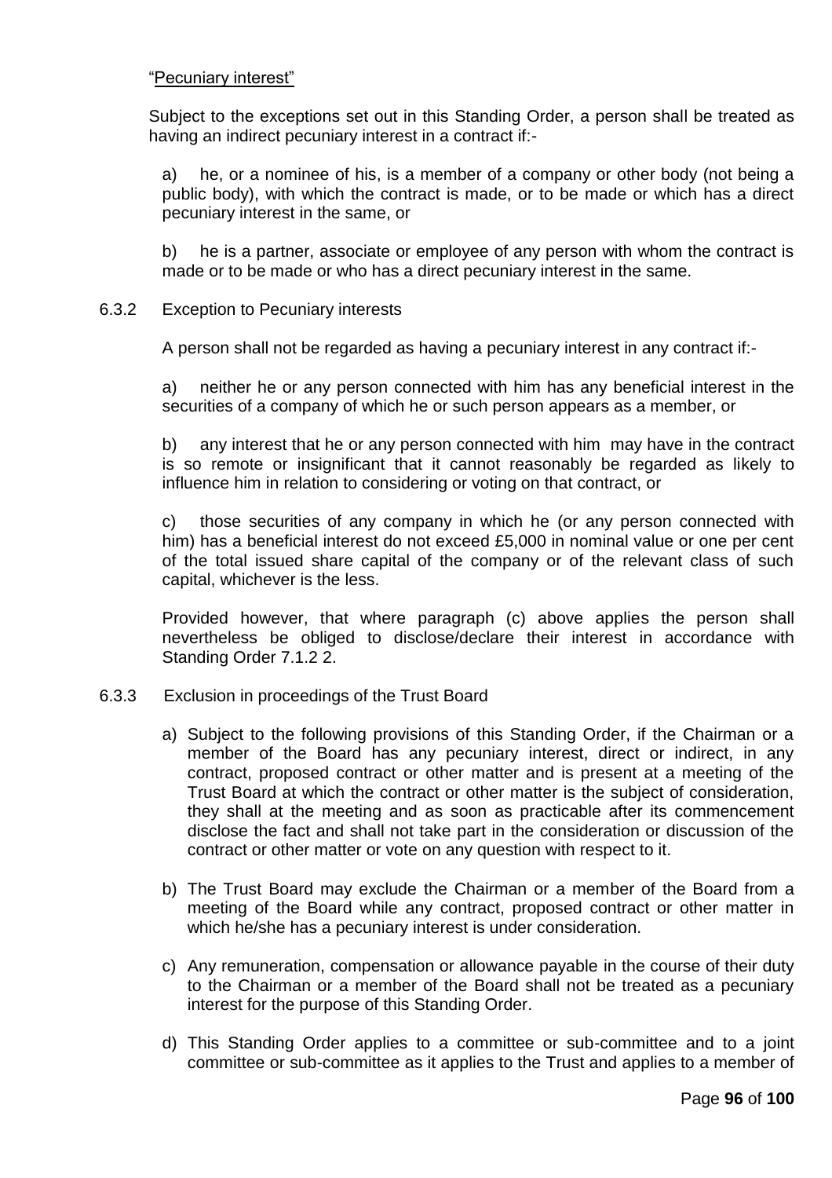"Pecuniary interest"

Subject to the exceptions set out in this Standing Order, a person shall be treated as having an indirect pecuniary interest in a contract if:-

a) he, or a nominee of his, is a member of a company or other body (not being a public body), with which the contract is made, or to be made or which has a direct pecuniary interest in the same, or

b) he is a partner, associate or employee of any person with whom the contract is made or to be made or who has a direct pecuniary interest in the same.

6.3.2 Exception to Pecuniary interests

A person shall not be regarded as having a pecuniary interest in any contract if:-

a) neither he or any person connected with him has any beneficial interest in the securities of a company of which he or such person appears as a member, or

b) any interest that he or any person connected with him may have in the contract is so remote or insignificant that it cannot reasonably be regarded as likely to influence him in relation to considering or voting on that contract, or

c) those securities of any company in which he (or any person connected with him) has a beneficial interest do not exceed £5,000 in nominal value or one per cent of the total issued share capital of the company or of the relevant class of such capital, whichever is the less.

Provided however, that where paragraph (c) above applies the person shall nevertheless be obliged to disclose/declare their interest in accordance with Standing Order 7.1.2 2.

6.3.3 Exclusion in proceedings of the Trust Board

a) Subject to the following provisions of this Standing Order, if the Chairman or a member of the Board has any pecuniary interest, direct or indirect, in any contract, proposed contract or other matter and is present at a meeting of the Trust Board at which the contract or other matter is the subject of consideration, they shall at the meeting and as soon as practicable after its commencement disclose the fact and shall not take part in the consideration or discussion of the contract or other matter or vote on any question with respect to it.

b) The Trust Board may exclude the Chairman or a member of the Board from a meeting of the Board while any contract, proposed contract or other matter in which he/she has a pecuniary interest is under consideration.

c) Any remuneration, compensation or allowance payable in the course of their duty to the Chairman or a member of the Board shall not be treated as a pecuniary interest for the purpose of this Standing Order.

d) This Standing Order applies to a committee or sub-committee and to a joint committee or sub-committee as it applies to the Trust and applies to a member of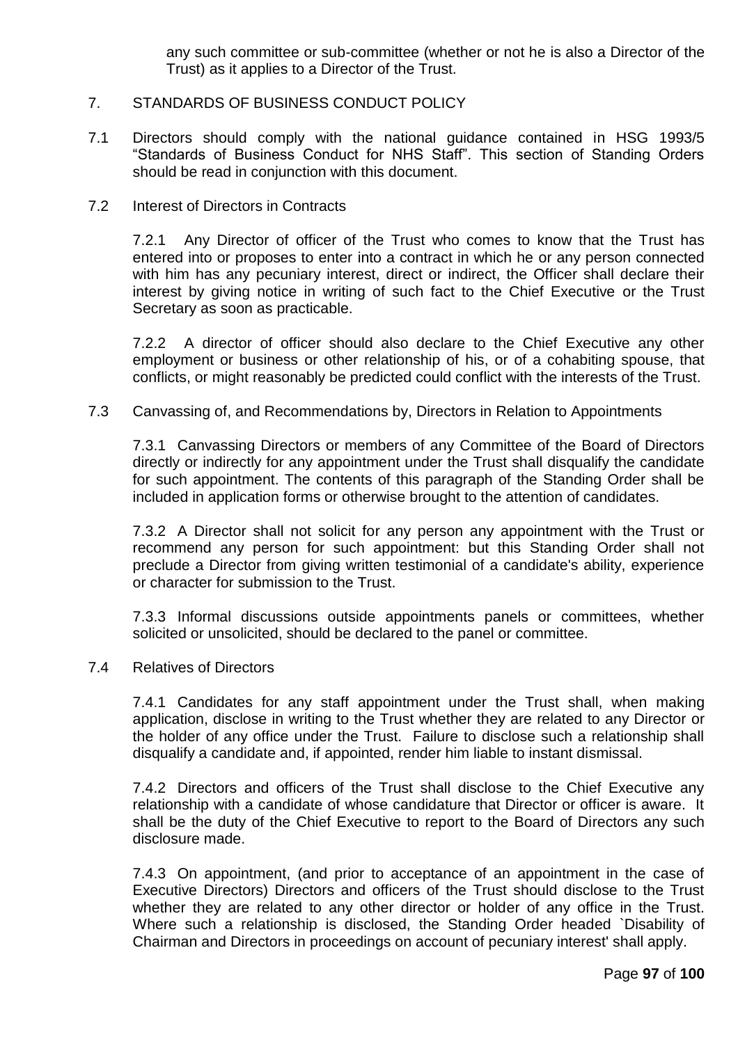any such committee or sub-committee (whether or not he is also a Director of the Trust) as it applies to a Director of the Trust.

## 7. STANDARDS OF BUSINESS CONDUCT POLICY

7.1 Directors should comply with the national guidance contained in HSG 1993/5 "Standards of Business Conduct for NHS Staff". This section of Standing Orders should be read in conjunction with this document.

### 7.2 Interest of Directors in Contracts

7.2.1 Any Director of officer of the Trust who comes to know that the Trust has entered into or proposes to enter into a contract in which he or any person connected with him has any pecuniary interest, direct or indirect, the Officer shall declare their interest by giving notice in writing of such fact to the Chief Executive or the Trust Secretary as soon as practicable.

7.2.2 A director of officer should also declare to the Chief Executive any other employment or business or other relationship of his, or of a cohabiting spouse, that conflicts, or might reasonably be predicted could conflict with the interests of the Trust.

### 7.3 Canvassing of, and Recommendations by, Directors in Relation to Appointments

7.3.1 Canvassing Directors or members of any Committee of the Board of Directors directly or indirectly for any appointment under the Trust shall disqualify the candidate for such appointment. The contents of this paragraph of the Standing Order shall be included in application forms or otherwise brought to the attention of candidates.

7.3.2 A Director shall not solicit for any person any appointment with the Trust or recommend any person for such appointment: but this Standing Order shall not preclude a Director from giving written testimonial of a candidate's ability, experience or character for submission to the Trust.

7.3.3 Informal discussions outside appointments panels or committees, whether solicited or unsolicited, should be declared to the panel or committee.

### 7.4 Relatives of Directors

7.4.1 Candidates for any staff appointment under the Trust shall, when making application, disclose in writing to the Trust whether they are related to any Director or the holder of any office under the Trust. Failure to disclose such a relationship shall disqualify a candidate and, if appointed, render him liable to instant dismissal.

7.4.2 Directors and officers of the Trust shall disclose to the Chief Executive any relationship with a candidate of whose candidature that Director or officer is aware. It shall be the duty of the Chief Executive to report to the Board of Directors any such disclosure made.

7.4.3 On appointment, (and prior to acceptance of an appointment in the case of Executive Directors) Directors and officers of the Trust should disclose to the Trust whether they are related to any other director or holder of any office in the Trust. Where such a relationship is disclosed, the Standing Order headed `Disability of Chairman and Directors in proceedings on account of pecuniary interest' shall apply.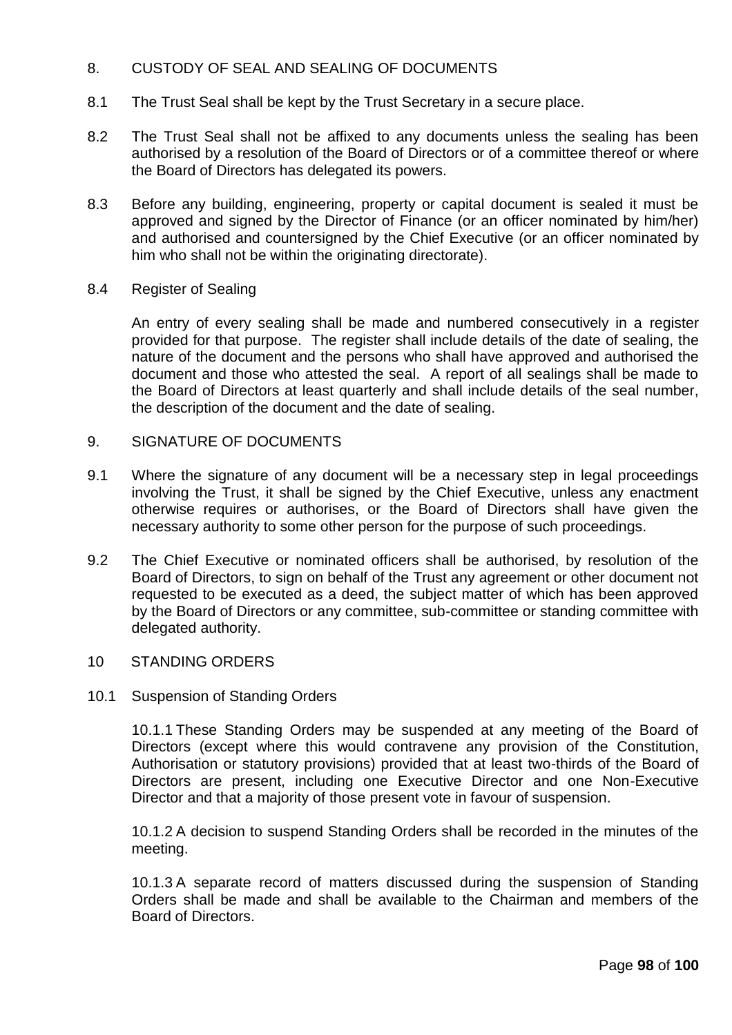## 8. CUSTODY OF SEAL AND SEALING OF DOCUMENTS

8.1 The Trust Seal shall be kept by the Trust Secretary in a secure place.

8.2 The Trust Seal shall not be affixed to any documents unless the sealing has been authorised by a resolution of the Board of Directors or of a committee thereof or where the Board of Directors has delegated its powers.

8.3 Before any building, engineering, property or capital document is sealed it must be approved and signed by the Director of Finance (or an officer nominated by him/her) and authorised and countersigned by the Chief Executive (or an officer nominated by him who shall not be within the originating directorate).

8.4 Register of Sealing

An entry of every sealing shall be made and numbered consecutively in a register provided for that purpose. The register shall include details of the date of sealing, the nature of the document and the persons who shall have approved and authorised the document and those who attested the seal. A report of all sealings shall be made to the Board of Directors at least quarterly and shall include details of the seal number, the description of the document and the date of sealing.

## 9. SIGNATURE OF DOCUMENTS

9.1 Where the signature of any document will be a necessary step in legal proceedings involving the Trust, it shall be signed by the Chief Executive, unless any enactment otherwise requires or authorises, or the Board of Directors shall have given the necessary authority to some other person for the purpose of such proceedings.

9.2 The Chief Executive or nominated officers shall be authorised, by resolution of the Board of Directors, to sign on behalf of the Trust any agreement or other document not requested to be executed as a deed, the subject matter of which has been approved by the Board of Directors or any committee, sub-committee or standing committee with delegated authority.

## 10 STANDING ORDERS

10.1 Suspension of Standing Orders

10.1.1 These Standing Orders may be suspended at any meeting of the Board of Directors (except where this would contravene any provision of the Constitution, Authorisation or statutory provisions) provided that at least two-thirds of the Board of Directors are present, including one Executive Director and one Non-Executive Director and that a majority of those present vote in favour of suspension.

10.1.2 A decision to suspend Standing Orders shall be recorded in the minutes of the meeting.

10.1.3 A separate record of matters discussed during the suspension of Standing Orders shall be made and shall be available to the Chairman and members of the Board of Directors.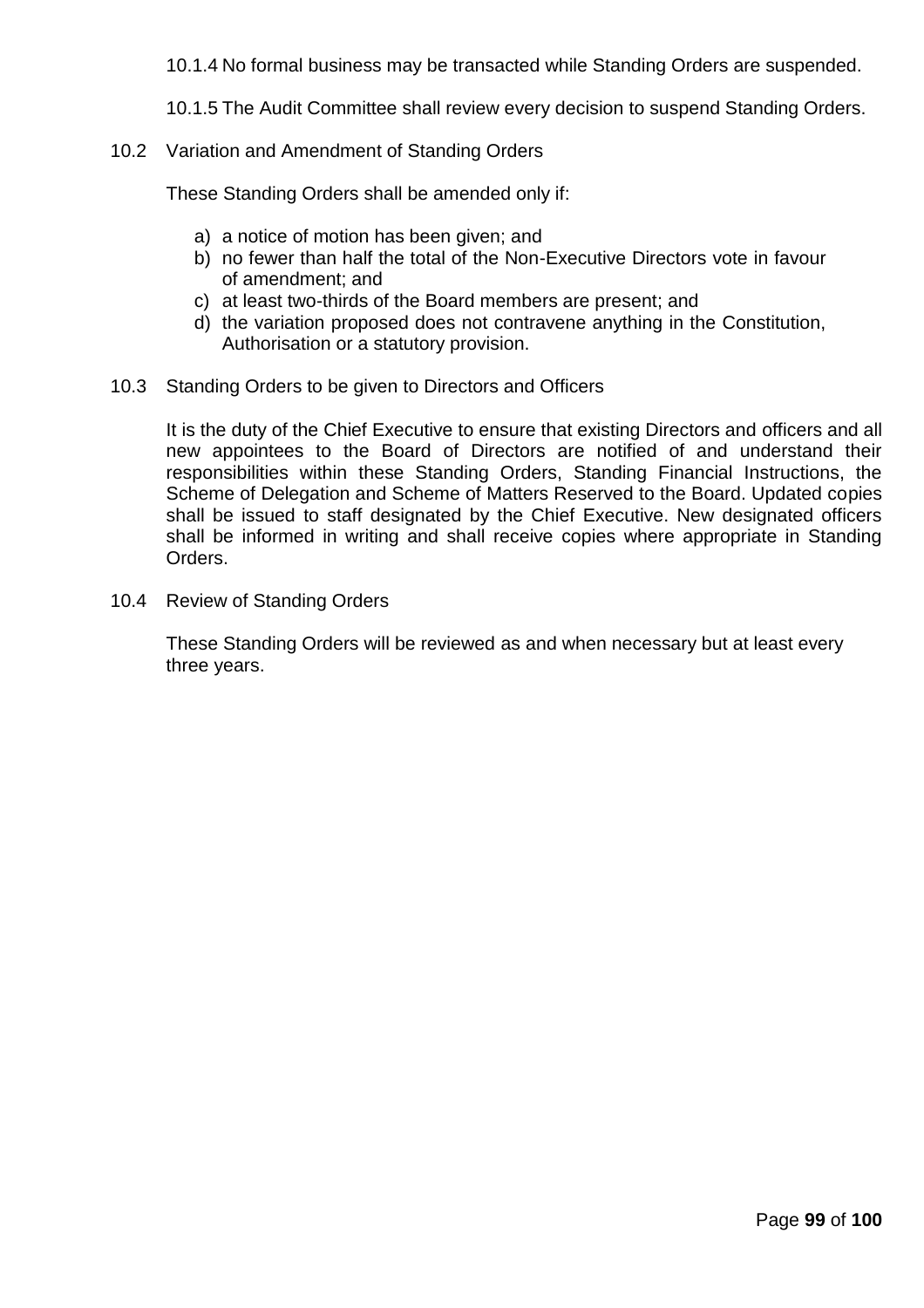10.1.4 No formal business may be transacted while Standing Orders are suspended.

10.1.5 The Audit Committee shall review every decision to suspend Standing Orders.

### 10.2 Variation and Amendment of Standing Orders

These Standing Orders shall be amended only if:

a) a notice of motion has been given; and
b) no fewer than half the total of the Non-Executive Directors vote in favour of amendment; and
c) at least two-thirds of the Board members are present; and
d) the variation proposed does not contravene anything in the Constitution, Authorisation or a statutory provision.

### 10.3 Standing Orders to be given to Directors and Officers

It is the duty of the Chief Executive to ensure that existing Directors and officers and all new appointees to the Board of Directors are notified of and understand their responsibilities within these Standing Orders, Standing Financial Instructions, the Scheme of Delegation and Scheme of Matters Reserved to the Board. Updated copies shall be issued to staff designated by the Chief Executive. New designated officers shall be informed in writing and shall receive copies where appropriate in Standing Orders.

### 10.4 Review of Standing Orders

These Standing Orders will be reviewed as and when necessary but at least every three years.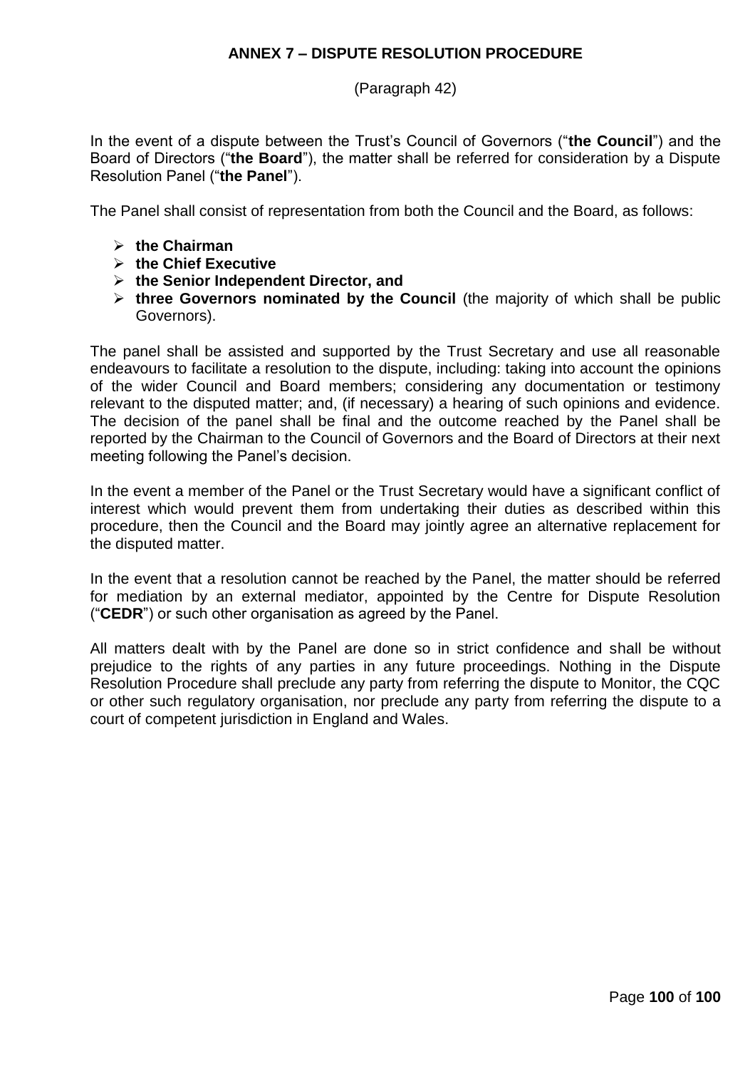## ANNEX 7 – DISPUTE RESOLUTION PROCEDURE

(Paragraph 42)

In the event of a dispute between the Trust's Council of Governors ("**the Council**") and the Board of Directors ("**the Board**"), the matter shall be referred for consideration by a Dispute Resolution Panel ("**the Panel**").

The Panel shall consist of representation from both the Council and the Board, as follows:

- **the Chairman**
- **the Chief Executive**
- **the Senior Independent Director, and**
- **three Governors nominated by the Council** (the majority of which shall be public Governors).

The panel shall be assisted and supported by the Trust Secretary and use all reasonable endeavours to facilitate a resolution to the dispute, including: taking into account the opinions of the wider Council and Board members; considering any documentation or testimony relevant to the disputed matter; and, (if necessary) a hearing of such opinions and evidence. The decision of the panel shall be final and the outcome reached by the Panel shall be reported by the Chairman to the Council of Governors and the Board of Directors at their next meeting following the Panel's decision.

In the event a member of the Panel or the Trust Secretary would have a significant conflict of interest which would prevent them from undertaking their duties as described within this procedure, then the Council and the Board may jointly agree an alternative replacement for the disputed matter.

In the event that a resolution cannot be reached by the Panel, the matter should be referred for mediation by an external mediator, appointed by the Centre for Dispute Resolution ("**CEDR**") or such other organisation as agreed by the Panel.

All matters dealt with by the Panel are done so in strict confidence and shall be without prejudice to the rights of any parties in any future proceedings. Nothing in the Dispute Resolution Procedure shall preclude any party from referring the dispute to Monitor, the CQC or other such regulatory organisation, nor preclude any party from referring the dispute to a court of competent jurisdiction in England and Wales.